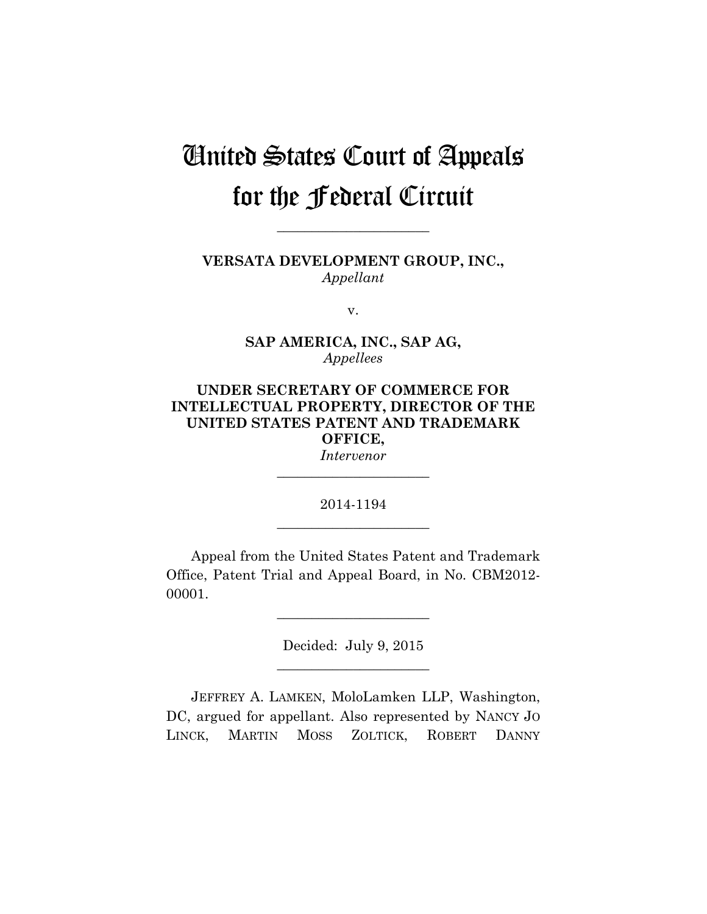# United States Court of Appeals for the Federal Circuit

______________________

**VERSATA DEVELOPMENT GROUP, INC.,**
*Appellant*

v.

**SAP AMERICA, INC., SAP AG,**
*Appellees*

**UNDER SECRETARY OF COMMERCE FOR INTELLECTUAL PROPERTY, DIRECTOR OF THE UNITED STATES PATENT AND TRADEMARK OFFICE,**
*Intervenor*

______________________

2014-1194

______________________

Appeal from the United States Patent and Trademark Office, Patent Trial and Appeal Board, in No. CBM2012-00001.

______________________

Decided: July 9, 2015

______________________

JEFFREY A. LAMKEN, MoloLamken LLP, Washington, DC, argued for appellant. Also represented by NANCY JO LINCK, MARTIN MOSS ZOLTICK, ROBERT DANNY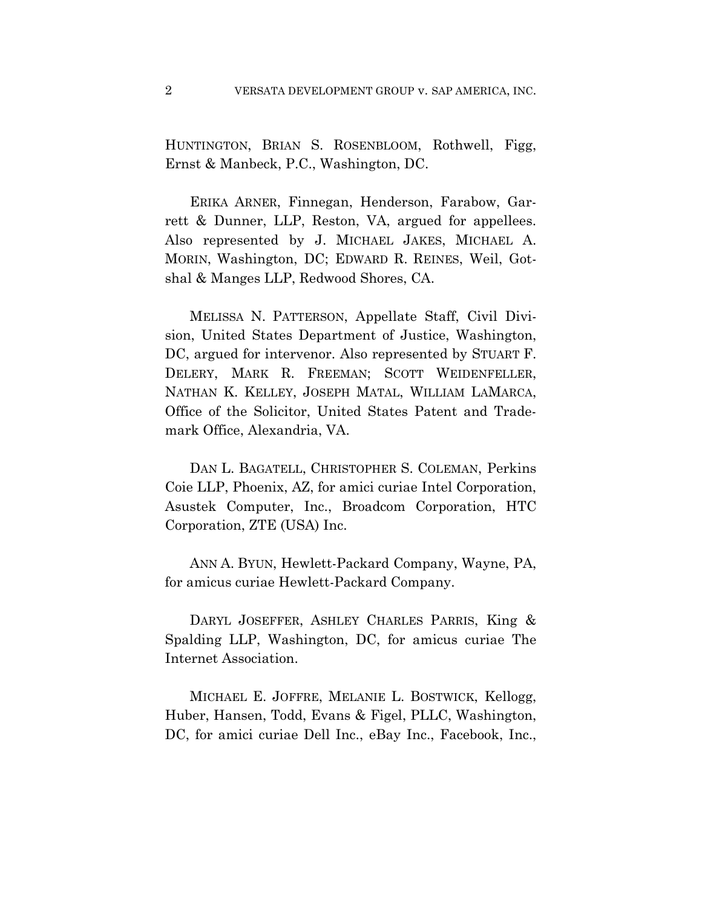HUNTINGTON, BRIAN S. ROSENBLOOM, Rothwell, Figg, Ernst & Manbeck, P.C., Washington, DC.

ERIKA ARNER, Finnegan, Henderson, Farabow, Garrett & Dunner, LLP, Reston, VA, argued for appellees. Also represented by J. MICHAEL JAKES, MICHAEL A. MORIN, Washington, DC; EDWARD R. REINES, Weil, Gotshal & Manges LLP, Redwood Shores, CA.

MELISSA N. PATTERSON, Appellate Staff, Civil Division, United States Department of Justice, Washington, DC, argued for intervenor. Also represented by STUART F. DELERY, MARK R. FREEMAN; SCOTT WEIDENFELLER, NATHAN K. KELLEY, JOSEPH MATAL, WILLIAM LAMARCA, Office of the Solicitor, United States Patent and Trademark Office, Alexandria, VA.

DAN L. BAGATELL, CHRISTOPHER S. COLEMAN, Perkins Coie LLP, Phoenix, AZ, for amici curiae Intel Corporation, Asustek Computer, Inc., Broadcom Corporation, HTC Corporation, ZTE (USA) Inc.

ANN A. BYUN, Hewlett-Packard Company, Wayne, PA, for amicus curiae Hewlett-Packard Company.

DARYL JOSEFFER, ASHLEY CHARLES PARRIS, King & Spalding LLP, Washington, DC, for amicus curiae The Internet Association.

MICHAEL E. JOFFRE, MELANIE L. BOSTWICK, Kellogg, Huber, Hansen, Todd, Evans & Figel, PLLC, Washington, DC, for amici curiae Dell Inc., eBay Inc., Facebook, Inc.,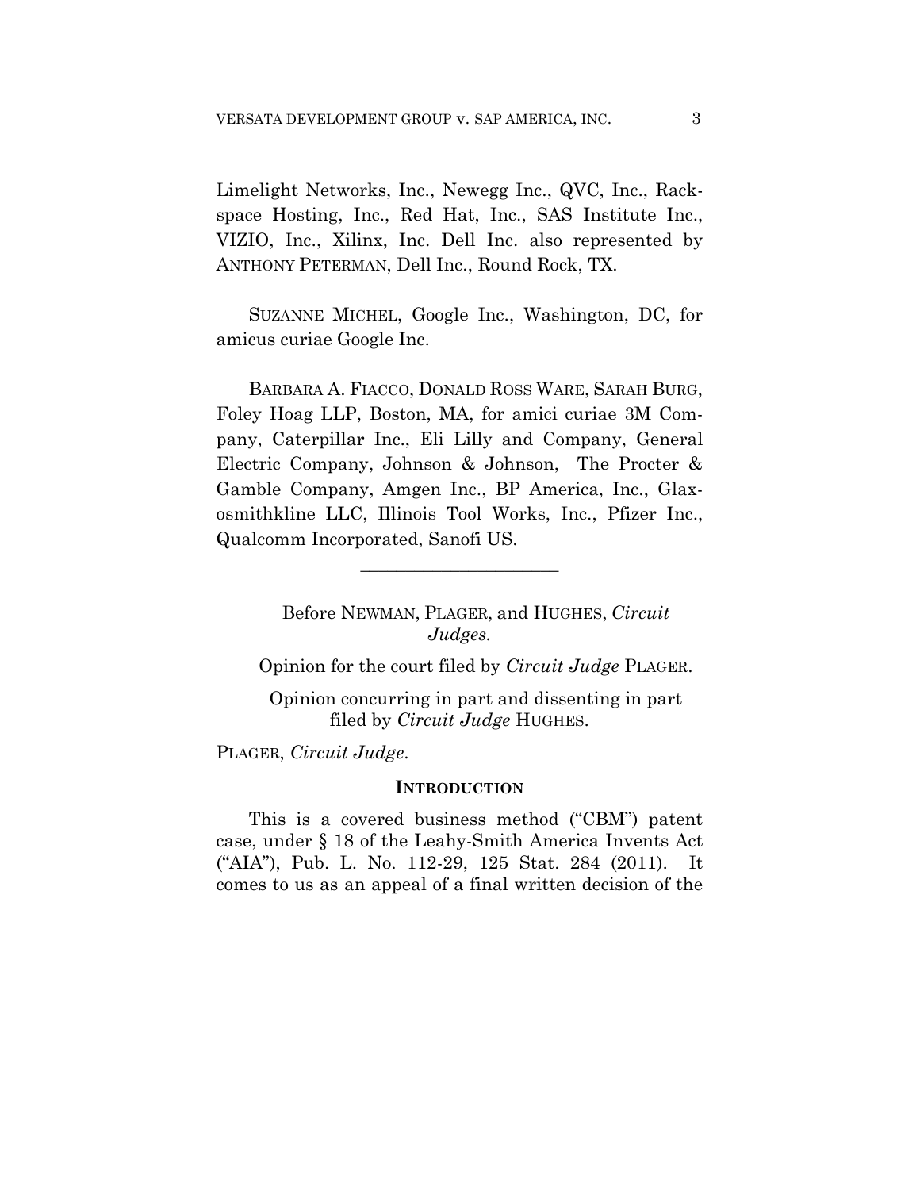Limelight Networks, Inc., Newegg Inc., QVC, Inc., Rackspace Hosting, Inc., Red Hat, Inc., SAS Institute Inc., VIZIO, Inc., Xilinx, Inc. Dell Inc. also represented by ANTHONY PETERMAN, Dell Inc., Round Rock, TX.

SUZANNE MICHEL, Google Inc., Washington, DC, for amicus curiae Google Inc.

BARBARA A. FIACCO, DONALD ROSS WARE, SARAH BURG, Foley Hoag LLP, Boston, MA, for amici curiae 3M Company, Caterpillar Inc., Eli Lilly and Company, General Electric Company, Johnson & Johnson, The Procter & Gamble Company, Amgen Inc., BP America, Inc., Glaxosmithkline LLC, Illinois Tool Works, Inc., Pfizer Inc., Qualcomm Incorporated, Sanofi US.

---

Before NEWMAN, PLAGER, and HUGHES, *Circuit Judges.*

Opinion for the court filed by *Circuit Judge* PLAGER.

Opinion concurring in part and dissenting in part filed by *Circuit Judge* HUGHES.

PLAGER, *Circuit Judge.*

## INTRODUCTION

This is a covered business method ("CBM") patent case, under § 18 of the Leahy-Smith America Invents Act ("AIA"), Pub. L. No. 112-29, 125 Stat. 284 (2011). It comes to us as an appeal of a final written decision of the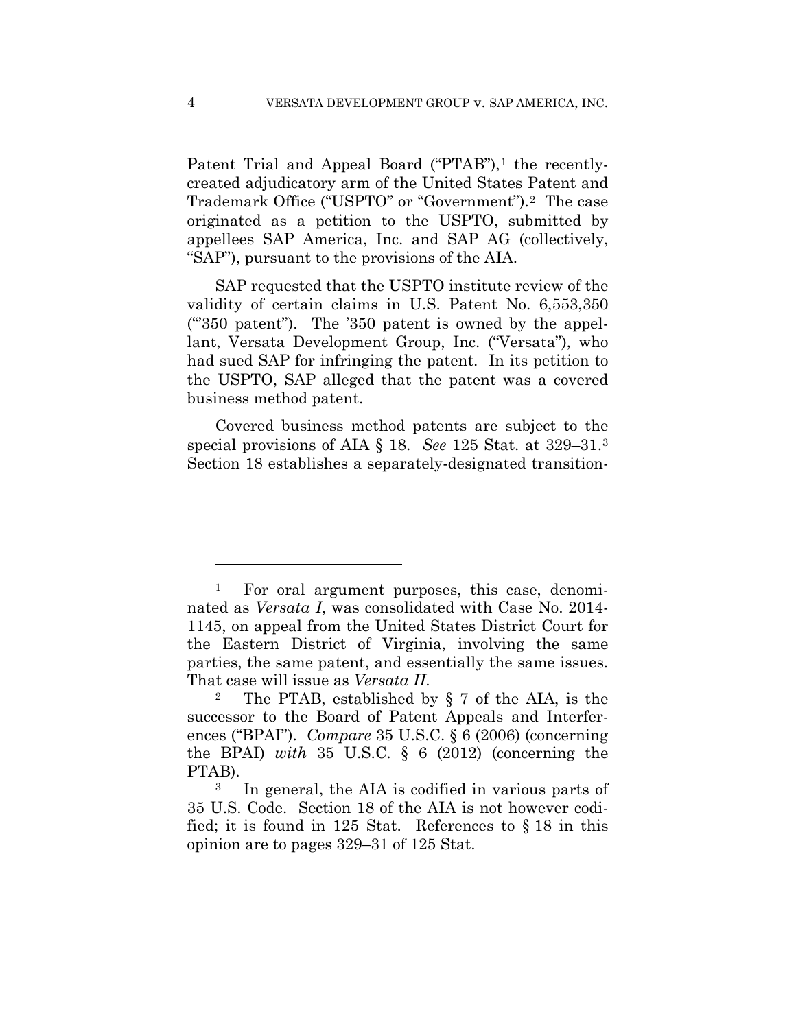Patent Trial and Appeal Board ("PTAB"),[1] the recently-created adjudicatory arm of the United States Patent and Trademark Office ("USPTO" or "Government").[2] The case originated as a petition to the USPTO, submitted by appellees SAP America, Inc. and SAP AG (collectively, "SAP"), pursuant to the provisions of the AIA.

SAP requested that the USPTO institute review of the validity of certain claims in U.S. Patent No. 6,553,350 ("'350 patent"). The '350 patent is owned by the appellant, Versata Development Group, Inc. ("Versata"), who had sued SAP for infringing the patent. In its petition to the USPTO, SAP alleged that the patent was a covered business method patent.

Covered business method patents are subject to the special provisions of AIA § 18. *See* 125 Stat. at 329–31.[3] Section 18 establishes a separately-designated transition-

---

[1] For oral argument purposes, this case, denominated as *Versata I*, was consolidated with Case No. 2014-1145, on appeal from the United States District Court for the Eastern District of Virginia, involving the same parties, the same patent, and essentially the same issues. That case will issue as *Versata II*.

[2] The PTAB, established by § 7 of the AIA, is the successor to the Board of Patent Appeals and Interferences ("BPAI"). *Compare* 35 U.S.C. § 6 (2006) (concerning the BPAI) *with* 35 U.S.C. § 6 (2012) (concerning the PTAB).

[3] In general, the AIA is codified in various parts of 35 U.S. Code. Section 18 of the AIA is not however codified; it is found in 125 Stat. References to § 18 in this opinion are to pages 329–31 of 125 Stat.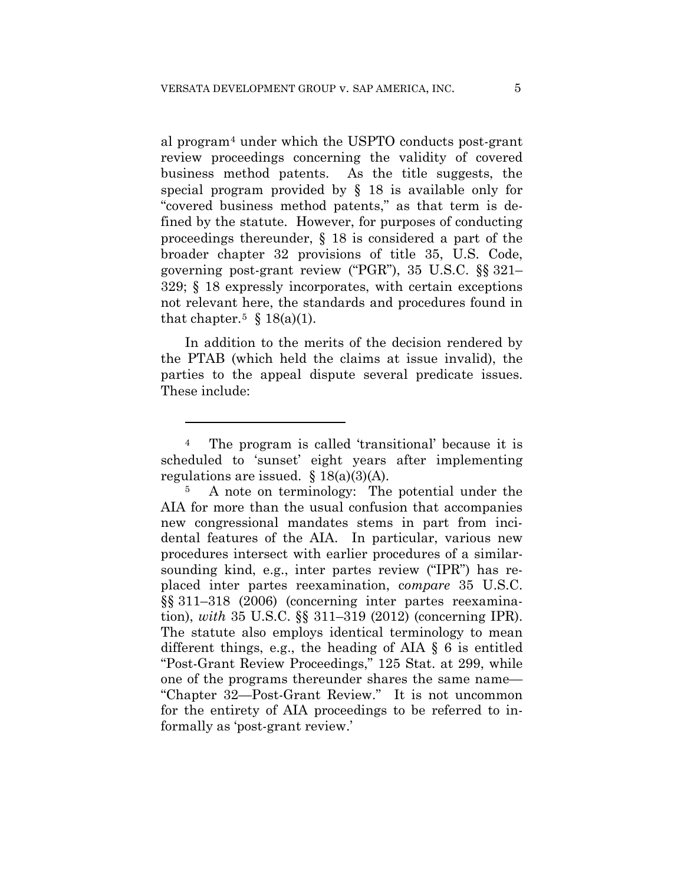al program[4] under which the USPTO conducts post-grant review proceedings concerning the validity of covered business method patents. As the title suggests, the special program provided by § 18 is available only for "covered business method patents," as that term is defined by the statute. However, for purposes of conducting proceedings thereunder, § 18 is considered a part of the broader chapter 32 provisions of title 35, U.S. Code, governing post-grant review ("PGR"), 35 U.S.C. §§ 321–329; § 18 expressly incorporates, with certain exceptions not relevant here, the standards and procedures found in that chapter.[5] § 18(a)(1).

In addition to the merits of the decision rendered by the PTAB (which held the claims at issue invalid), the parties to the appeal dispute several predicate issues. These include:

---

[4] The program is called 'transitional' because it is scheduled to 'sunset' eight years after implementing regulations are issued. § 18(a)(3)(A).

[5] A note on terminology: The potential under the AIA for more than the usual confusion that accompanies new congressional mandates stems in part from incidental features of the AIA. In particular, various new procedures intersect with earlier procedures of a similar-sounding kind, e.g., inter partes review ("IPR") has replaced inter partes reexamination, *compare* 35 U.S.C. §§ 311–318 (2006) (concerning inter partes reexamination), *with* 35 U.S.C. §§ 311–319 (2012) (concerning IPR). The statute also employs identical terminology to mean different things, e.g., the heading of AIA § 6 is entitled "Post-Grant Review Proceedings," 125 Stat. at 299, while one of the programs thereunder shares the same name—"Chapter 32—Post-Grant Review." It is not uncommon for the entirety of AIA proceedings to be referred to informally as 'post-grant review.'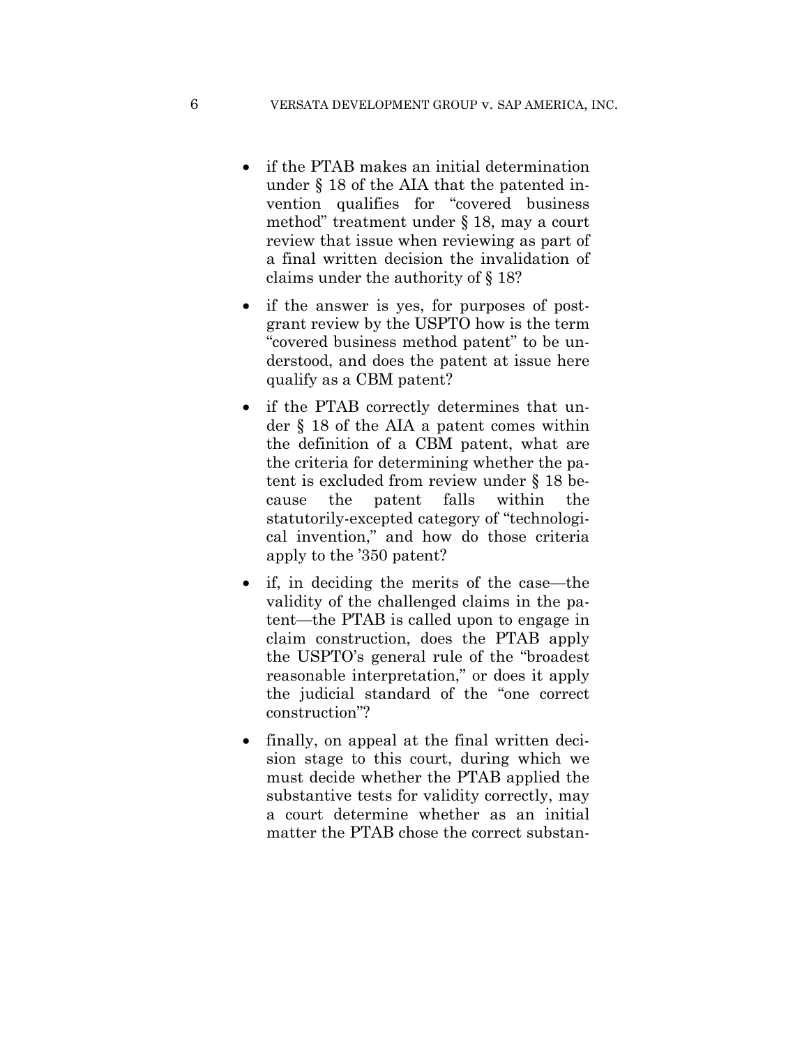- if the PTAB makes an initial determination under § 18 of the AIA that the patented invention qualifies for "covered business method" treatment under § 18, may a court review that issue when reviewing as part of a final written decision the invalidation of claims under the authority of § 18?

- if the answer is yes, for purposes of post-grant review by the USPTO how is the term "covered business method patent" to be understood, and does the patent at issue here qualify as a CBM patent?

- if the PTAB correctly determines that under § 18 of the AIA a patent comes within the definition of a CBM patent, what are the criteria for determining whether the patent is excluded from review under § 18 because the patent falls within the statutorily-excepted category of "technological invention," and how do those criteria apply to the '350 patent?

- if, in deciding the merits of the case—the validity of the challenged claims in the patent—the PTAB is called upon to engage in claim construction, does the PTAB apply the USPTO's general rule of the "broadest reasonable interpretation," or does it apply the judicial standard of the "one correct construction"?

- finally, on appeal at the final written decision stage to this court, during which we must decide whether the PTAB applied the substantive tests for validity correctly, may a court determine whether as an initial matter the PTAB chose the correct substan-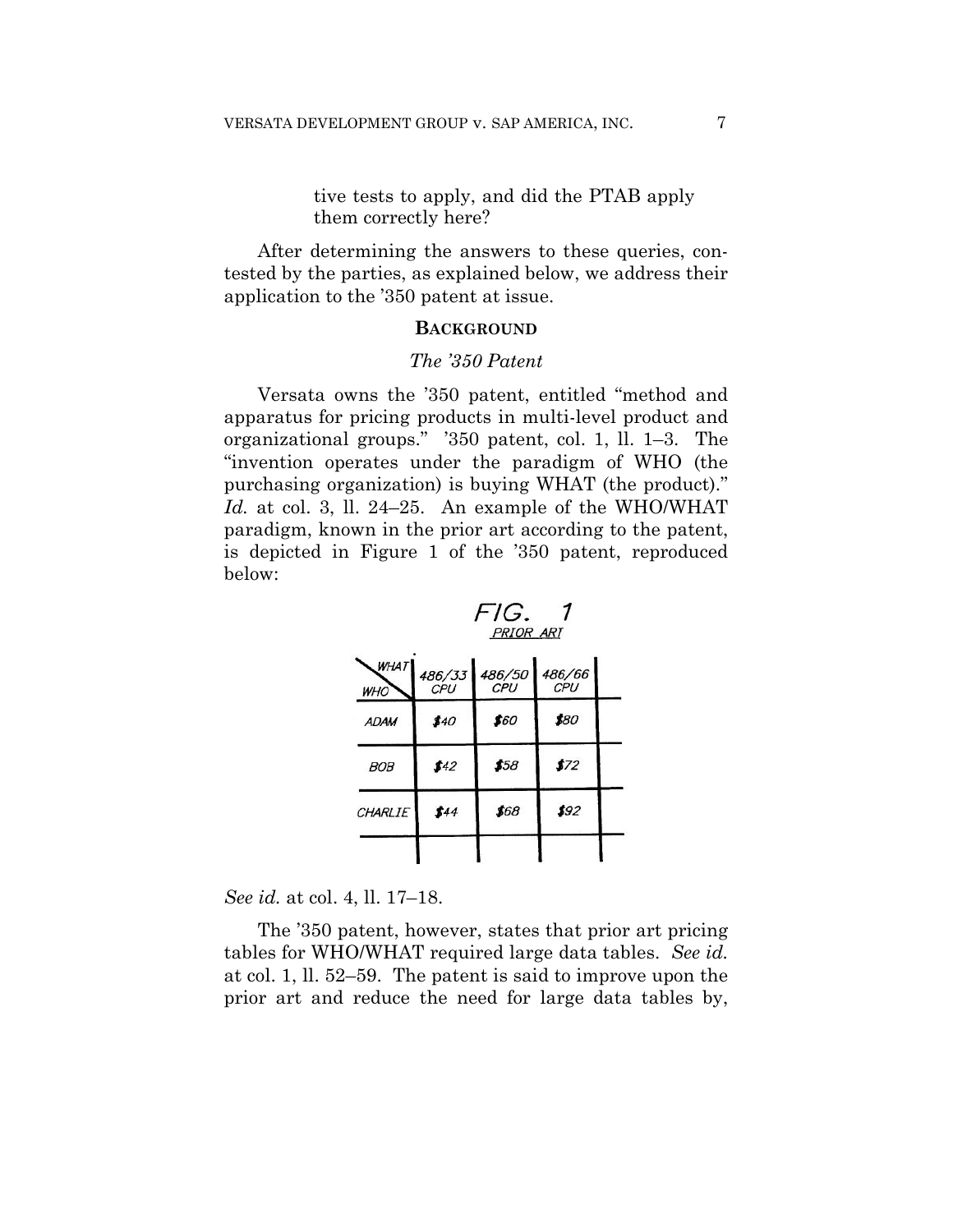tive tests to apply, and did the PTAB apply them correctly here?

After determining the answers to these queries, contested by the parties, as explained below, we address their application to the '350 patent at issue.

## BACKGROUND

### *The '350 Patent*

Versata owns the '350 patent, entitled "method and apparatus for pricing products in multi-level product and organizational groups." '350 patent, col. 1, ll. 1–3. The "invention operates under the paradigm of WHO (the purchasing organization) is buying WHAT (the product)." *Id.* at col. 3, ll. 24–25. An example of the WHO/WHAT paradigm, known in the prior art according to the patent, is depicted in Figure 1 of the '350 patent, reproduced below:

FIG. 1
PRIOR ART

| WHAT / WHO | 486/33 CPU | 486/50 CPU | 486/66 CPU | |
|---|---|---|---|---|
| ADAM | $40 | $60 | $80 | |
| BOB | $42 | $58 | $72 | |
| CHARLIE | $44 | $68 | $92 | |
| | | | | |

*See id.* at col. 4, ll. 17–18.

The '350 patent, however, states that prior art pricing tables for WHO/WHAT required large data tables. *See id.* at col. 1, ll. 52–59. The patent is said to improve upon the prior art and reduce the need for large data tables by,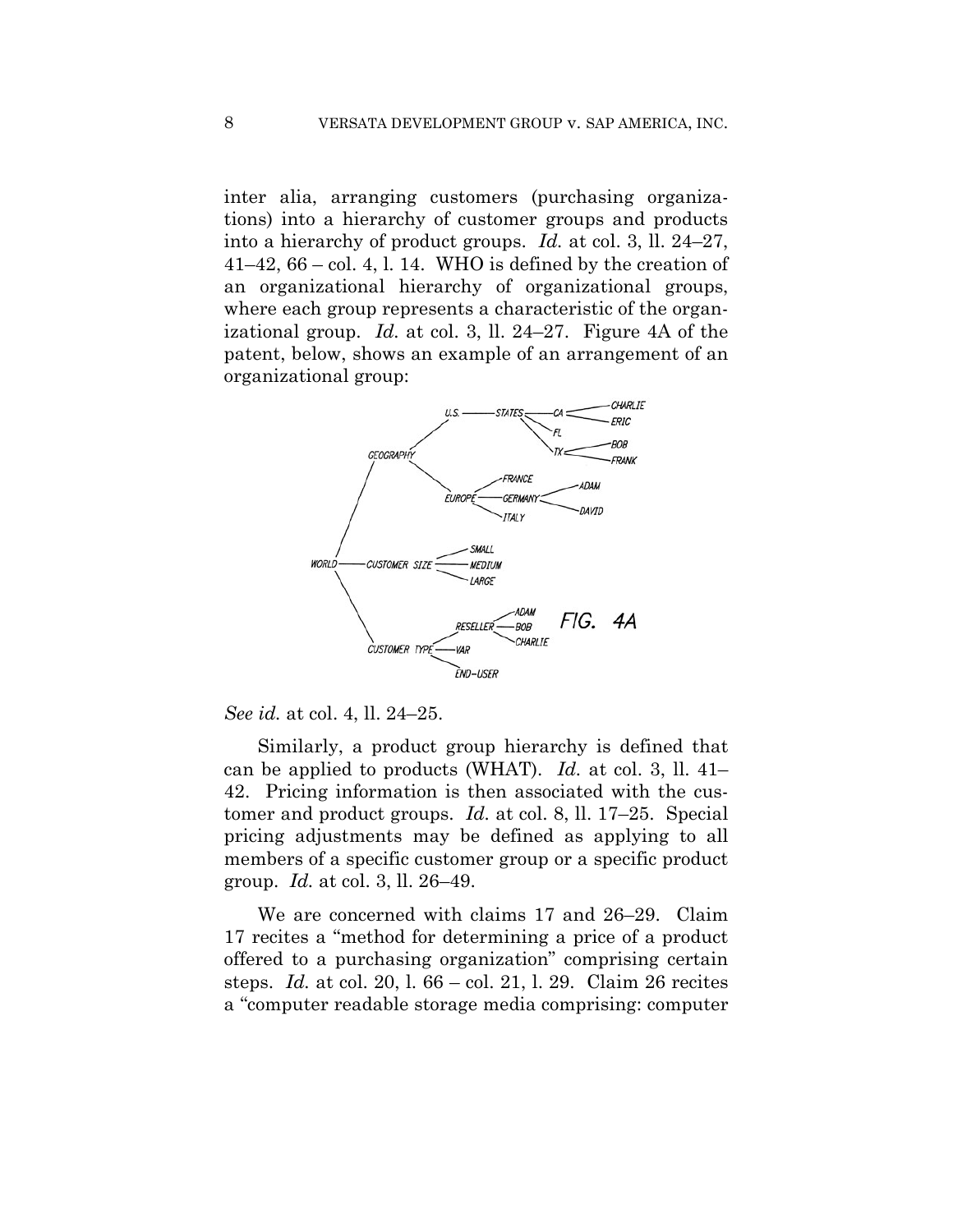inter alia, arranging customers (purchasing organizations) into a hierarchy of customer groups and products into a hierarchy of product groups. *Id.* at col. 3, ll. 24–27, 41–42, 66 – col. 4, l. 14. WHO is defined by the creation of an organizational hierarchy of organizational groups, where each group represents a characteristic of the organizational group. *Id.* at col. 3, ll. 24–27. Figure 4A of the patent, below, shows an example of an arrangement of an organizational group:

*See id.* at col. 4, ll. 24–25.

Similarly, a product group hierarchy is defined that can be applied to products (WHAT). *Id.* at col. 3, ll. 41–42. Pricing information is then associated with the customer and product groups. *Id.* at col. 8, ll. 17–25. Special pricing adjustments may be defined as applying to all members of a specific customer group or a specific product group. *Id.* at col. 3, ll. 26–49.

We are concerned with claims 17 and 26–29. Claim 17 recites a "method for determining a price of a product offered to a purchasing organization" comprising certain steps. *Id.* at col. 20, l. 66 – col. 21, l. 29. Claim 26 recites a "computer readable storage media comprising: computer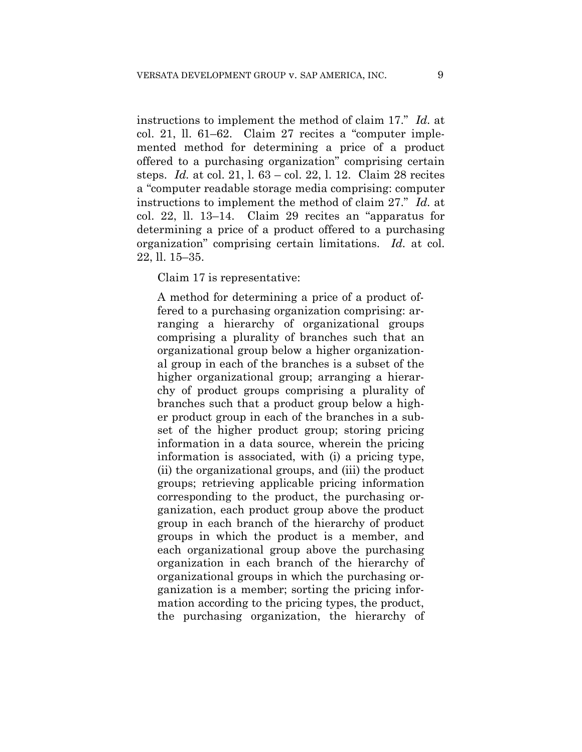instructions to implement the method of claim 17." *Id.* at col. 21, ll. 61–62. Claim 27 recites a "computer implemented method for determining a price of a product offered to a purchasing organization" comprising certain steps. *Id.* at col. 21, l. 63 – col. 22, l. 12. Claim 28 recites a "computer readable storage media comprising: computer instructions to implement the method of claim 27." *Id.* at col. 22, ll. 13–14. Claim 29 recites an "apparatus for determining a price of a product offered to a purchasing organization" comprising certain limitations. *Id.* at col. 22, ll. 15–35.

Claim 17 is representative:

> A method for determining a price of a product offered to a purchasing organization comprising: arranging a hierarchy of organizational groups comprising a plurality of branches such that an organizational group below a higher organizational group in each of the branches is a subset of the higher organizational group; arranging a hierarchy of product groups comprising a plurality of branches such that a product group below a higher product group in each of the branches in a subset of the higher product group; storing pricing information in a data source, wherein the pricing information is associated, with (i) a pricing type, (ii) the organizational groups, and (iii) the product groups; retrieving applicable pricing information corresponding to the product, the purchasing organization, each product group above the product group in each branch of the hierarchy of product groups in which the product is a member, and each organizational group above the purchasing organization in each branch of the hierarchy of organizational groups in which the purchasing organization is a member; sorting the pricing information according to the pricing types, the product, the purchasing organization, the hierarchy of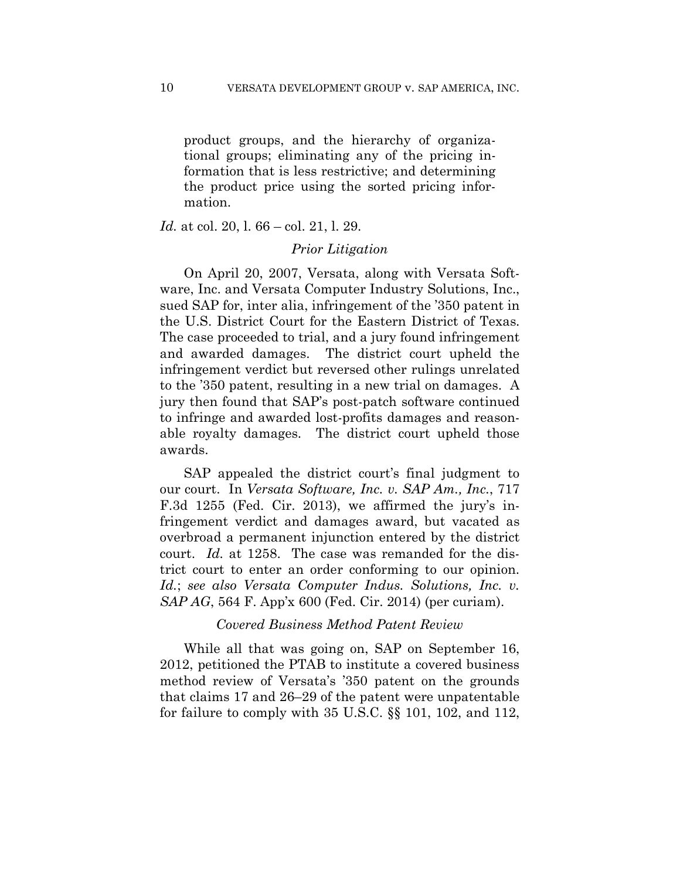> product groups, and the hierarchy of organizational groups; eliminating any of the pricing information that is less restrictive; and determining the product price using the sorted pricing information.

*Id.* at col. 20, l. 66 – col. 21, l. 29.

*Prior Litigation*

On April 20, 2007, Versata, along with Versata Software, Inc. and Versata Computer Industry Solutions, Inc., sued SAP for, inter alia, infringement of the '350 patent in the U.S. District Court for the Eastern District of Texas. The case proceeded to trial, and a jury found infringement and awarded damages. The district court upheld the infringement verdict but reversed other rulings unrelated to the '350 patent, resulting in a new trial on damages. A jury then found that SAP's post-patch software continued to infringe and awarded lost-profits damages and reasonable royalty damages. The district court upheld those awards.

SAP appealed the district court's final judgment to our court. In *Versata Software, Inc. v. SAP Am., Inc.*, 717 F.3d 1255 (Fed. Cir. 2013), we affirmed the jury's infringement verdict and damages award, but vacated as overbroad a permanent injunction entered by the district court. *Id.* at 1258. The case was remanded for the district court to enter an order conforming to our opinion. *Id.*; *see also Versata Computer Indus. Solutions, Inc. v. SAP AG*, 564 F. App'x 600 (Fed. Cir. 2014) (per curiam).

*Covered Business Method Patent Review*

While all that was going on, SAP on September 16, 2012, petitioned the PTAB to institute a covered business method review of Versata's '350 patent on the grounds that claims 17 and 26–29 of the patent were unpatentable for failure to comply with 35 U.S.C. §§ 101, 102, and 112,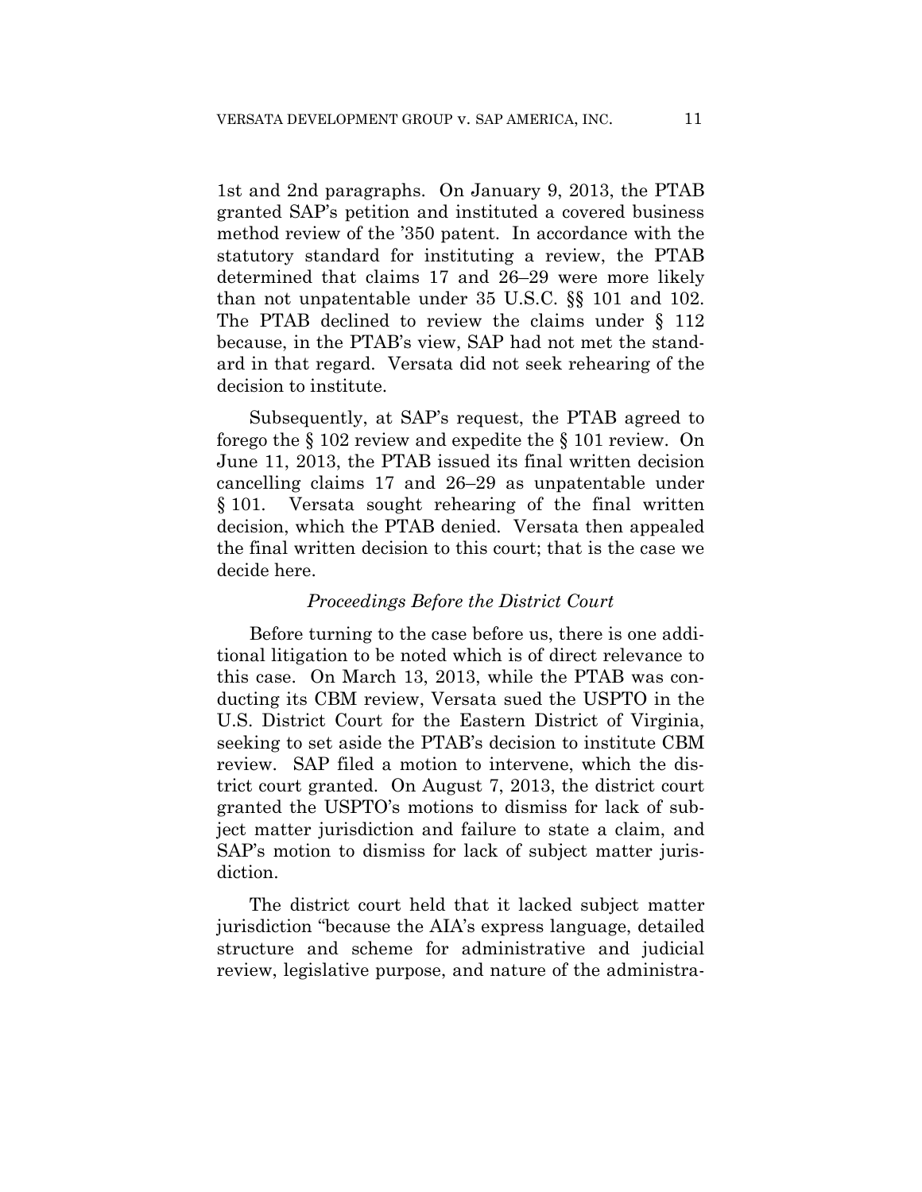1st and 2nd paragraphs. On January 9, 2013, the PTAB granted SAP's petition and instituted a covered business method review of the '350 patent. In accordance with the statutory standard for instituting a review, the PTAB determined that claims 17 and 26–29 were more likely than not unpatentable under 35 U.S.C. §§ 101 and 102. The PTAB declined to review the claims under § 112 because, in the PTAB's view, SAP had not met the standard in that regard. Versata did not seek rehearing of the decision to institute.

Subsequently, at SAP's request, the PTAB agreed to forego the § 102 review and expedite the § 101 review. On June 11, 2013, the PTAB issued its final written decision cancelling claims 17 and 26–29 as unpatentable under § 101. Versata sought rehearing of the final written decision, which the PTAB denied. Versata then appealed the final written decision to this court; that is the case we decide here.

*Proceedings Before the District Court*

Before turning to the case before us, there is one additional litigation to be noted which is of direct relevance to this case. On March 13, 2013, while the PTAB was conducting its CBM review, Versata sued the USPTO in the U.S. District Court for the Eastern District of Virginia, seeking to set aside the PTAB's decision to institute CBM review. SAP filed a motion to intervene, which the district court granted. On August 7, 2013, the district court granted the USPTO's motions to dismiss for lack of subject matter jurisdiction and failure to state a claim, and SAP's motion to dismiss for lack of subject matter jurisdiction.

The district court held that it lacked subject matter jurisdiction "because the AIA's express language, detailed structure and scheme for administrative and judicial review, legislative purpose, and nature of the administra-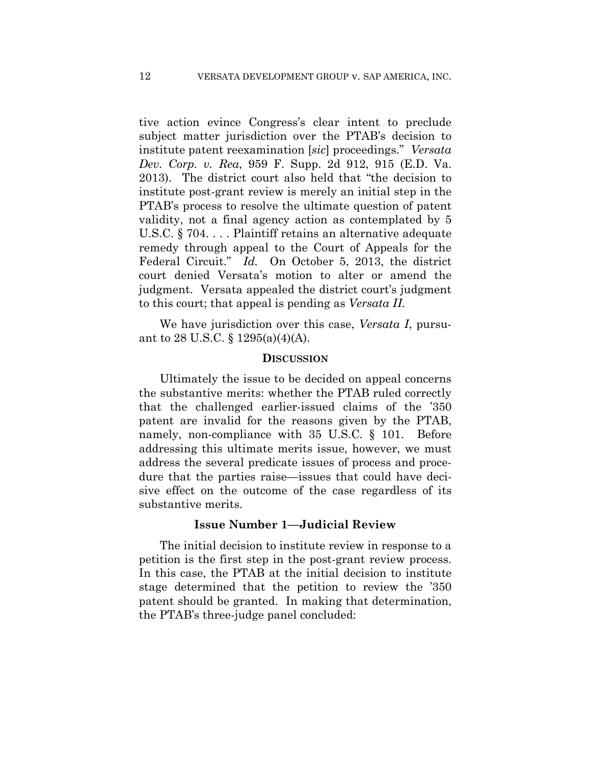tive action evince Congress's clear intent to preclude subject matter jurisdiction over the PTAB's decision to institute patent reexamination [*sic*] proceedings." *Versata Dev. Corp. v. Rea*, 959 F. Supp. 2d 912, 915 (E.D. Va. 2013). The district court also held that "the decision to institute post-grant review is merely an initial step in the PTAB's process to resolve the ultimate question of patent validity, not a final agency action as contemplated by 5 U.S.C. § 704. . . . Plaintiff retains an alternative adequate remedy through appeal to the Court of Appeals for the Federal Circuit." *Id.* On October 5, 2013, the district court denied Versata's motion to alter or amend the judgment. Versata appealed the district court's judgment to this court; that appeal is pending as *Versata II*.

We have jurisdiction over this case, *Versata I*, pursuant to 28 U.S.C. § 1295(a)(4)(A).

## DISCUSSION

Ultimately the issue to be decided on appeal concerns the substantive merits: whether the PTAB ruled correctly that the challenged earlier-issued claims of the '350 patent are invalid for the reasons given by the PTAB, namely, non-compliance with 35 U.S.C. § 101. Before addressing this ultimate merits issue, however, we must address the several predicate issues of process and procedure that the parties raise—issues that could have decisive effect on the outcome of the case regardless of its substantive merits.

### Issue Number 1—Judicial Review

The initial decision to institute review in response to a petition is the first step in the post-grant review process. In this case, the PTAB at the initial decision to institute stage determined that the petition to review the '350 patent should be granted. In making that determination, the PTAB's three-judge panel concluded: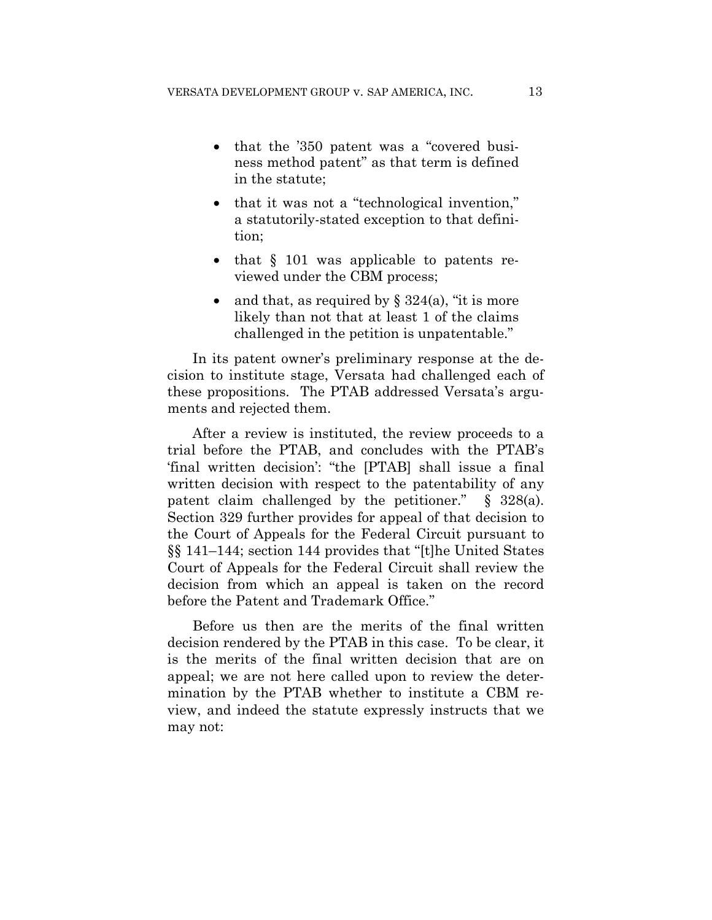- that the '350 patent was a "covered business method patent" as that term is defined in the statute;
- that it was not a "technological invention," a statutorily-stated exception to that definition;
- that § 101 was applicable to patents reviewed under the CBM process;
- and that, as required by § 324(a), "it is more likely than not that at least 1 of the claims challenged in the petition is unpatentable."

In its patent owner's preliminary response at the decision to institute stage, Versata had challenged each of these propositions. The PTAB addressed Versata's arguments and rejected them.

After a review is instituted, the review proceeds to a trial before the PTAB, and concludes with the PTAB's 'final written decision': "the [PTAB] shall issue a final written decision with respect to the patentability of any patent claim challenged by the petitioner." § 328(a). Section 329 further provides for appeal of that decision to the Court of Appeals for the Federal Circuit pursuant to §§ 141–144; section 144 provides that "[t]he United States Court of Appeals for the Federal Circuit shall review the decision from which an appeal is taken on the record before the Patent and Trademark Office."

Before us then are the merits of the final written decision rendered by the PTAB in this case. To be clear, it is the merits of the final written decision that are on appeal; we are not here called upon to review the determination by the PTAB whether to institute a CBM review, and indeed the statute expressly instructs that we may not: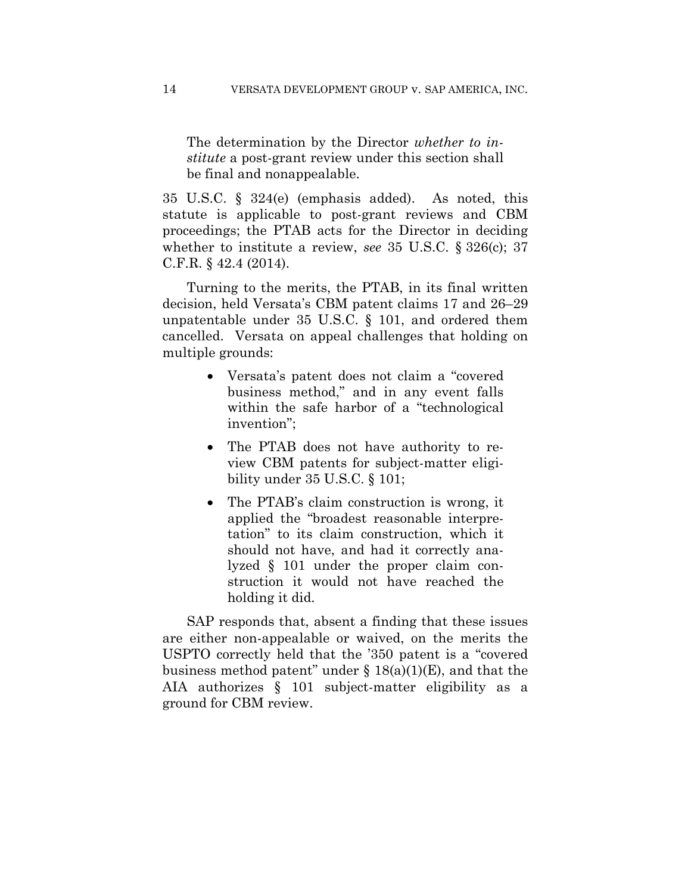> The determination by the Director *whether to institute* a post-grant review under this section shall be final and nonappealable.

35 U.S.C. § 324(e) (emphasis added). As noted, this statute is applicable to post-grant reviews and CBM proceedings; the PTAB acts for the Director in deciding whether to institute a review, *see* 35 U.S.C. § 326(c); 37 C.F.R. § 42.4 (2014).

Turning to the merits, the PTAB, in its final written decision, held Versata's CBM patent claims 17 and 26–29 unpatentable under 35 U.S.C. § 101, and ordered them cancelled. Versata on appeal challenges that holding on multiple grounds:

- Versata's patent does not claim a "covered business method," and in any event falls within the safe harbor of a "technological invention";
- The PTAB does not have authority to review CBM patents for subject-matter eligibility under 35 U.S.C. § 101;
- The PTAB's claim construction is wrong, it applied the "broadest reasonable interpretation" to its claim construction, which it should not have, and had it correctly analyzed § 101 under the proper claim construction it would not have reached the holding it did.

SAP responds that, absent a finding that these issues are either non-appealable or waived, on the merits the USPTO correctly held that the '350 patent is a "covered business method patent" under § 18(a)(1)(E), and that the AIA authorizes § 101 subject-matter eligibility as a ground for CBM review.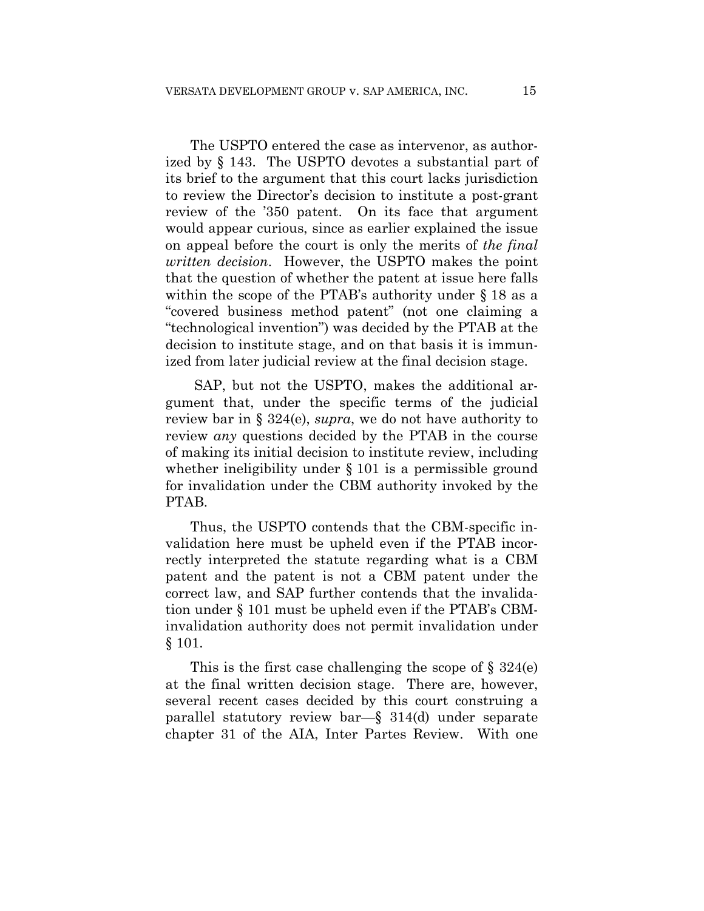The USPTO entered the case as intervenor, as authorized by § 143. The USPTO devotes a substantial part of its brief to the argument that this court lacks jurisdiction to review the Director's decision to institute a post-grant review of the '350 patent. On its face that argument would appear curious, since as earlier explained the issue on appeal before the court is only the merits of *the final written decision*. However, the USPTO makes the point that the question of whether the patent at issue here falls within the scope of the PTAB's authority under § 18 as a "covered business method patent" (not one claiming a "technological invention") was decided by the PTAB at the decision to institute stage, and on that basis it is immunized from later judicial review at the final decision stage.

SAP, but not the USPTO, makes the additional argument that, under the specific terms of the judicial review bar in § 324(e), *supra*, we do not have authority to review *any* questions decided by the PTAB in the course of making its initial decision to institute review, including whether ineligibility under § 101 is a permissible ground for invalidation under the CBM authority invoked by the PTAB.

Thus, the USPTO contends that the CBM-specific invalidation here must be upheld even if the PTAB incorrectly interpreted the statute regarding what is a CBM patent and the patent is not a CBM patent under the correct law, and SAP further contends that the invalidation under § 101 must be upheld even if the PTAB's CBM-invalidation authority does not permit invalidation under § 101.

This is the first case challenging the scope of § 324(e) at the final written decision stage. There are, however, several recent cases decided by this court construing a parallel statutory review bar—§ 314(d) under separate chapter 31 of the AIA, Inter Partes Review. With one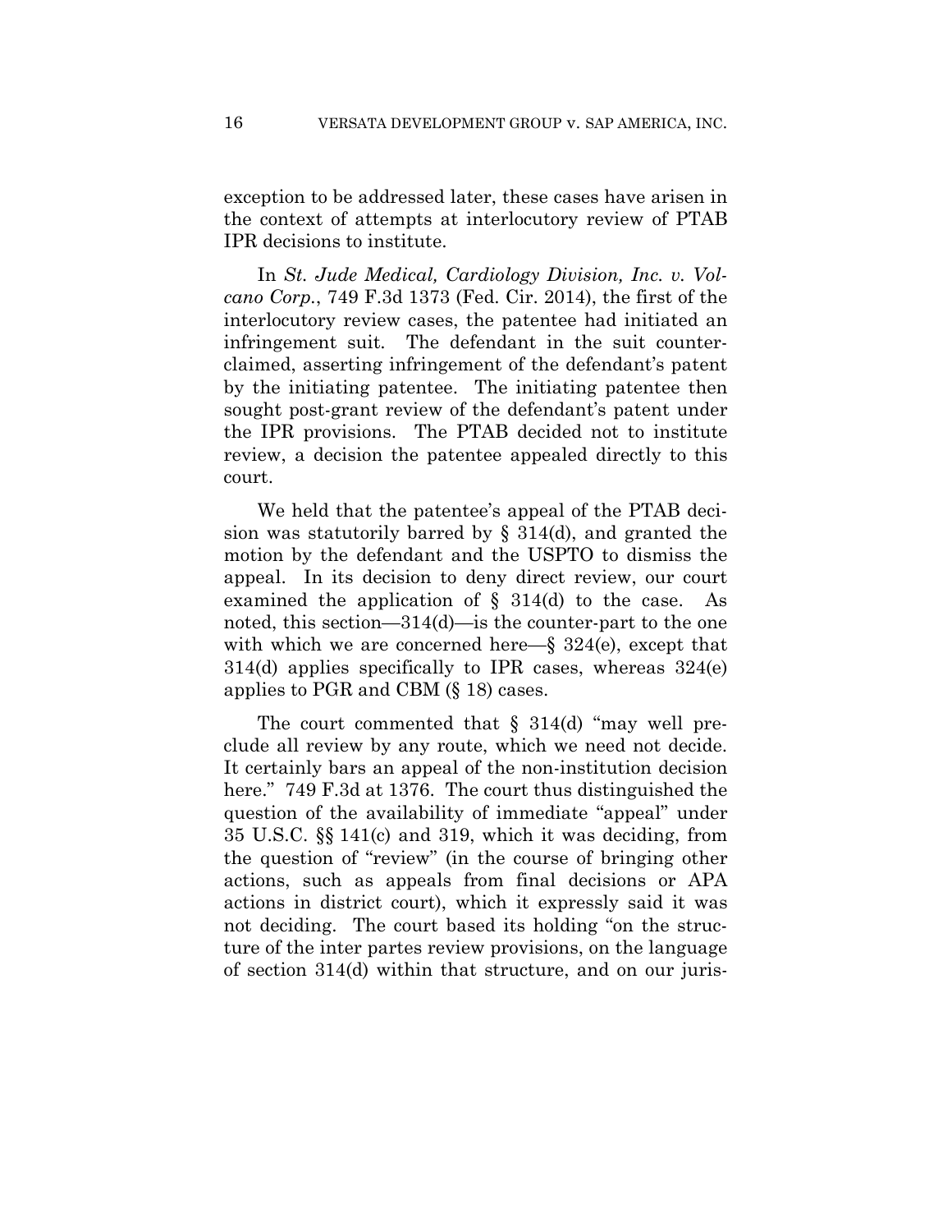exception to be addressed later, these cases have arisen in the context of attempts at interlocutory review of PTAB IPR decisions to institute.

In *St. Jude Medical, Cardiology Division, Inc. v. Volcano Corp.*, 749 F.3d 1373 (Fed. Cir. 2014), the first of the interlocutory review cases, the patentee had initiated an infringement suit. The defendant in the suit counterclaimed, asserting infringement of the defendant's patent by the initiating patentee. The initiating patentee then sought post-grant review of the defendant's patent under the IPR provisions. The PTAB decided not to institute review, a decision the patentee appealed directly to this court.

We held that the patentee's appeal of the PTAB decision was statutorily barred by § 314(d), and granted the motion by the defendant and the USPTO to dismiss the appeal. In its decision to deny direct review, our court examined the application of § 314(d) to the case. As noted, this section—314(d)—is the counter-part to the one with which we are concerned here—§ 324(e), except that 314(d) applies specifically to IPR cases, whereas 324(e) applies to PGR and CBM (§ 18) cases.

The court commented that § 314(d) "may well preclude all review by any route, which we need not decide. It certainly bars an appeal of the non-institution decision here." 749 F.3d at 1376. The court thus distinguished the question of the availability of immediate "appeal" under 35 U.S.C. §§ 141(c) and 319, which it was deciding, from the question of "review" (in the course of bringing other actions, such as appeals from final decisions or APA actions in district court), which it expressly said it was not deciding. The court based its holding "on the structure of the inter partes review provisions, on the language of section 314(d) within that structure, and on our juris-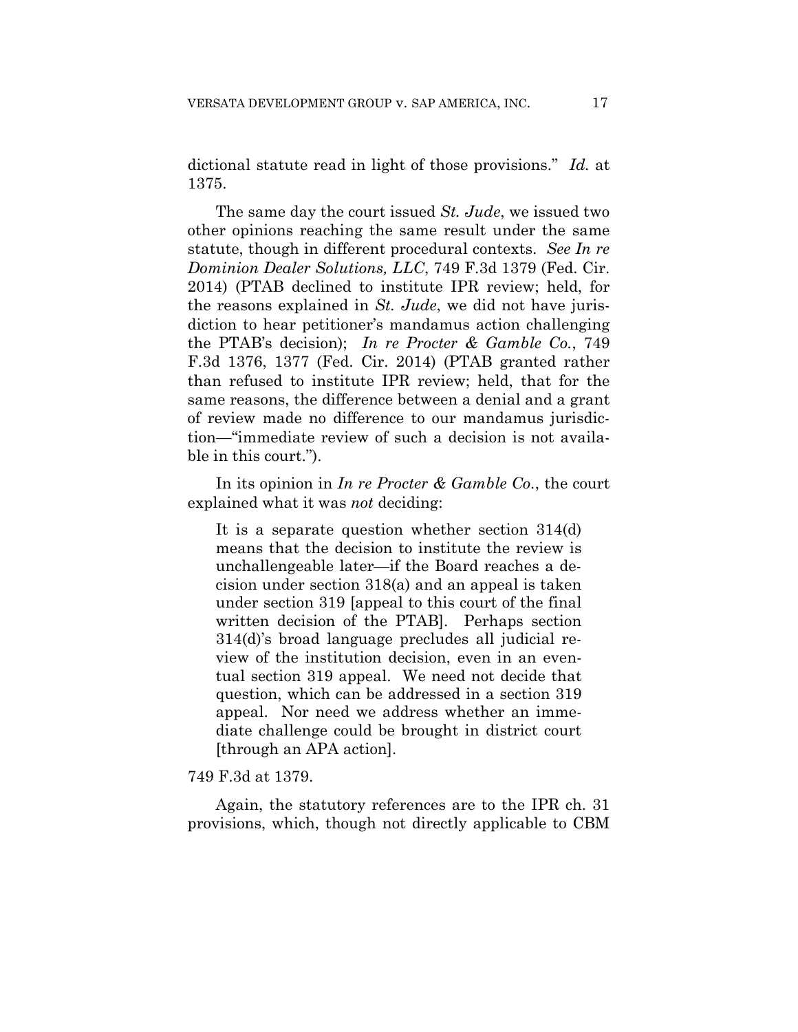dictional statute read in light of those provisions." *Id.* at 1375.

The same day the court issued *St. Jude*, we issued two other opinions reaching the same result under the same statute, though in different procedural contexts. *See In re Dominion Dealer Solutions, LLC*, 749 F.3d 1379 (Fed. Cir. 2014) (PTAB declined to institute IPR review; held, for the reasons explained in *St. Jude*, we did not have jurisdiction to hear petitioner's mandamus action challenging the PTAB's decision); *In re Procter & Gamble Co.*, 749 F.3d 1376, 1377 (Fed. Cir. 2014) (PTAB granted rather than refused to institute IPR review; held, that for the same reasons, the difference between a denial and a grant of review made no difference to our mandamus jurisdiction—"immediate review of such a decision is not available in this court.").

In its opinion in *In re Procter & Gamble Co.*, the court explained what it was *not* deciding:

> It is a separate question whether section 314(d) means that the decision to institute the review is unchallengeable later—if the Board reaches a decision under section 318(a) and an appeal is taken under section 319 [appeal to this court of the final written decision of the PTAB]. Perhaps section 314(d)'s broad language precludes all judicial review of the institution decision, even in an eventual section 319 appeal. We need not decide that question, which can be addressed in a section 319 appeal. Nor need we address whether an immediate challenge could be brought in district court [through an APA action].

749 F.3d at 1379.

Again, the statutory references are to the IPR ch. 31 provisions, which, though not directly applicable to CBM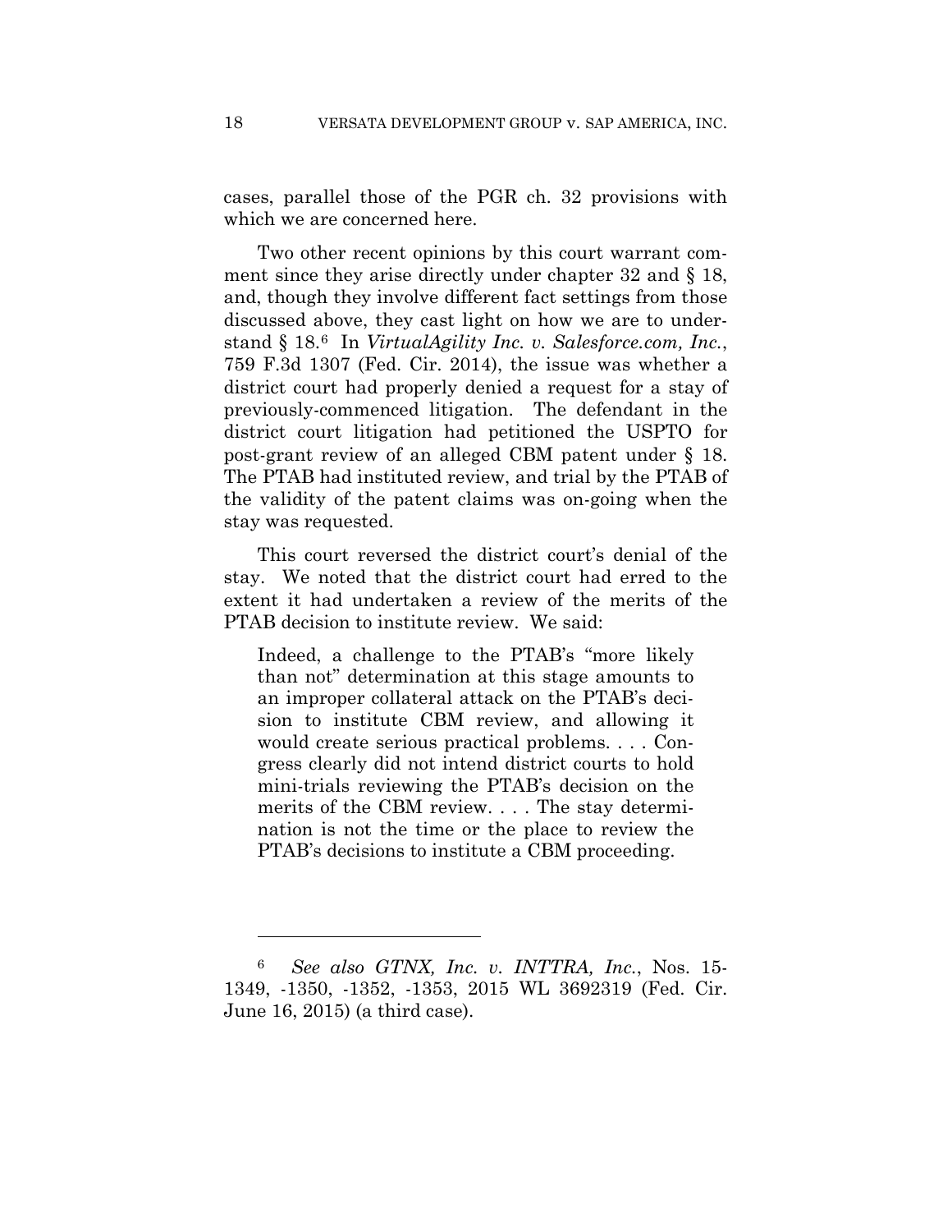cases, parallel those of the PGR ch. 32 provisions with which we are concerned here.

Two other recent opinions by this court warrant comment since they arise directly under chapter 32 and § 18, and, though they involve different fact settings from those discussed above, they cast light on how we are to understand § 18.[6] In *VirtualAgility Inc. v. Salesforce.com, Inc.*, 759 F.3d 1307 (Fed. Cir. 2014), the issue was whether a district court had properly denied a request for a stay of previously-commenced litigation. The defendant in the district court litigation had petitioned the USPTO for post-grant review of an alleged CBM patent under § 18. The PTAB had instituted review, and trial by the PTAB of the validity of the patent claims was on-going when the stay was requested.

This court reversed the district court's denial of the stay. We noted that the district court had erred to the extent it had undertaken a review of the merits of the PTAB decision to institute review. We said:

> Indeed, a challenge to the PTAB's "more likely than not" determination at this stage amounts to an improper collateral attack on the PTAB's decision to institute CBM review, and allowing it would create serious practical problems. . . . Congress clearly did not intend district courts to hold mini-trials reviewing the PTAB's decision on the merits of the CBM review. . . . The stay determination is not the time or the place to review the PTAB's decisions to institute a CBM proceeding.

---

[6] *See also GTNX, Inc. v. INTTRA, Inc.*, Nos. 15-1349, -1350, -1352, -1353, 2015 WL 3692319 (Fed. Cir. June 16, 2015) (a third case).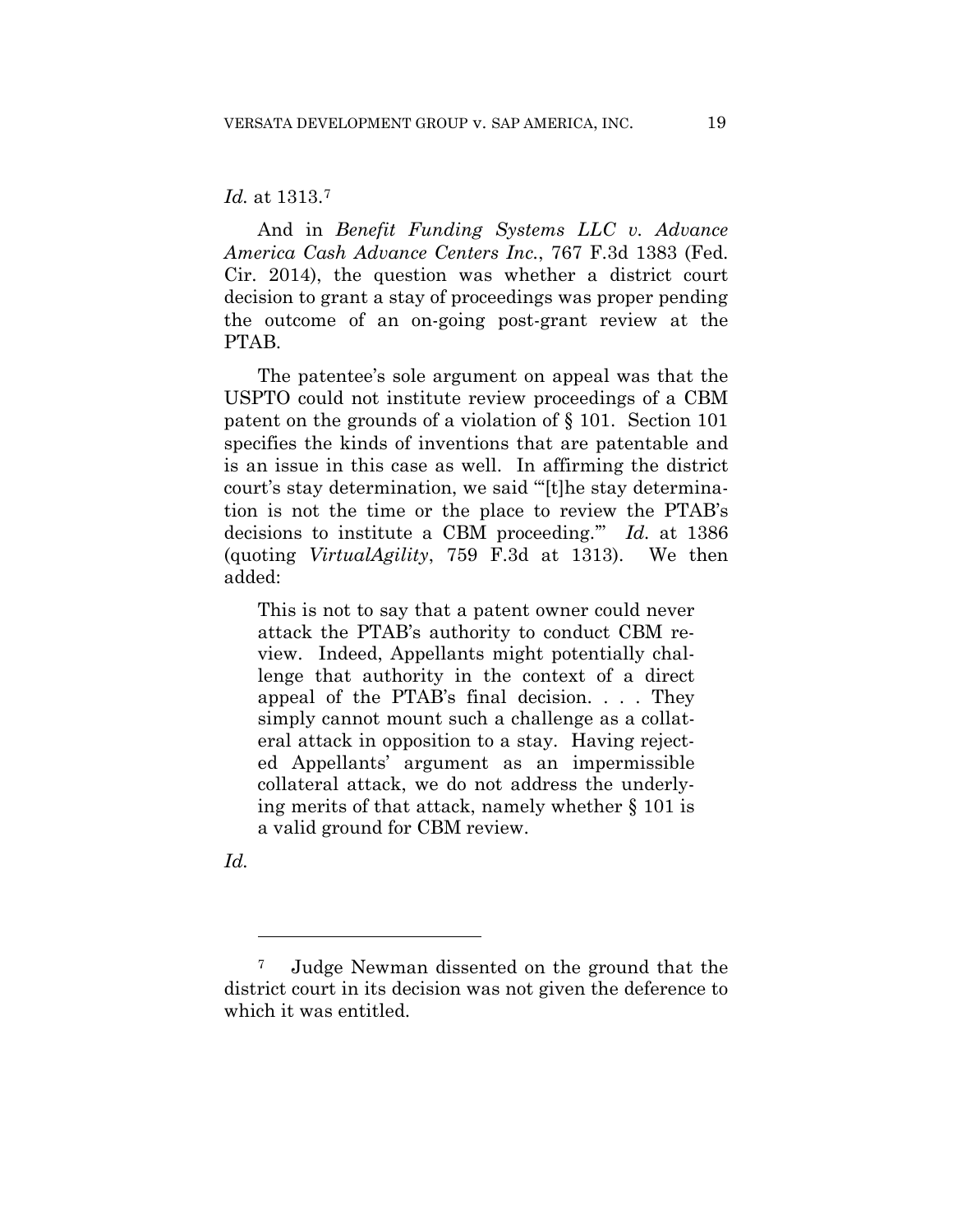*Id.* at 1313.[7]

And in *Benefit Funding Systems LLC v. Advance America Cash Advance Centers Inc.*, 767 F.3d 1383 (Fed. Cir. 2014), the question was whether a district court decision to grant a stay of proceedings was proper pending the outcome of an on-going post-grant review at the PTAB.

The patentee's sole argument on appeal was that the USPTO could not institute review proceedings of a CBM patent on the grounds of a violation of § 101. Section 101 specifies the kinds of inventions that are patentable and is an issue in this case as well. In affirming the district court's stay determination, we said "'[t]he stay determination is not the time or the place to review the PTAB's decisions to institute a CBM proceeding.'" *Id.* at 1386 (quoting *VirtualAgility*, 759 F.3d at 1313). We then added:

> This is not to say that a patent owner could never attack the PTAB's authority to conduct CBM review. Indeed, Appellants might potentially challenge that authority in the context of a direct appeal of the PTAB's final decision. . . . They simply cannot mount such a challenge as a collateral attack in opposition to a stay. Having rejected Appellants' argument as an impermissible collateral attack, we do not address the underlying merits of that attack, namely whether § 101 is a valid ground for CBM review.

*Id.*

---

[7] Judge Newman dissented on the ground that the district court in its decision was not given the deference to which it was entitled.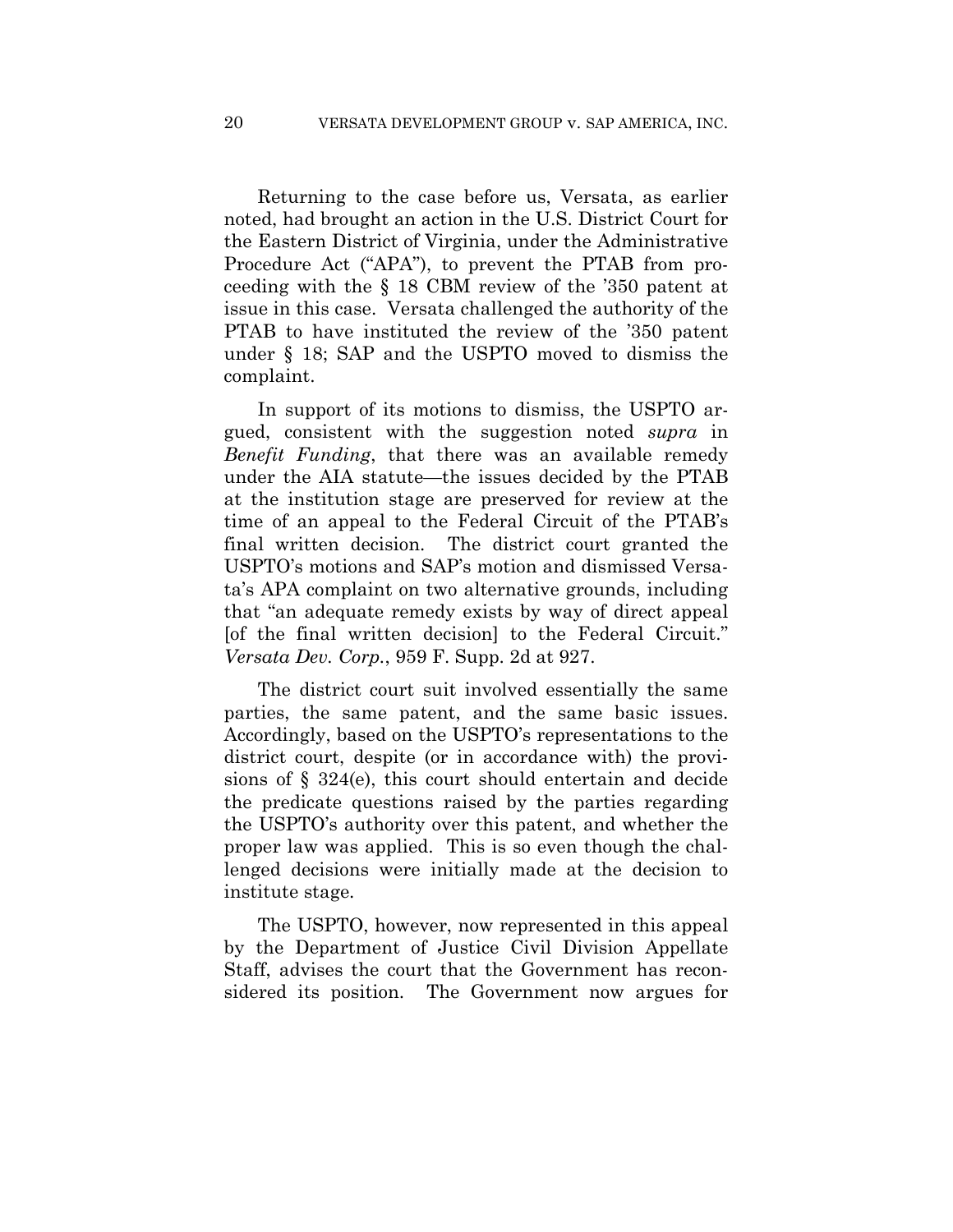Returning to the case before us, Versata, as earlier noted, had brought an action in the U.S. District Court for the Eastern District of Virginia, under the Administrative Procedure Act ("APA"), to prevent the PTAB from proceeding with the § 18 CBM review of the '350 patent at issue in this case. Versata challenged the authority of the PTAB to have instituted the review of the '350 patent under § 18; SAP and the USPTO moved to dismiss the complaint.

In support of its motions to dismiss, the USPTO argued, consistent with the suggestion noted *supra* in *Benefit Funding*, that there was an available remedy under the AIA statute—the issues decided by the PTAB at the institution stage are preserved for review at the time of an appeal to the Federal Circuit of the PTAB's final written decision. The district court granted the USPTO's motions and SAP's motion and dismissed Versata's APA complaint on two alternative grounds, including that "an adequate remedy exists by way of direct appeal [of the final written decision] to the Federal Circuit." *Versata Dev. Corp.*, 959 F. Supp. 2d at 927.

The district court suit involved essentially the same parties, the same patent, and the same basic issues. Accordingly, based on the USPTO's representations to the district court, despite (or in accordance with) the provisions of § 324(e), this court should entertain and decide the predicate questions raised by the parties regarding the USPTO's authority over this patent, and whether the proper law was applied. This is so even though the challenged decisions were initially made at the decision to institute stage.

The USPTO, however, now represented in this appeal by the Department of Justice Civil Division Appellate Staff, advises the court that the Government has reconsidered its position. The Government now argues for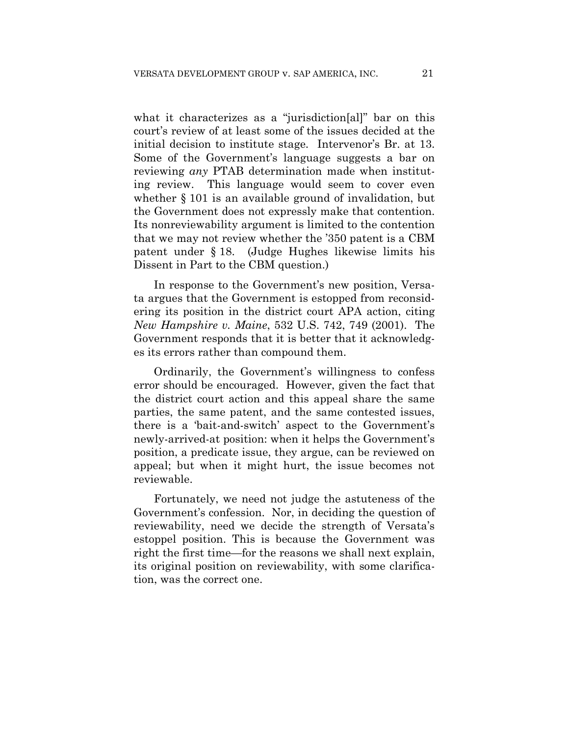what it characterizes as a "jurisdiction[al]" bar on this court's review of at least some of the issues decided at the initial decision to institute stage. Intervenor's Br. at 13. Some of the Government's language suggests a bar on reviewing *any* PTAB determination made when instituting review. This language would seem to cover even whether § 101 is an available ground of invalidation, but the Government does not expressly make that contention. Its nonreviewability argument is limited to the contention that we may not review whether the '350 patent is a CBM patent under § 18. (Judge Hughes likewise limits his Dissent in Part to the CBM question.)

In response to the Government's new position, Versata argues that the Government is estopped from reconsidering its position in the district court APA action, citing *New Hampshire v. Maine*, 532 U.S. 742, 749 (2001). The Government responds that it is better that it acknowledges its errors rather than compound them.

Ordinarily, the Government's willingness to confess error should be encouraged. However, given the fact that the district court action and this appeal share the same parties, the same patent, and the same contested issues, there is a 'bait-and-switch' aspect to the Government's newly-arrived-at position: when it helps the Government's position, a predicate issue, they argue, can be reviewed on appeal; but when it might hurt, the issue becomes not reviewable.

Fortunately, we need not judge the astuteness of the Government's confession. Nor, in deciding the question of reviewability, need we decide the strength of Versata's estoppel position. This is because the Government was right the first time—for the reasons we shall next explain, its original position on reviewability, with some clarification, was the correct one.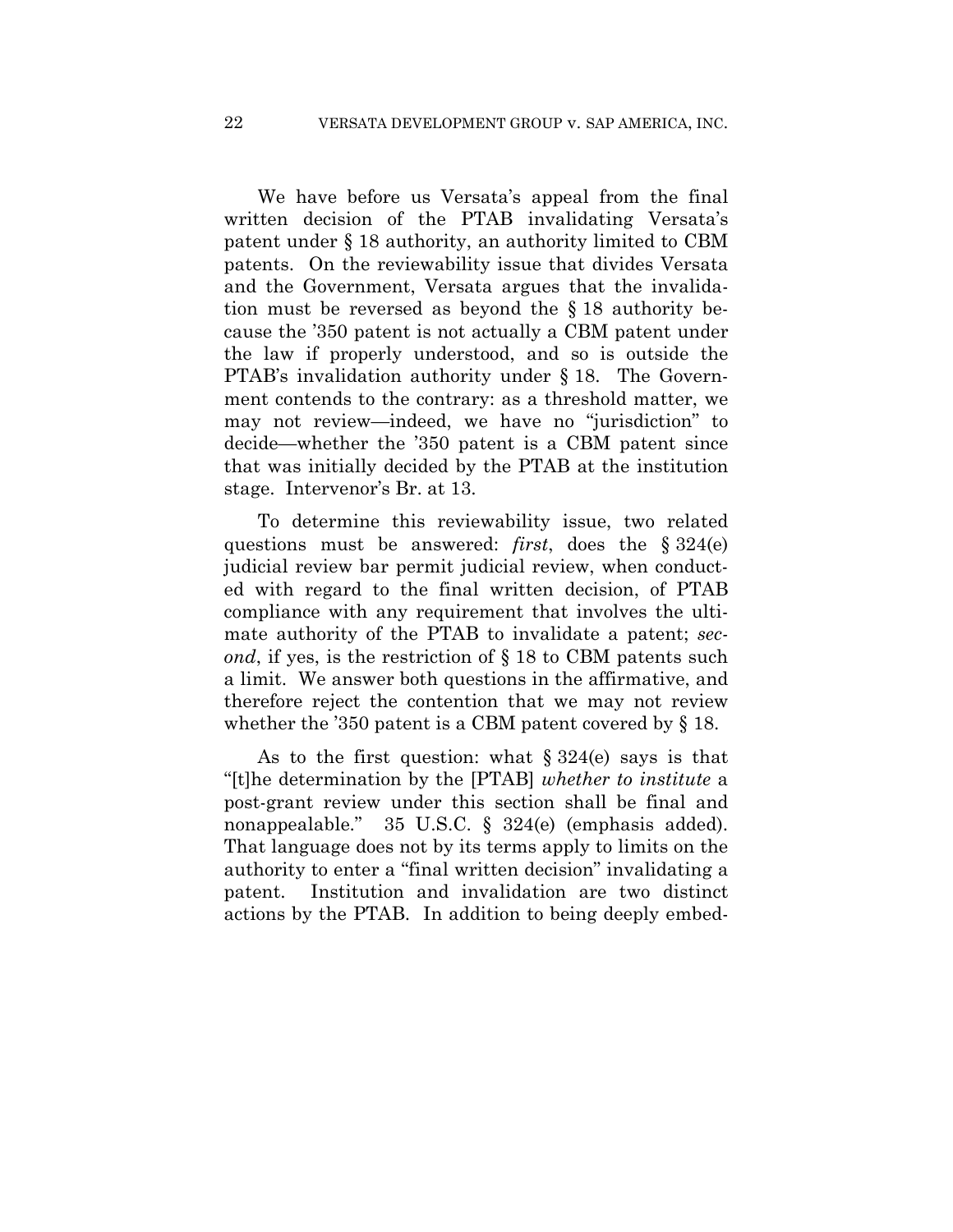We have before us Versata's appeal from the final written decision of the PTAB invalidating Versata's patent under § 18 authority, an authority limited to CBM patents. On the reviewability issue that divides Versata and the Government, Versata argues that the invalidation must be reversed as beyond the § 18 authority because the '350 patent is not actually a CBM patent under the law if properly understood, and so is outside the PTAB's invalidation authority under § 18. The Government contends to the contrary: as a threshold matter, we may not review—indeed, we have no "jurisdiction" to decide—whether the '350 patent is a CBM patent since that was initially decided by the PTAB at the institution stage. Intervenor's Br. at 13.

To determine this reviewability issue, two related questions must be answered: *first*, does the § 324(e) judicial review bar permit judicial review, when conducted with regard to the final written decision, of PTAB compliance with any requirement that involves the ultimate authority of the PTAB to invalidate a patent; *second*, if yes, is the restriction of § 18 to CBM patents such a limit. We answer both questions in the affirmative, and therefore reject the contention that we may not review whether the '350 patent is a CBM patent covered by § 18.

As to the first question: what § 324(e) says is that "[t]he determination by the [PTAB] *whether to institute* a post-grant review under this section shall be final and nonappealable." 35 U.S.C. § 324(e) (emphasis added). That language does not by its terms apply to limits on the authority to enter a "final written decision" invalidating a patent. Institution and invalidation are two distinct actions by the PTAB. In addition to being deeply embed-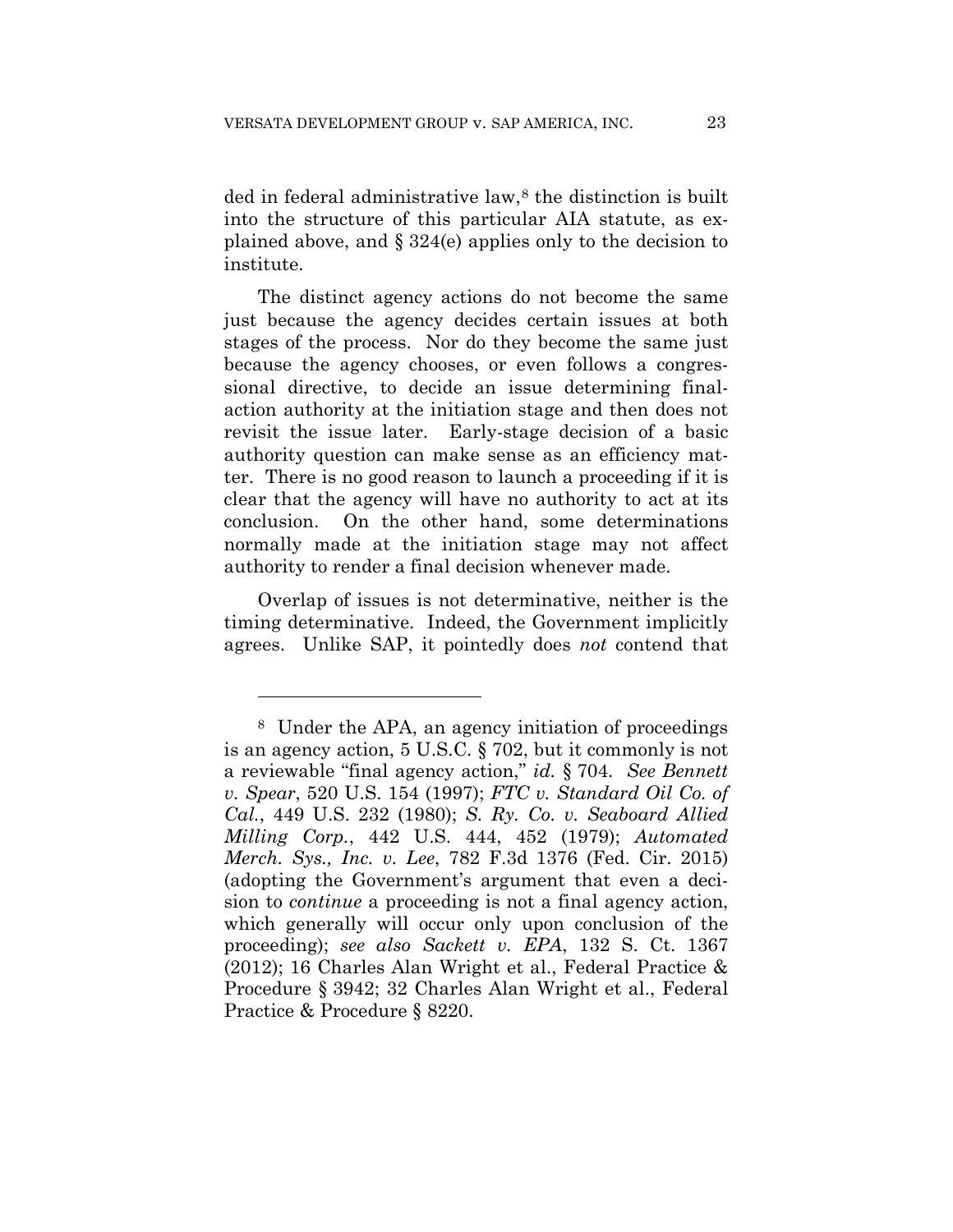ded in federal administrative law,[8] the distinction is built into the structure of this particular AIA statute, as explained above, and § 324(e) applies only to the decision to institute.

The distinct agency actions do not become the same just because the agency decides certain issues at both stages of the process. Nor do they become the same just because the agency chooses, or even follows a congressional directive, to decide an issue determining final-action authority at the initiation stage and then does not revisit the issue later. Early-stage decision of a basic authority question can make sense as an efficiency matter. There is no good reason to launch a proceeding if it is clear that the agency will have no authority to act at its conclusion. On the other hand, some determinations normally made at the initiation stage may not affect authority to render a final decision whenever made.

Overlap of issues is not determinative, neither is the timing determinative. Indeed, the Government implicitly agrees. Unlike SAP, it pointedly does *not* contend that

---

[8] Under the APA, an agency initiation of proceedings is an agency action, 5 U.S.C. § 702, but it commonly is not a reviewable "final agency action," *id.* § 704. *See Bennett v. Spear*, 520 U.S. 154 (1997); *FTC v. Standard Oil Co. of Cal.*, 449 U.S. 232 (1980); *S. Ry. Co. v. Seaboard Allied Milling Corp.*, 442 U.S. 444, 452 (1979); *Automated Merch. Sys., Inc. v. Lee*, 782 F.3d 1376 (Fed. Cir. 2015) (adopting the Government's argument that even a decision to *continue* a proceeding is not a final agency action, which generally will occur only upon conclusion of the proceeding); *see also Sackett v. EPA*, 132 S. Ct. 1367 (2012); 16 Charles Alan Wright et al., Federal Practice & Procedure § 3942; 32 Charles Alan Wright et al., Federal Practice & Procedure § 8220.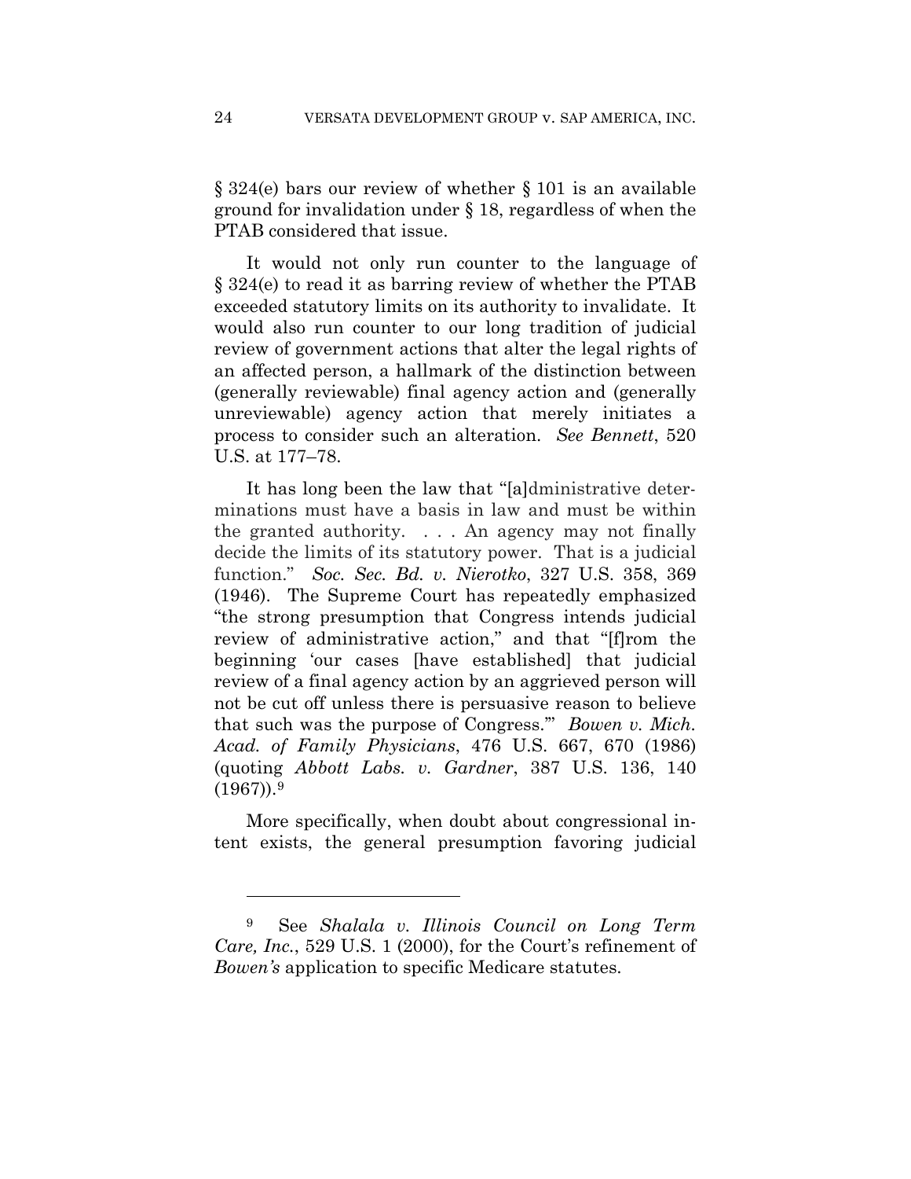§ 324(e) bars our review of whether § 101 is an available ground for invalidation under § 18, regardless of when the PTAB considered that issue.

It would not only run counter to the language of § 324(e) to read it as barring review of whether the PTAB exceeded statutory limits on its authority to invalidate. It would also run counter to our long tradition of judicial review of government actions that alter the legal rights of an affected person, a hallmark of the distinction between (generally reviewable) final agency action and (generally unreviewable) agency action that merely initiates a process to consider such an alteration. *See Bennett*, 520 U.S. at 177–78.

It has long been the law that "[a]dministrative determinations must have a basis in law and must be within the granted authority. . . . An agency may not finally decide the limits of its statutory power. That is a judicial function." *Soc. Sec. Bd. v. Nierotko*, 327 U.S. 358, 369 (1946). The Supreme Court has repeatedly emphasized "the strong presumption that Congress intends judicial review of administrative action," and that "[f]rom the beginning 'our cases [have established] that judicial review of a final agency action by an aggrieved person will not be cut off unless there is persuasive reason to believe that such was the purpose of Congress.'" *Bowen v. Mich. Acad. of Family Physicians*, 476 U.S. 667, 670 (1986) (quoting *Abbott Labs. v. Gardner*, 387 U.S. 136, 140 (1967)).[9]

More specifically, when doubt about congressional intent exists, the general presumption favoring judicial

---

[9] See *Shalala v. Illinois Council on Long Term Care, Inc.*, 529 U.S. 1 (2000), for the Court's refinement of *Bowen's* application to specific Medicare statutes.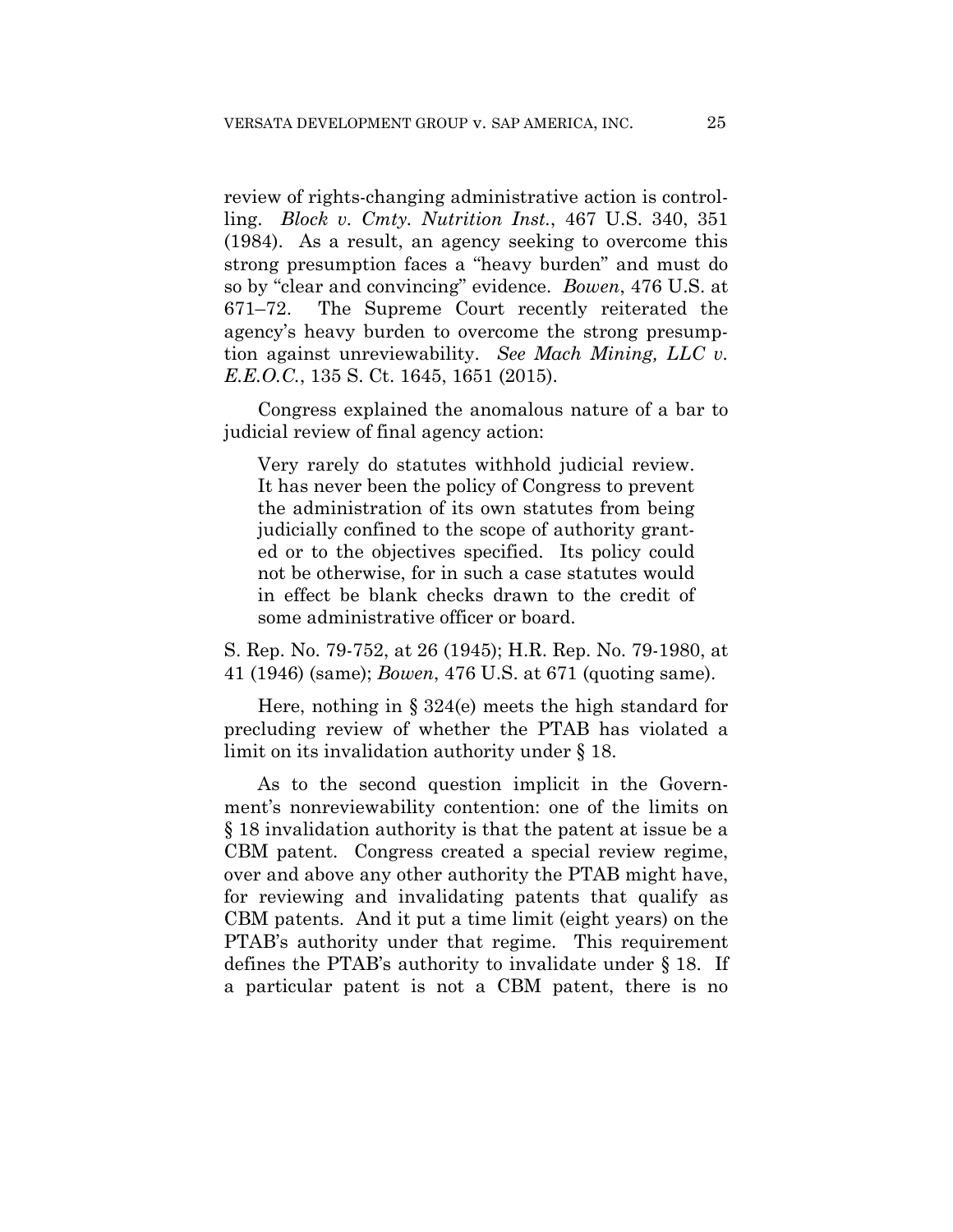review of rights-changing administrative action is controlling. *Block v. Cmty. Nutrition Inst.*, 467 U.S. 340, 351 (1984). As a result, an agency seeking to overcome this strong presumption faces a "heavy burden" and must do so by "clear and convincing" evidence. *Bowen*, 476 U.S. at 671–72. The Supreme Court recently reiterated the agency's heavy burden to overcome the strong presumption against unreviewability. *See Mach Mining, LLC v. E.E.O.C.*, 135 S. Ct. 1645, 1651 (2015).

Congress explained the anomalous nature of a bar to judicial review of final agency action:

> Very rarely do statutes withhold judicial review. It has never been the policy of Congress to prevent the administration of its own statutes from being judicially confined to the scope of authority granted or to the objectives specified. Its policy could not be otherwise, for in such a case statutes would in effect be blank checks drawn to the credit of some administrative officer or board.

S. Rep. No. 79-752, at 26 (1945); H.R. Rep. No. 79-1980, at 41 (1946) (same); *Bowen*, 476 U.S. at 671 (quoting same).

Here, nothing in § 324(e) meets the high standard for precluding review of whether the PTAB has violated a limit on its invalidation authority under § 18.

As to the second question implicit in the Government's nonreviewability contention: one of the limits on § 18 invalidation authority is that the patent at issue be a CBM patent. Congress created a special review regime, over and above any other authority the PTAB might have, for reviewing and invalidating patents that qualify as CBM patents. And it put a time limit (eight years) on the PTAB's authority under that regime. This requirement defines the PTAB's authority to invalidate under § 18. If a particular patent is not a CBM patent, there is no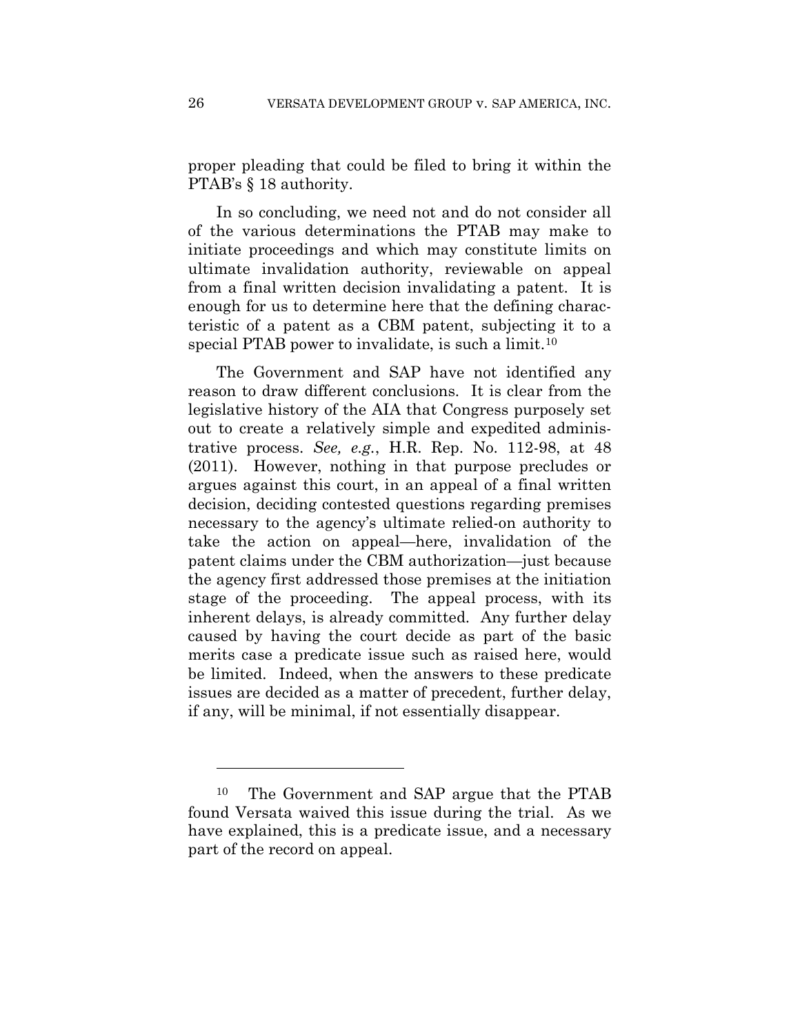proper pleading that could be filed to bring it within the PTAB's § 18 authority.

In so concluding, we need not and do not consider all of the various determinations the PTAB may make to initiate proceedings and which may constitute limits on ultimate invalidation authority, reviewable on appeal from a final written decision invalidating a patent. It is enough for us to determine here that the defining characteristic of a patent as a CBM patent, subjecting it to a special PTAB power to invalidate, is such a limit.[10]

The Government and SAP have not identified any reason to draw different conclusions. It is clear from the legislative history of the AIA that Congress purposely set out to create a relatively simple and expedited administrative process. *See, e.g.*, H.R. Rep. No. 112-98, at 48 (2011). However, nothing in that purpose precludes or argues against this court, in an appeal of a final written decision, deciding contested questions regarding premises necessary to the agency's ultimate relied-on authority to take the action on appeal—here, invalidation of the patent claims under the CBM authorization—just because the agency first addressed those premises at the initiation stage of the proceeding. The appeal process, with its inherent delays, is already committed. Any further delay caused by having the court decide as part of the basic merits case a predicate issue such as raised here, would be limited. Indeed, when the answers to these predicate issues are decided as a matter of precedent, further delay, if any, will be minimal, if not essentially disappear.

---

[10] The Government and SAP argue that the PTAB found Versata waived this issue during the trial. As we have explained, this is a predicate issue, and a necessary part of the record on appeal.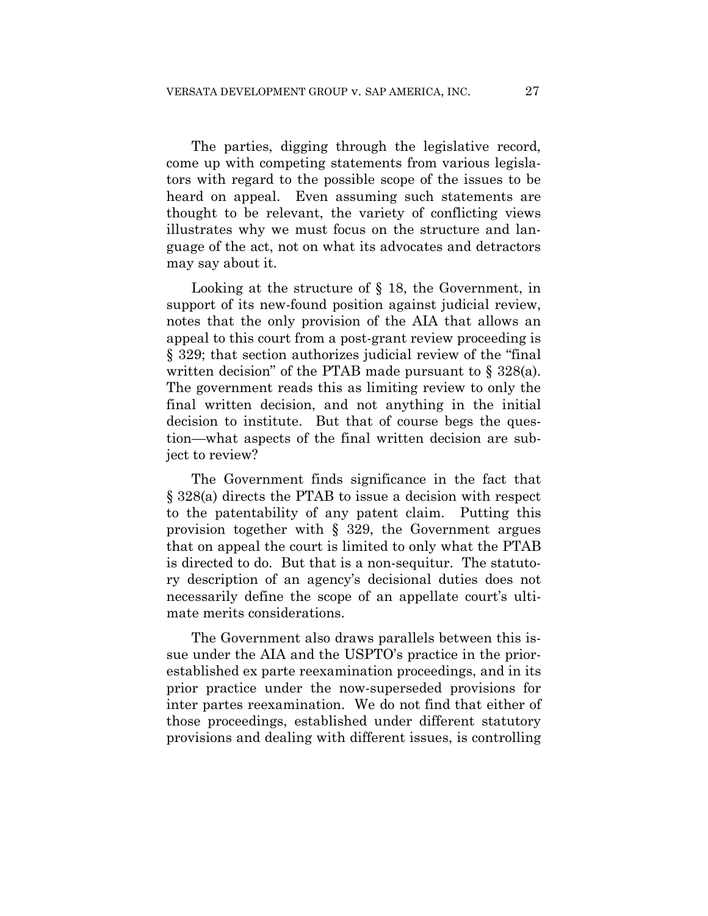The parties, digging through the legislative record, come up with competing statements from various legislators with regard to the possible scope of the issues to be heard on appeal. Even assuming such statements are thought to be relevant, the variety of conflicting views illustrates why we must focus on the structure and language of the act, not on what its advocates and detractors may say about it.

Looking at the structure of § 18, the Government, in support of its new-found position against judicial review, notes that the only provision of the AIA that allows an appeal to this court from a post-grant review proceeding is § 329; that section authorizes judicial review of the "final written decision" of the PTAB made pursuant to § 328(a). The government reads this as limiting review to only the final written decision, and not anything in the initial decision to institute. But that of course begs the question—what aspects of the final written decision are subject to review?

The Government finds significance in the fact that § 328(a) directs the PTAB to issue a decision with respect to the patentability of any patent claim. Putting this provision together with § 329, the Government argues that on appeal the court is limited to only what the PTAB is directed to do. But that is a non-sequitur. The statutory description of an agency's decisional duties does not necessarily define the scope of an appellate court's ultimate merits considerations.

The Government also draws parallels between this issue under the AIA and the USPTO's practice in the prior-established ex parte reexamination proceedings, and in its prior practice under the now-superseded provisions for inter partes reexamination. We do not find that either of those proceedings, established under different statutory provisions and dealing with different issues, is controlling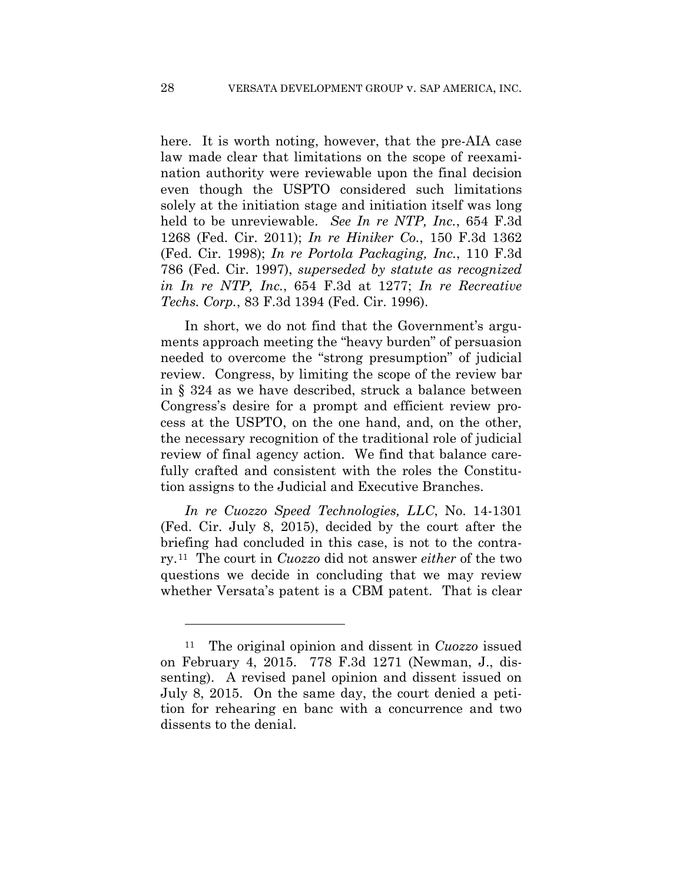here. It is worth noting, however, that the pre-AIA case law made clear that limitations on the scope of reexamination authority were reviewable upon the final decision even though the USPTO considered such limitations solely at the initiation stage and initiation itself was long held to be unreviewable. *See In re NTP, Inc.*, 654 F.3d 1268 (Fed. Cir. 2011); *In re Hiniker Co.*, 150 F.3d 1362 (Fed. Cir. 1998); *In re Portola Packaging, Inc.*, 110 F.3d 786 (Fed. Cir. 1997), *superseded by statute as recognized in In re NTP, Inc.*, 654 F.3d at 1277; *In re Recreative Techs. Corp.*, 83 F.3d 1394 (Fed. Cir. 1996).

In short, we do not find that the Government's arguments approach meeting the "heavy burden" of persuasion needed to overcome the "strong presumption" of judicial review. Congress, by limiting the scope of the review bar in § 324 as we have described, struck a balance between Congress's desire for a prompt and efficient review process at the USPTO, on the one hand, and, on the other, the necessary recognition of the traditional role of judicial review of final agency action. We find that balance carefully crafted and consistent with the roles the Constitution assigns to the Judicial and Executive Branches.

*In re Cuozzo Speed Technologies, LLC*, No. 14-1301 (Fed. Cir. July 8, 2015), decided by the court after the briefing had concluded in this case, is not to the contrary.[11] The court in *Cuozzo* did not answer *either* of the two questions we decide in concluding that we may review whether Versata's patent is a CBM patent. That is clear

[11] The original opinion and dissent in *Cuozzo* issued on February 4, 2015. 778 F.3d 1271 (Newman, J., dissenting). A revised panel opinion and dissent issued on July 8, 2015. On the same day, the court denied a petition for rehearing en banc with a concurrence and two dissents to the denial.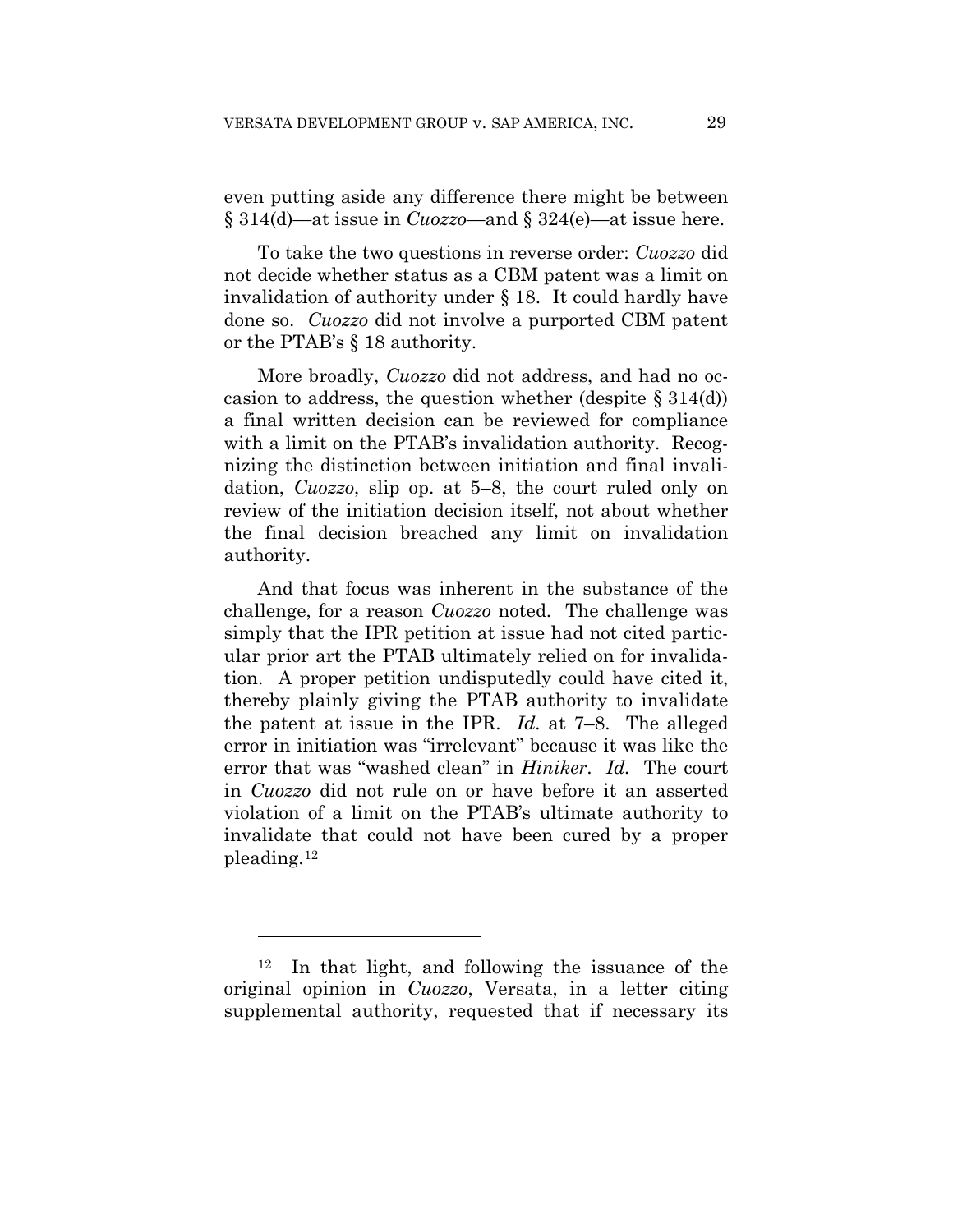even putting aside any difference there might be between § 314(d)—at issue in *Cuozzo*—and § 324(e)—at issue here.

To take the two questions in reverse order: *Cuozzo* did not decide whether status as a CBM patent was a limit on invalidation of authority under § 18. It could hardly have done so. *Cuozzo* did not involve a purported CBM patent or the PTAB's § 18 authority.

More broadly, *Cuozzo* did not address, and had no occasion to address, the question whether (despite § 314(d)) a final written decision can be reviewed for compliance with a limit on the PTAB's invalidation authority. Recognizing the distinction between initiation and final invalidation, *Cuozzo*, slip op. at 5–8, the court ruled only on review of the initiation decision itself, not about whether the final decision breached any limit on invalidation authority.

And that focus was inherent in the substance of the challenge, for a reason *Cuozzo* noted. The challenge was simply that the IPR petition at issue had not cited particular prior art the PTAB ultimately relied on for invalidation. A proper petition undisputedly could have cited it, thereby plainly giving the PTAB authority to invalidate the patent at issue in the IPR. *Id.* at 7–8. The alleged error in initiation was "irrelevant" because it was like the error that was "washed clean" in *Hiniker*. *Id.* The court in *Cuozzo* did not rule on or have before it an asserted violation of a limit on the PTAB's ultimate authority to invalidate that could not have been cured by a proper pleading.[12]

---

[12] In that light, and following the issuance of the original opinion in *Cuozzo*, Versata, in a letter citing supplemental authority, requested that if necessary its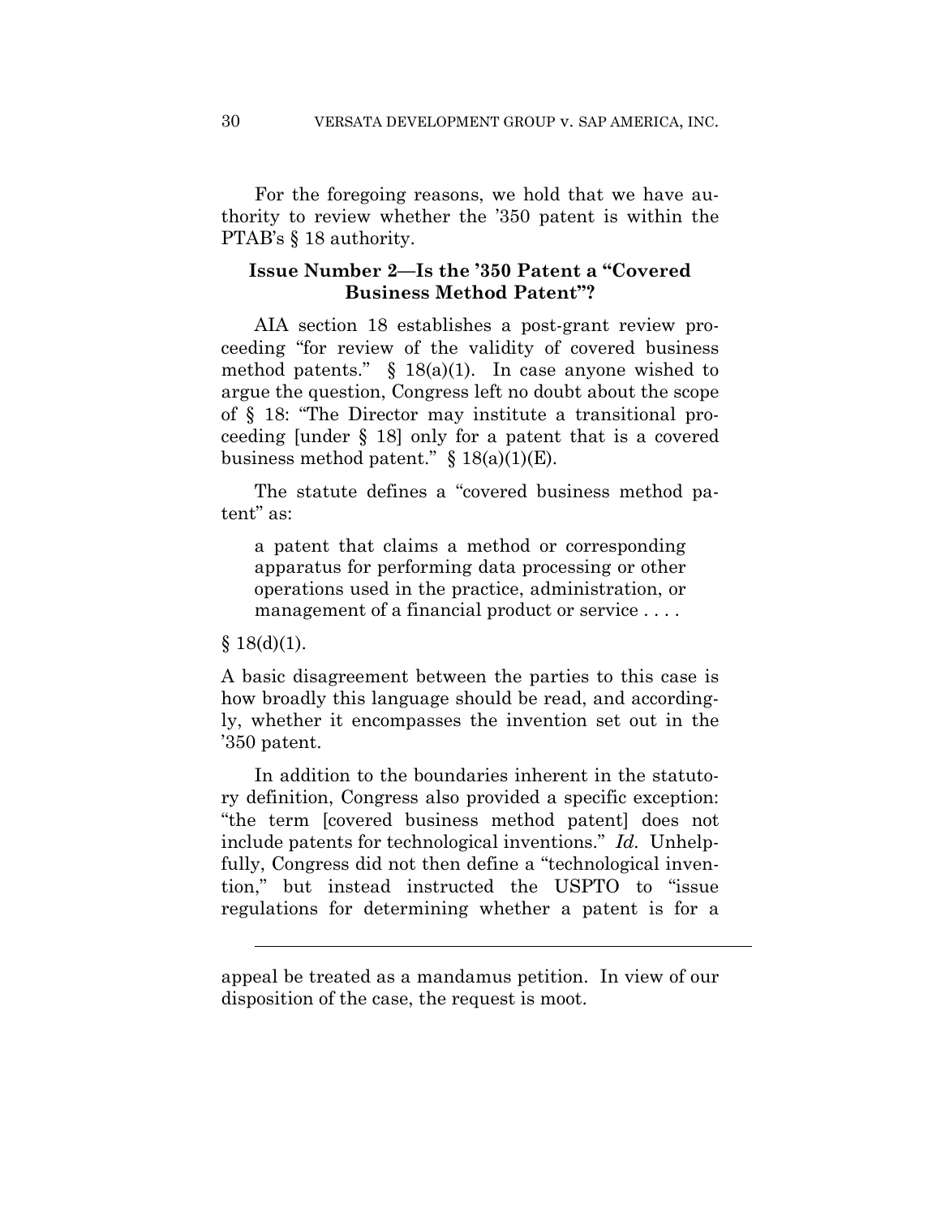For the foregoing reasons, we hold that we have authority to review whether the '350 patent is within the PTAB's § 18 authority.

### Issue Number 2—Is the '350 Patent a "Covered Business Method Patent"?

AIA section 18 establishes a post-grant review proceeding "for review of the validity of covered business method patents." § 18(a)(1). In case anyone wished to argue the question, Congress left no doubt about the scope of § 18: "The Director may institute a transitional proceeding [under § 18] only for a patent that is a covered business method patent." § 18(a)(1)(E).

The statute defines a "covered business method patent" as:

> a patent that claims a method or corresponding apparatus for performing data processing or other operations used in the practice, administration, or management of a financial product or service . . . .

§ 18(d)(1).

A basic disagreement between the parties to this case is how broadly this language should be read, and accordingly, whether it encompasses the invention set out in the '350 patent.

In addition to the boundaries inherent in the statutory definition, Congress also provided a specific exception: "the term [covered business method patent] does not include patents for technological inventions." *Id.* Unhelpfully, Congress did not then define a "technological invention," but instead instructed the USPTO to "issue regulations for determining whether a patent is for a

---

appeal be treated as a mandamus petition. In view of our disposition of the case, the request is moot.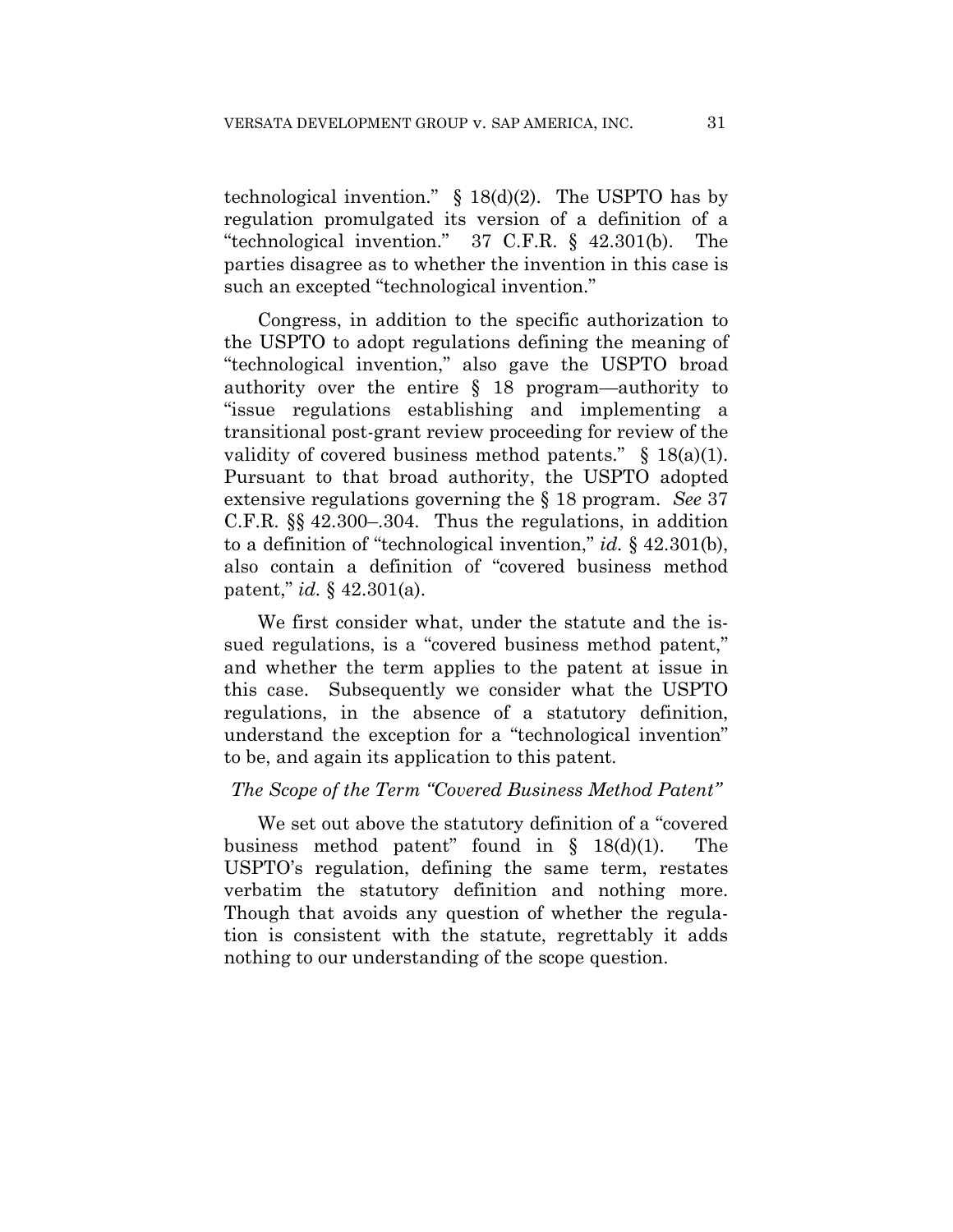technological invention." § 18(d)(2). The USPTO has by regulation promulgated its version of a definition of a "technological invention." 37 C.F.R. § 42.301(b). The parties disagree as to whether the invention in this case is such an excepted "technological invention."

Congress, in addition to the specific authorization to the USPTO to adopt regulations defining the meaning of "technological invention," also gave the USPTO broad authority over the entire § 18 program—authority to "issue regulations establishing and implementing a transitional post-grant review proceeding for review of the validity of covered business method patents." § 18(a)(1). Pursuant to that broad authority, the USPTO adopted extensive regulations governing the § 18 program. *See* 37 C.F.R. §§ 42.300–.304. Thus the regulations, in addition to a definition of "technological invention," *id.* § 42.301(b), also contain a definition of "covered business method patent," *id.* § 42.301(a).

We first consider what, under the statute and the issued regulations, is a "covered business method patent," and whether the term applies to the patent at issue in this case. Subsequently we consider what the USPTO regulations, in the absence of a statutory definition, understand the exception for a "technological invention" to be, and again its application to this patent.

*The Scope of the Term "Covered Business Method Patent"*

We set out above the statutory definition of a "covered business method patent" found in § 18(d)(1). The USPTO's regulation, defining the same term, restates verbatim the statutory definition and nothing more. Though that avoids any question of whether the regulation is consistent with the statute, regrettably it adds nothing to our understanding of the scope question.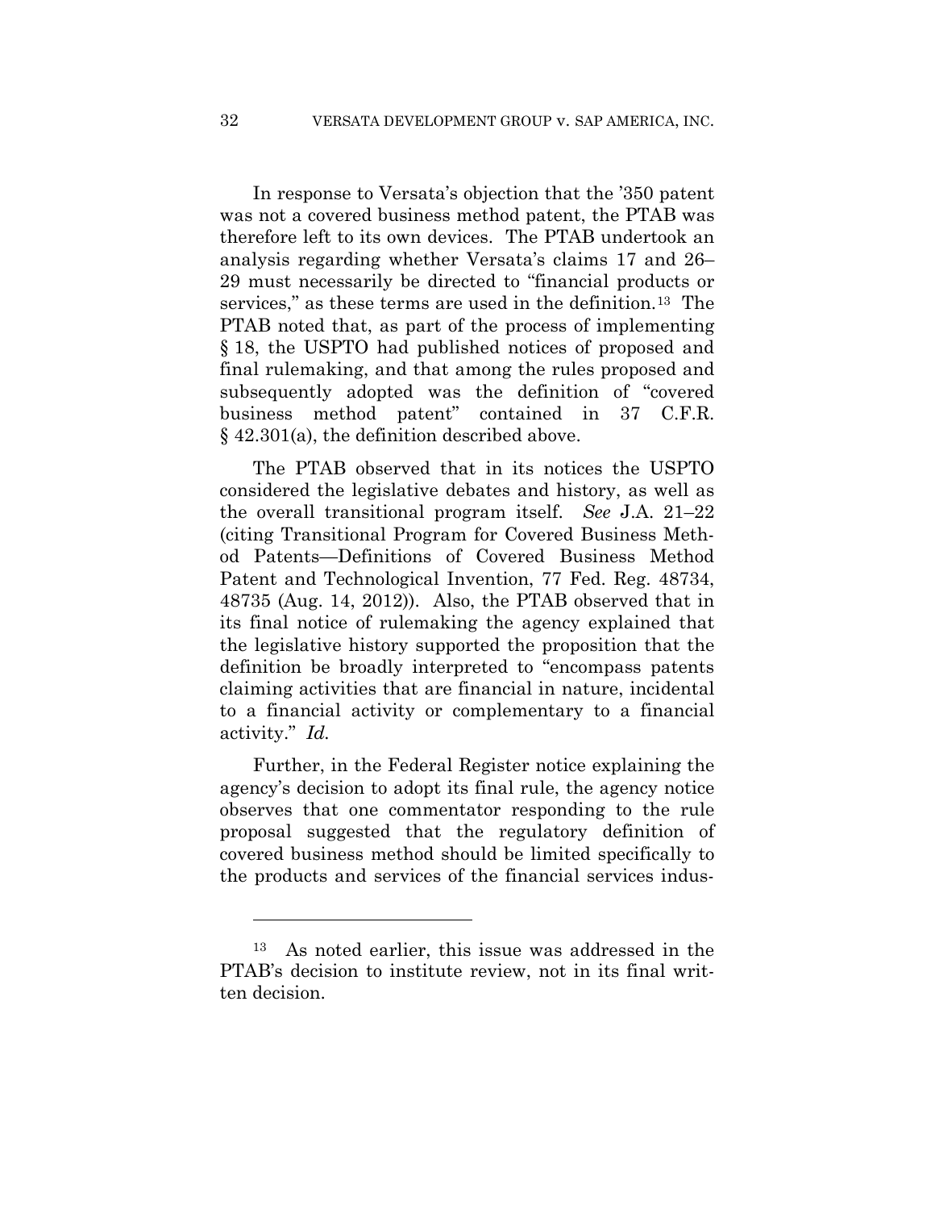In response to Versata's objection that the '350 patent was not a covered business method patent, the PTAB was therefore left to its own devices. The PTAB undertook an analysis regarding whether Versata's claims 17 and 26–29 must necessarily be directed to "financial products or services," as these terms are used in the definition.[13] The PTAB noted that, as part of the process of implementing § 18, the USPTO had published notices of proposed and final rulemaking, and that among the rules proposed and subsequently adopted was the definition of "covered business method patent" contained in 37 C.F.R. § 42.301(a), the definition described above.

The PTAB observed that in its notices the USPTO considered the legislative debates and history, as well as the overall transitional program itself. *See* J.A. 21–22 (citing Transitional Program for Covered Business Method Patents—Definitions of Covered Business Method Patent and Technological Invention, 77 Fed. Reg. 48734, 48735 (Aug. 14, 2012)). Also, the PTAB observed that in its final notice of rulemaking the agency explained that the legislative history supported the proposition that the definition be broadly interpreted to "encompass patents claiming activities that are financial in nature, incidental to a financial activity or complementary to a financial activity." *Id.*

Further, in the Federal Register notice explaining the agency's decision to adopt its final rule, the agency notice observes that one commentator responding to the rule proposal suggested that the regulatory definition of covered business method should be limited specifically to the products and services of the financial services indus-

---

[13] As noted earlier, this issue was addressed in the PTAB's decision to institute review, not in its final written decision.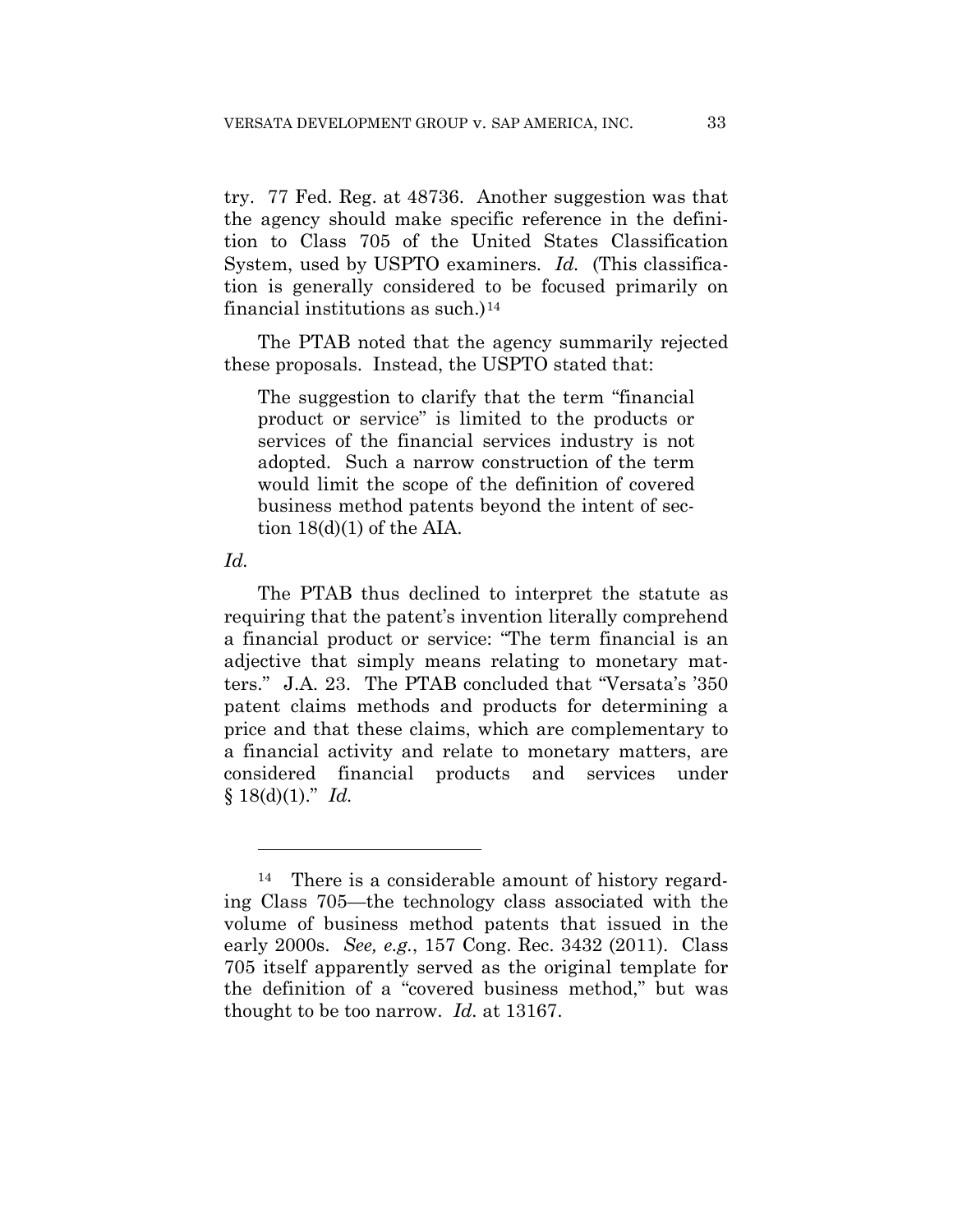try. 77 Fed. Reg. at 48736. Another suggestion was that the agency should make specific reference in the definition to Class 705 of the United States Classification System, used by USPTO examiners. *Id.* (This classification is generally considered to be focused primarily on financial institutions as such.)[14]

The PTAB noted that the agency summarily rejected these proposals. Instead, the USPTO stated that:

> The suggestion to clarify that the term "financial product or service" is limited to the products or services of the financial services industry is not adopted. Such a narrow construction of the term would limit the scope of the definition of covered business method patents beyond the intent of section 18(d)(1) of the AIA.

*Id.*

The PTAB thus declined to interpret the statute as requiring that the patent's invention literally comprehend a financial product or service: "The term financial is an adjective that simply means relating to monetary matters." J.A. 23. The PTAB concluded that "Versata's '350 patent claims methods and products for determining a price and that these claims, which are complementary to a financial activity and relate to monetary matters, are considered financial products and services under § 18(d)(1)." *Id.*

---

[14] There is a considerable amount of history regarding Class 705—the technology class associated with the volume of business method patents that issued in the early 2000s. *See, e.g.*, 157 Cong. Rec. 3432 (2011). Class 705 itself apparently served as the original template for the definition of a "covered business method," but was thought to be too narrow. *Id.* at 13167.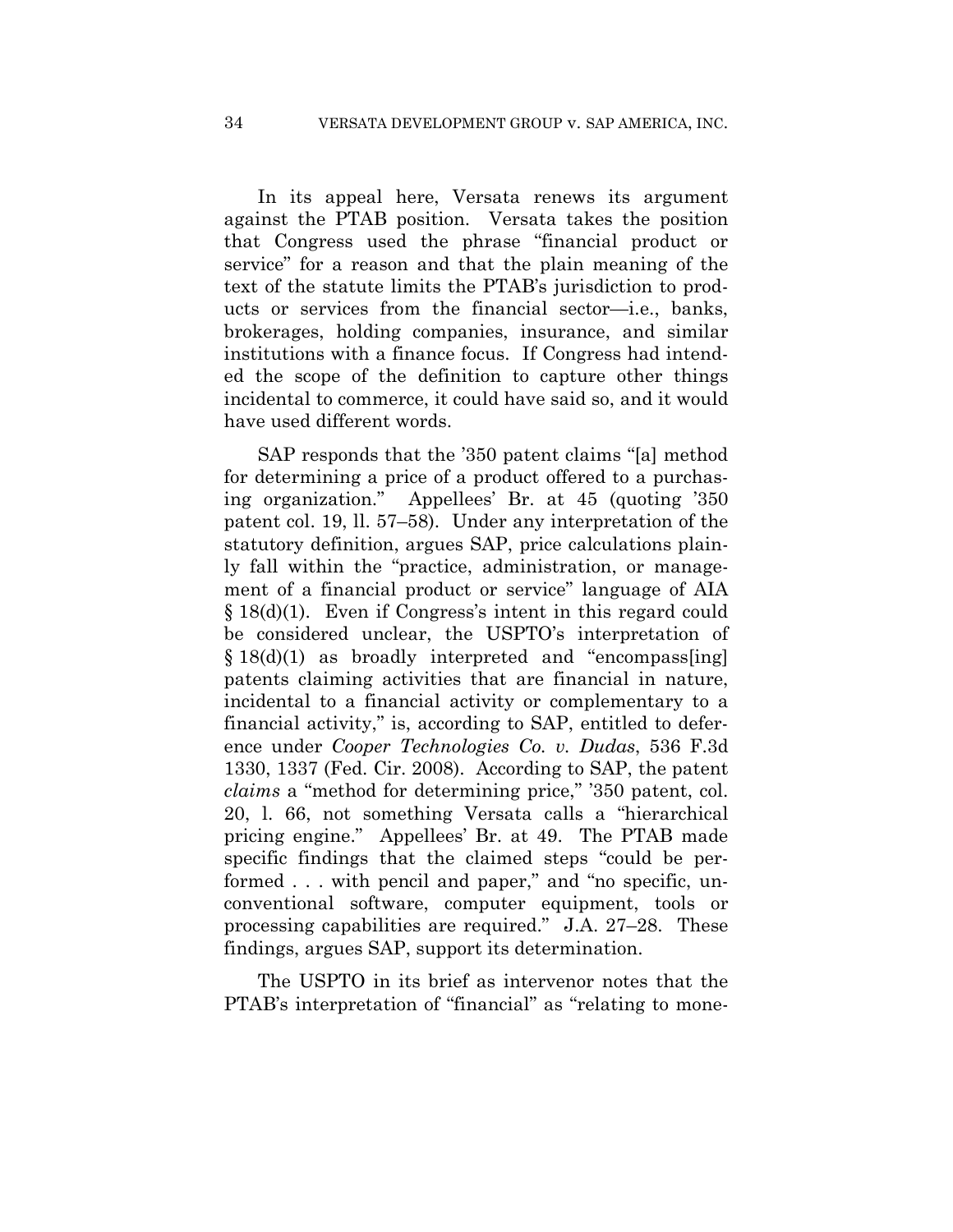In its appeal here, Versata renews its argument against the PTAB position. Versata takes the position that Congress used the phrase "financial product or service" for a reason and that the plain meaning of the text of the statute limits the PTAB's jurisdiction to products or services from the financial sector—i.e., banks, brokerages, holding companies, insurance, and similar institutions with a finance focus. If Congress had intended the scope of the definition to capture other things incidental to commerce, it could have said so, and it would have used different words.

SAP responds that the '350 patent claims "[a] method for determining a price of a product offered to a purchasing organization." Appellees' Br. at 45 (quoting '350 patent col. 19, ll. 57–58). Under any interpretation of the statutory definition, argues SAP, price calculations plainly fall within the "practice, administration, or management of a financial product or service" language of AIA § 18(d)(1). Even if Congress's intent in this regard could be considered unclear, the USPTO's interpretation of § 18(d)(1) as broadly interpreted and "encompass[ing] patents claiming activities that are financial in nature, incidental to a financial activity or complementary to a financial activity," is, according to SAP, entitled to deference under *Cooper Technologies Co. v. Dudas*, 536 F.3d 1330, 1337 (Fed. Cir. 2008). According to SAP, the patent *claims* a "method for determining price," '350 patent, col. 20, l. 66, not something Versata calls a "hierarchical pricing engine." Appellees' Br. at 49. The PTAB made specific findings that the claimed steps "could be performed . . . with pencil and paper," and "no specific, unconventional software, computer equipment, tools or processing capabilities are required." J.A. 27–28. These findings, argues SAP, support its determination.

The USPTO in its brief as intervenor notes that the PTAB's interpretation of "financial" as "relating to mone-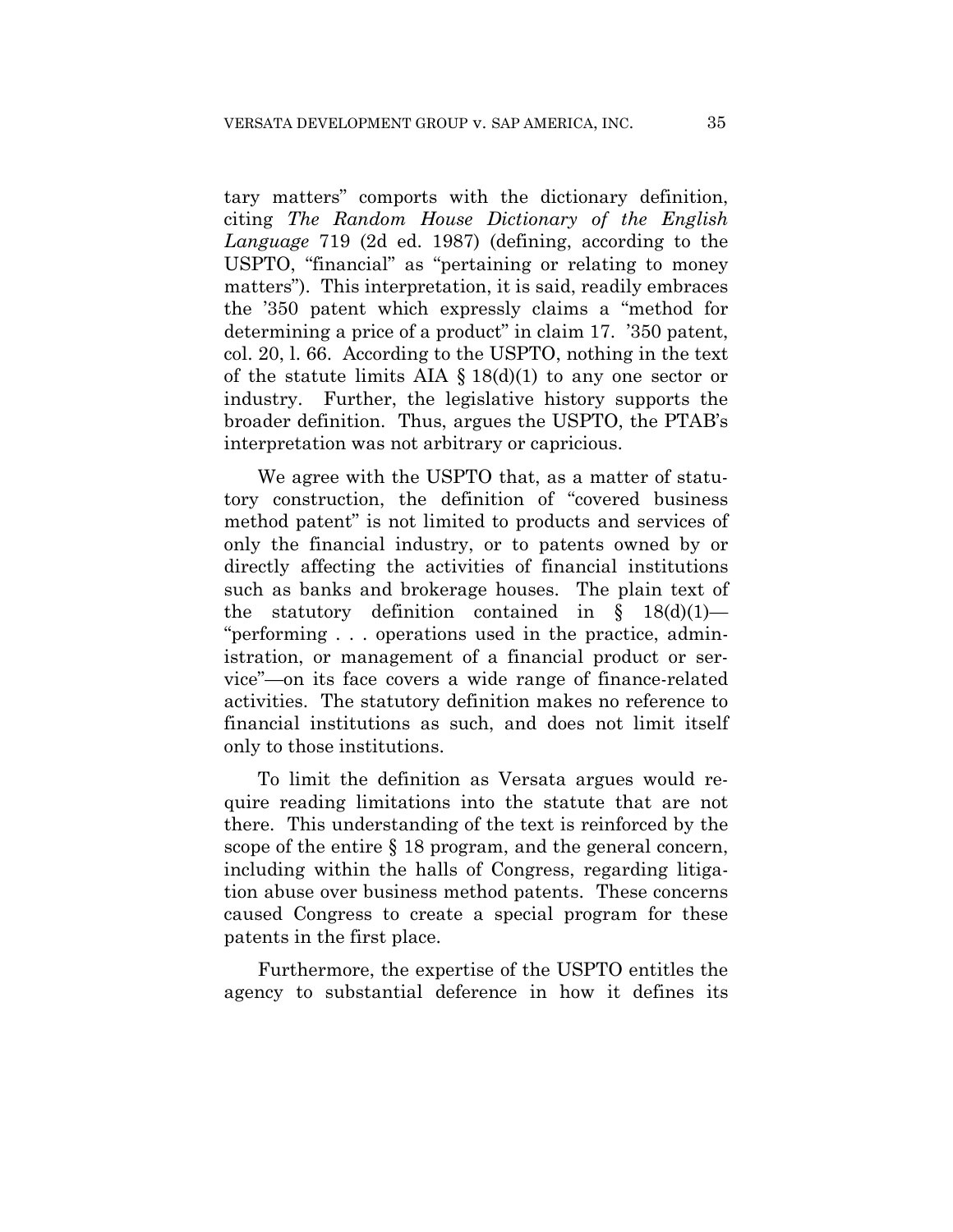tary matters" comports with the dictionary definition, citing *The Random House Dictionary of the English Language* 719 (2d ed. 1987) (defining, according to the USPTO, "financial" as "pertaining or relating to money matters"). This interpretation, it is said, readily embraces the '350 patent which expressly claims a "method for determining a price of a product" in claim 17. '350 patent, col. 20, l. 66. According to the USPTO, nothing in the text of the statute limits AIA § 18(d)(1) to any one sector or industry. Further, the legislative history supports the broader definition. Thus, argues the USPTO, the PTAB's interpretation was not arbitrary or capricious.

We agree with the USPTO that, as a matter of statutory construction, the definition of "covered business method patent" is not limited to products and services of only the financial industry, or to patents owned by or directly affecting the activities of financial institutions such as banks and brokerage houses. The plain text of the statutory definition contained in § 18(d)(1)—"performing . . . operations used in the practice, administration, or management of a financial product or service"—on its face covers a wide range of finance-related activities. The statutory definition makes no reference to financial institutions as such, and does not limit itself only to those institutions.

To limit the definition as Versata argues would require reading limitations into the statute that are not there. This understanding of the text is reinforced by the scope of the entire § 18 program, and the general concern, including within the halls of Congress, regarding litigation abuse over business method patents. These concerns caused Congress to create a special program for these patents in the first place.

Furthermore, the expertise of the USPTO entitles the agency to substantial deference in how it defines its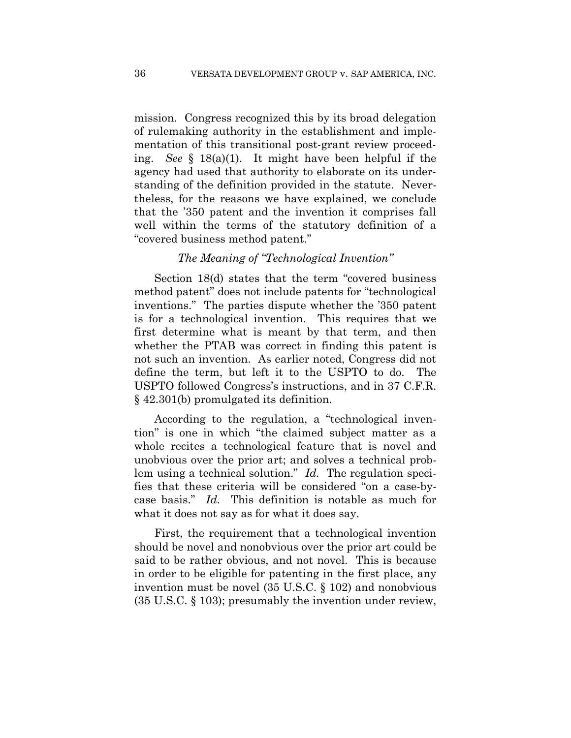mission. Congress recognized this by its broad delegation of rulemaking authority in the establishment and implementation of this transitional post-grant review proceeding. *See* § 18(a)(1). It might have been helpful if the agency had used that authority to elaborate on its understanding of the definition provided in the statute. Nevertheless, for the reasons we have explained, we conclude that the '350 patent and the invention it comprises fall well within the terms of the statutory definition of a "covered business method patent."

### *The Meaning of "Technological Invention"*

Section 18(d) states that the term "covered business method patent" does not include patents for "technological inventions." The parties dispute whether the '350 patent is for a technological invention. This requires that we first determine what is meant by that term, and then whether the PTAB was correct in finding this patent is not such an invention. As earlier noted, Congress did not define the term, but left it to the USPTO to do. The USPTO followed Congress's instructions, and in 37 C.F.R. § 42.301(b) promulgated its definition.

According to the regulation, a "technological invention" is one in which "the claimed subject matter as a whole recites a technological feature that is novel and unobvious over the prior art; and solves a technical problem using a technical solution." *Id.* The regulation specifies that these criteria will be considered "on a case-by-case basis." *Id.* This definition is notable as much for what it does not say as for what it does say.

First, the requirement that a technological invention should be novel and nonobvious over the prior art could be said to be rather obvious, and not novel. This is because in order to be eligible for patenting in the first place, any invention must be novel (35 U.S.C. § 102) and nonobvious (35 U.S.C. § 103); presumably the invention under review,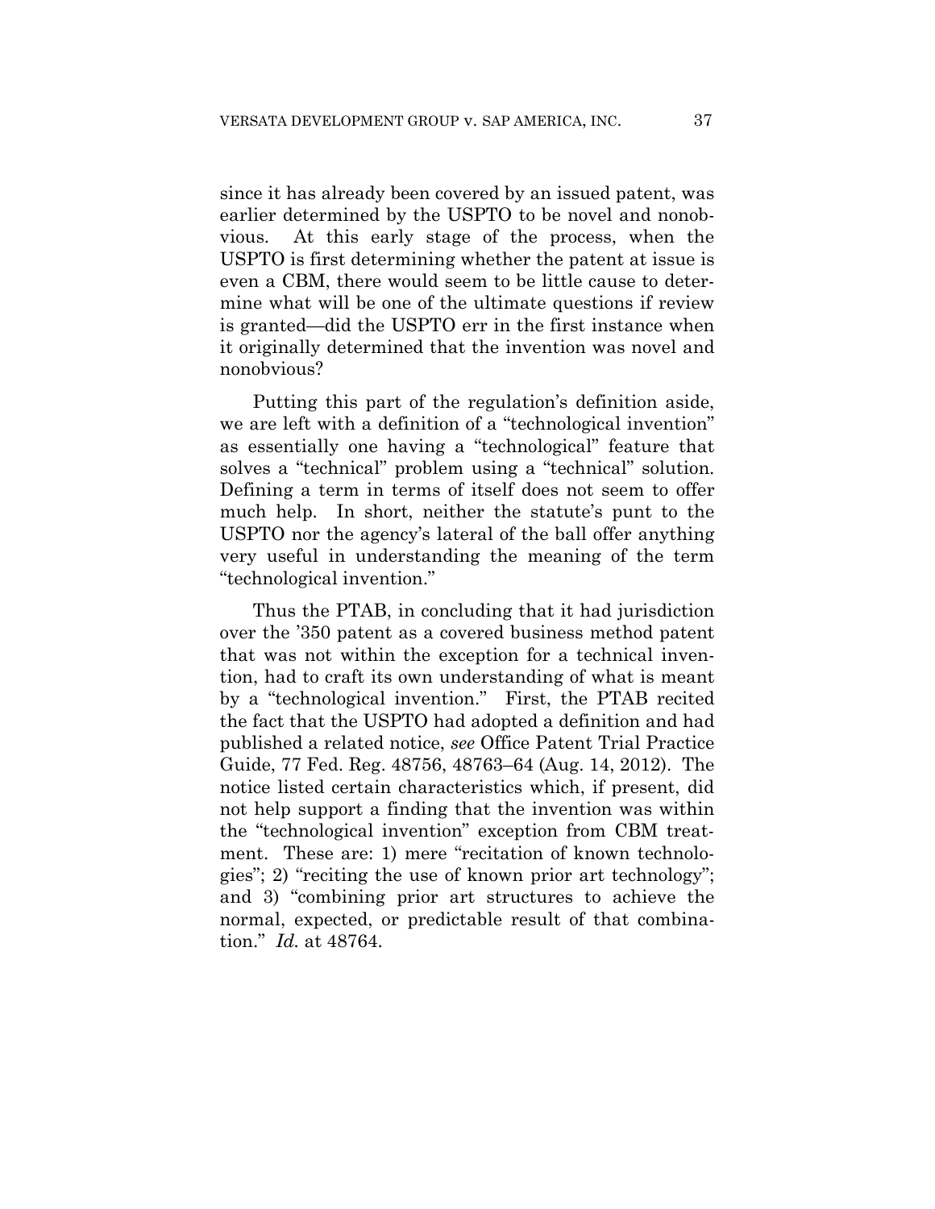since it has already been covered by an issued patent, was earlier determined by the USPTO to be novel and nonobvious. At this early stage of the process, when the USPTO is first determining whether the patent at issue is even a CBM, there would seem to be little cause to determine what will be one of the ultimate questions if review is granted—did the USPTO err in the first instance when it originally determined that the invention was novel and nonobvious?

Putting this part of the regulation's definition aside, we are left with a definition of a "technological invention" as essentially one having a "technological" feature that solves a "technical" problem using a "technical" solution. Defining a term in terms of itself does not seem to offer much help. In short, neither the statute's punt to the USPTO nor the agency's lateral of the ball offer anything very useful in understanding the meaning of the term "technological invention."

Thus the PTAB, in concluding that it had jurisdiction over the '350 patent as a covered business method patent that was not within the exception for a technical invention, had to craft its own understanding of what is meant by a "technological invention." First, the PTAB recited the fact that the USPTO had adopted a definition and had published a related notice, *see* Office Patent Trial Practice Guide, 77 Fed. Reg. 48756, 48763–64 (Aug. 14, 2012). The notice listed certain characteristics which, if present, did not help support a finding that the invention was within the "technological invention" exception from CBM treatment. These are: 1) mere "recitation of known technologies"; 2) "reciting the use of known prior art technology"; and 3) "combining prior art structures to achieve the normal, expected, or predictable result of that combination." *Id.* at 48764.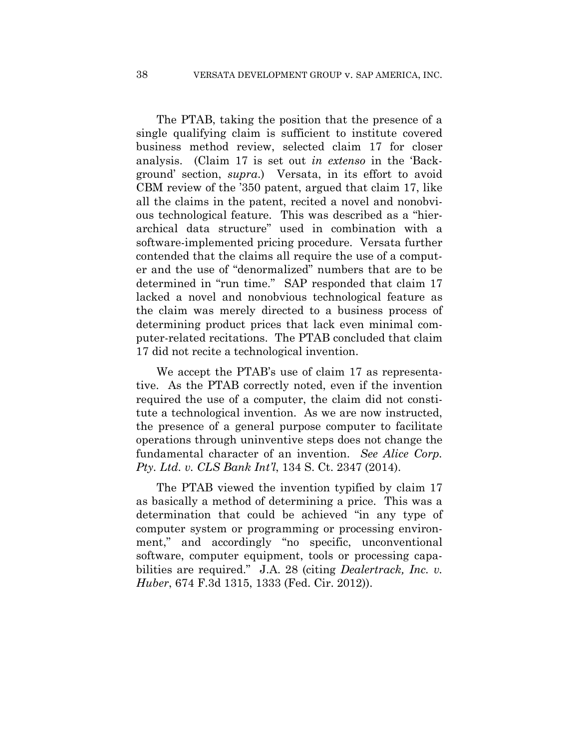The PTAB, taking the position that the presence of a single qualifying claim is sufficient to institute covered business method review, selected claim 17 for closer analysis. (Claim 17 is set out *in extenso* in the 'Background' section, *supra*.) Versata, in its effort to avoid CBM review of the '350 patent, argued that claim 17, like all the claims in the patent, recited a novel and nonobvious technological feature. This was described as a "hierarchical data structure" used in combination with a software-implemented pricing procedure. Versata further contended that the claims all require the use of a computer and the use of "denormalized" numbers that are to be determined in "run time." SAP responded that claim 17 lacked a novel and nonobvious technological feature as the claim was merely directed to a business process of determining product prices that lack even minimal computer-related recitations. The PTAB concluded that claim 17 did not recite a technological invention.

We accept the PTAB's use of claim 17 as representative. As the PTAB correctly noted, even if the invention required the use of a computer, the claim did not constitute a technological invention. As we are now instructed, the presence of a general purpose computer to facilitate operations through uninventive steps does not change the fundamental character of an invention. *See Alice Corp. Pty. Ltd. v. CLS Bank Int'l*, 134 S. Ct. 2347 (2014).

The PTAB viewed the invention typified by claim 17 as basically a method of determining a price. This was a determination that could be achieved "in any type of computer system or programming or processing environment," and accordingly "no specific, unconventional software, computer equipment, tools or processing capabilities are required." J.A. 28 (citing *Dealertrack, Inc. v. Huber*, 674 F.3d 1315, 1333 (Fed. Cir. 2012)).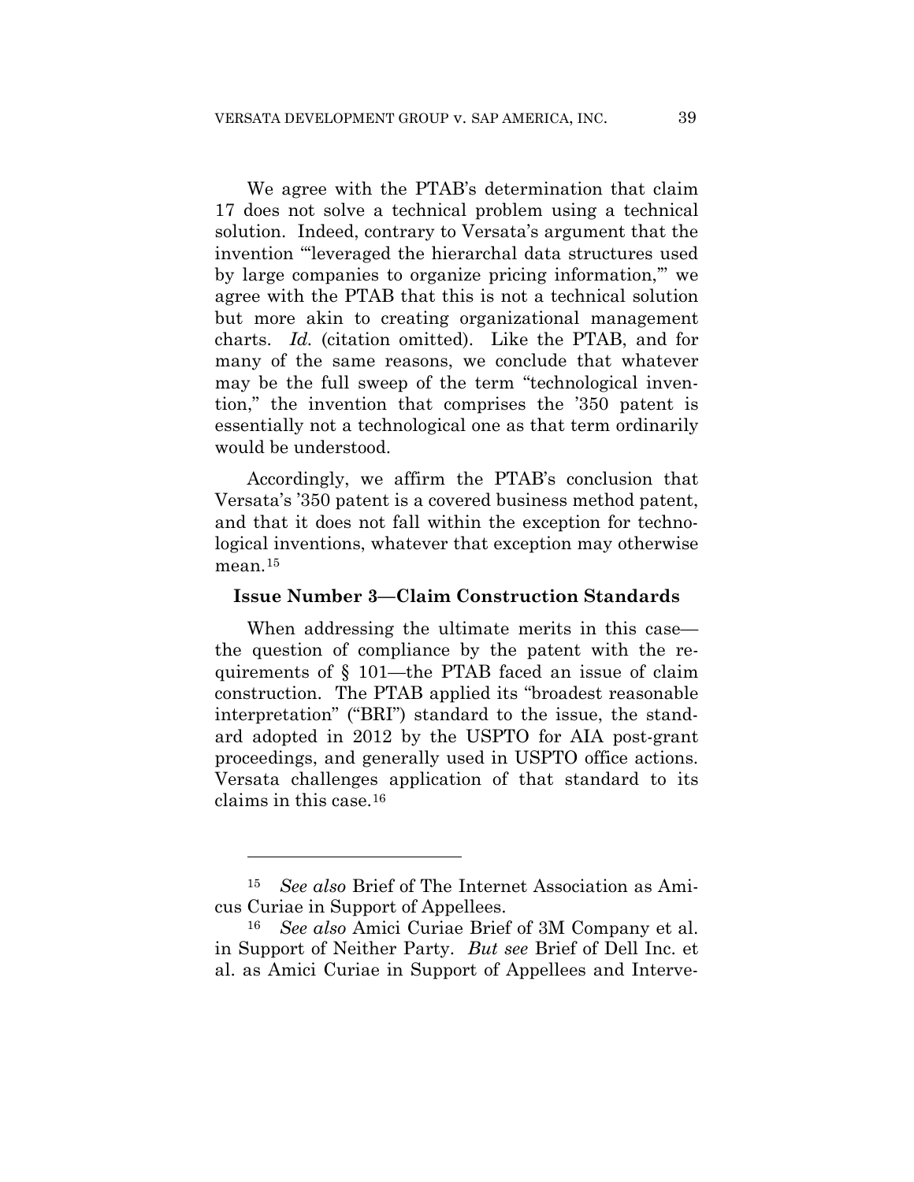We agree with the PTAB's determination that claim 17 does not solve a technical problem using a technical solution. Indeed, contrary to Versata's argument that the invention "'leveraged the hierarchal data structures used by large companies to organize pricing information,'" we agree with the PTAB that this is not a technical solution but more akin to creating organizational management charts. *Id.* (citation omitted). Like the PTAB, and for many of the same reasons, we conclude that whatever may be the full sweep of the term "technological invention," the invention that comprises the '350 patent is essentially not a technological one as that term ordinarily would be understood.

Accordingly, we affirm the PTAB's conclusion that Versata's '350 patent is a covered business method patent, and that it does not fall within the exception for technological inventions, whatever that exception may otherwise mean.[15]

**Issue Number 3—Claim Construction Standards**

When addressing the ultimate merits in this case—the question of compliance by the patent with the requirements of § 101—the PTAB faced an issue of claim construction. The PTAB applied its "broadest reasonable interpretation" ("BRI") standard to the issue, the standard adopted in 2012 by the USPTO for AIA post-grant proceedings, and generally used in USPTO office actions. Versata challenges application of that standard to its claims in this case.[16]

---

[15] *See also* Brief of The Internet Association as Amicus Curiae in Support of Appellees.

[16] *See also* Amici Curiae Brief of 3M Company et al. in Support of Neither Party. *But see* Brief of Dell Inc. et al. as Amici Curiae in Support of Appellees and Interve-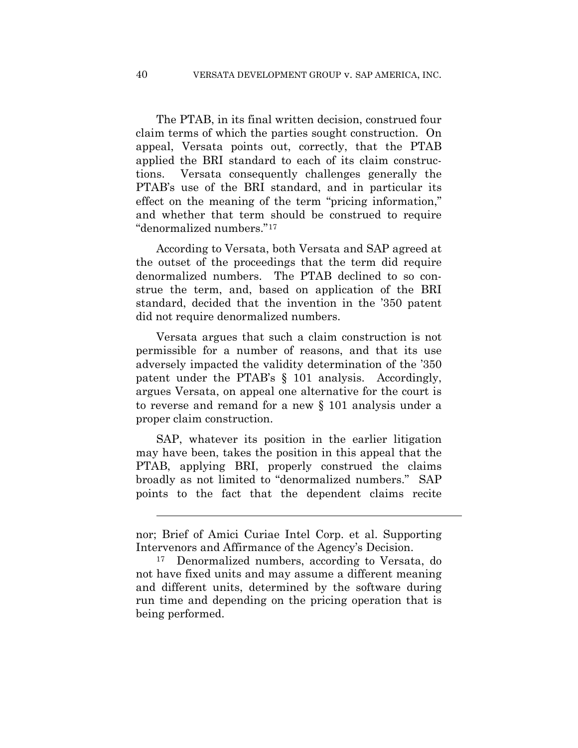The PTAB, in its final written decision, construed four claim terms of which the parties sought construction. On appeal, Versata points out, correctly, that the PTAB applied the BRI standard to each of its claim constructions. Versata consequently challenges generally the PTAB's use of the BRI standard, and in particular its effect on the meaning of the term "pricing information," and whether that term should be construed to require "denormalized numbers."[17]

According to Versata, both Versata and SAP agreed at the outset of the proceedings that the term did require denormalized numbers. The PTAB declined to so construe the term, and, based on application of the BRI standard, decided that the invention in the '350 patent did not require denormalized numbers.

Versata argues that such a claim construction is not permissible for a number of reasons, and that its use adversely impacted the validity determination of the '350 patent under the PTAB's § 101 analysis. Accordingly, argues Versata, on appeal one alternative for the court is to reverse and remand for a new § 101 analysis under a proper claim construction.

SAP, whatever its position in the earlier litigation may have been, takes the position in this appeal that the PTAB, applying BRI, properly construed the claims broadly as not limited to "denormalized numbers." SAP points to the fact that the dependent claims recite

---

nor; Brief of Amici Curiae Intel Corp. et al. Supporting Intervenors and Affirmance of the Agency's Decision.

[17] Denormalized numbers, according to Versata, do not have fixed units and may assume a different meaning and different units, determined by the software during run time and depending on the pricing operation that is being performed.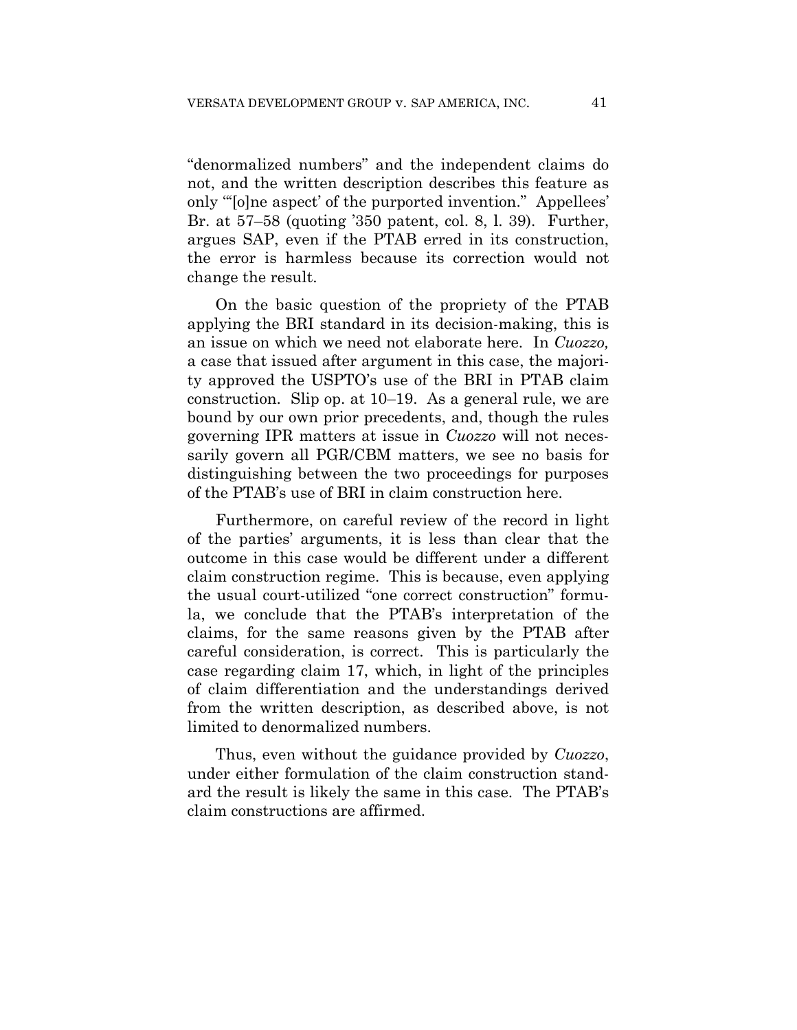"denormalized numbers" and the independent claims do not, and the written description describes this feature as only "'[o]ne aspect' of the purported invention." Appellees' Br. at 57–58 (quoting '350 patent, col. 8, l. 39). Further, argues SAP, even if the PTAB erred in its construction, the error is harmless because its correction would not change the result.

On the basic question of the propriety of the PTAB applying the BRI standard in its decision-making, this is an issue on which we need not elaborate here. In *Cuozzo,* a case that issued after argument in this case, the majority approved the USPTO's use of the BRI in PTAB claim construction. Slip op. at 10–19. As a general rule, we are bound by our own prior precedents, and, though the rules governing IPR matters at issue in *Cuozzo* will not necessarily govern all PGR/CBM matters, we see no basis for distinguishing between the two proceedings for purposes of the PTAB's use of BRI in claim construction here.

Furthermore, on careful review of the record in light of the parties' arguments, it is less than clear that the outcome in this case would be different under a different claim construction regime. This is because, even applying the usual court-utilized "one correct construction" formula, we conclude that the PTAB's interpretation of the claims, for the same reasons given by the PTAB after careful consideration, is correct. This is particularly the case regarding claim 17, which, in light of the principles of claim differentiation and the understandings derived from the written description, as described above, is not limited to denormalized numbers.

Thus, even without the guidance provided by *Cuozzo*, under either formulation of the claim construction standard the result is likely the same in this case. The PTAB's claim constructions are affirmed.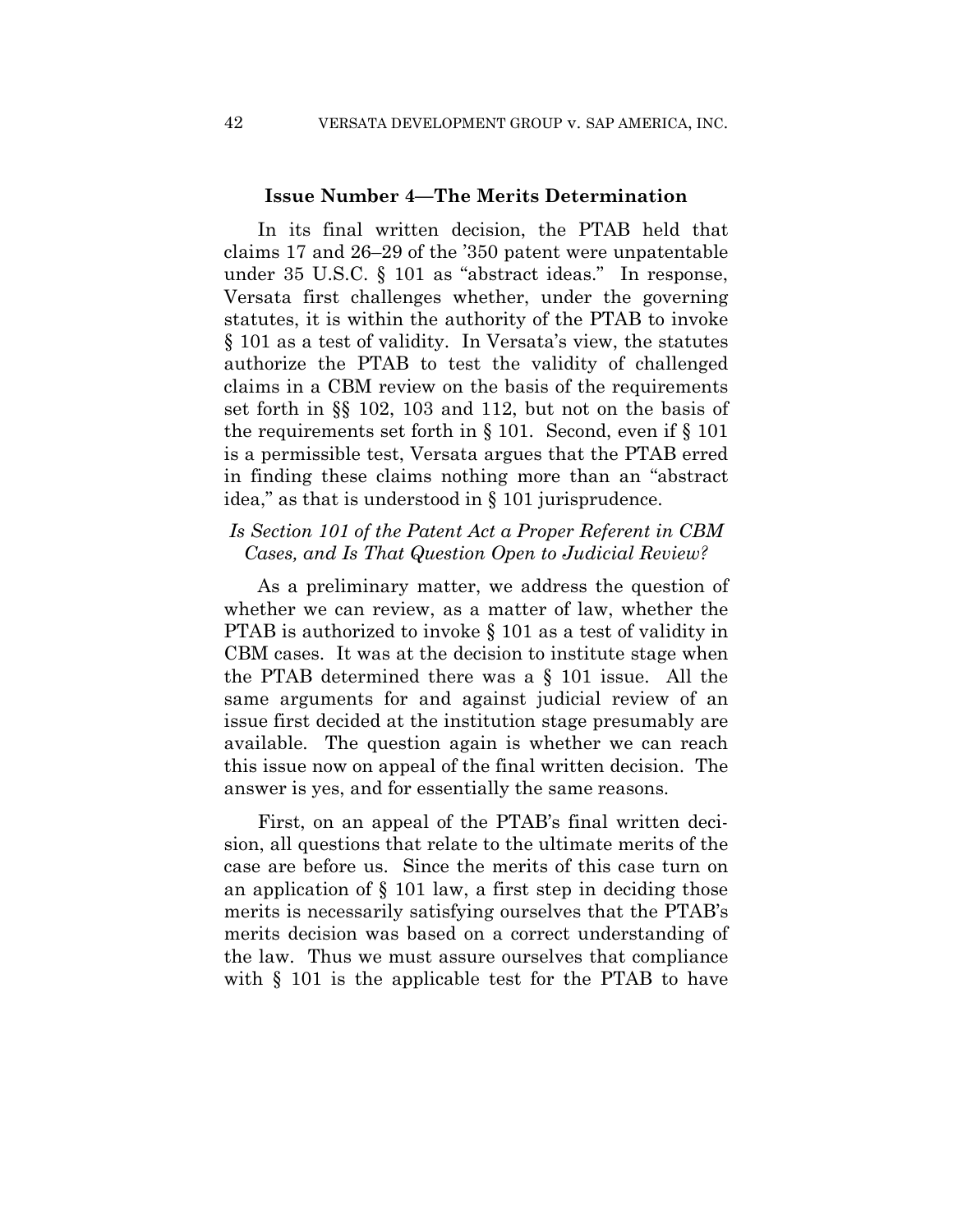### Issue Number 4—The Merits Determination

In its final written decision, the PTAB held that claims 17 and 26–29 of the '350 patent were unpatentable under 35 U.S.C. § 101 as "abstract ideas." In response, Versata first challenges whether, under the governing statutes, it is within the authority of the PTAB to invoke § 101 as a test of validity. In Versata's view, the statutes authorize the PTAB to test the validity of challenged claims in a CBM review on the basis of the requirements set forth in §§ 102, 103 and 112, but not on the basis of the requirements set forth in § 101. Second, even if § 101 is a permissible test, Versata argues that the PTAB erred in finding these claims nothing more than an "abstract idea," as that is understood in § 101 jurisprudence.

*Is Section 101 of the Patent Act a Proper Referent in CBM Cases, and Is That Question Open to Judicial Review?*

As a preliminary matter, we address the question of whether we can review, as a matter of law, whether the PTAB is authorized to invoke § 101 as a test of validity in CBM cases. It was at the decision to institute stage when the PTAB determined there was a § 101 issue. All the same arguments for and against judicial review of an issue first decided at the institution stage presumably are available. The question again is whether we can reach this issue now on appeal of the final written decision. The answer is yes, and for essentially the same reasons.

First, on an appeal of the PTAB's final written decision, all questions that relate to the ultimate merits of the case are before us. Since the merits of this case turn on an application of § 101 law, a first step in deciding those merits is necessarily satisfying ourselves that the PTAB's merits decision was based on a correct understanding of the law. Thus we must assure ourselves that compliance with § 101 is the applicable test for the PTAB to have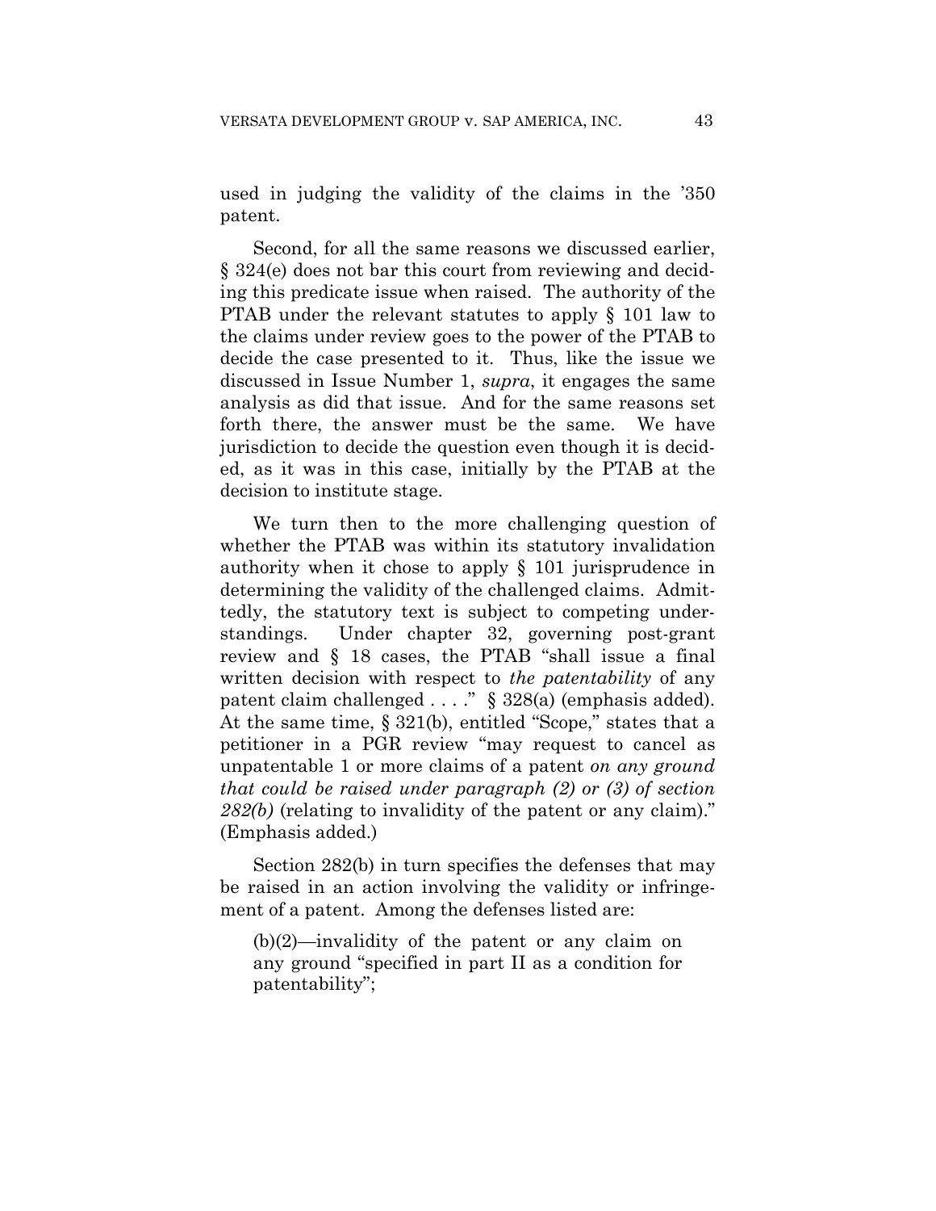used in judging the validity of the claims in the '350 patent.

Second, for all the same reasons we discussed earlier, § 324(e) does not bar this court from reviewing and deciding this predicate issue when raised. The authority of the PTAB under the relevant statutes to apply § 101 law to the claims under review goes to the power of the PTAB to decide the case presented to it. Thus, like the issue we discussed in Issue Number 1, *supra*, it engages the same analysis as did that issue. And for the same reasons set forth there, the answer must be the same. We have jurisdiction to decide the question even though it is decided, as it was in this case, initially by the PTAB at the decision to institute stage.

We turn then to the more challenging question of whether the PTAB was within its statutory invalidation authority when it chose to apply § 101 jurisprudence in determining the validity of the challenged claims. Admittedly, the statutory text is subject to competing understandings. Under chapter 32, governing post-grant review and § 18 cases, the PTAB "shall issue a final written decision with respect to *the patentability* of any patent claim challenged . . . ." § 328(a) (emphasis added). At the same time, § 321(b), entitled "Scope," states that a petitioner in a PGR review "may request to cancel as unpatentable 1 or more claims of a patent *on any ground that could be raised under paragraph (2) or (3) of section 282(b)* (relating to invalidity of the patent or any claim)." (Emphasis added.)

Section 282(b) in turn specifies the defenses that may be raised in an action involving the validity or infringement of a patent. Among the defenses listed are:

> (b)(2)—invalidity of the patent or any claim on any ground "specified in part II as a condition for patentability";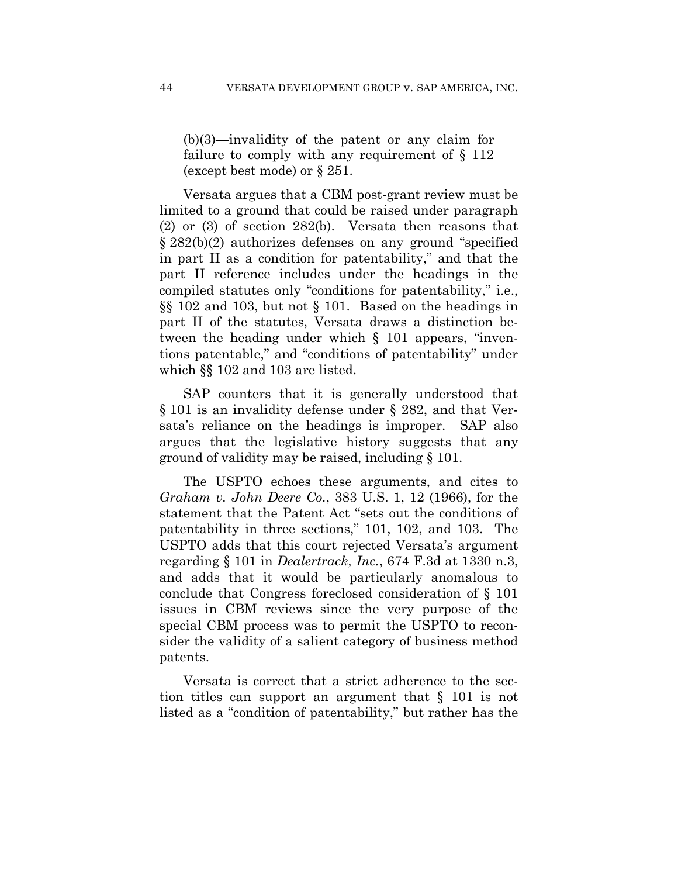(b)(3)—invalidity of the patent or any claim for failure to comply with any requirement of § 112 (except best mode) or § 251.

Versata argues that a CBM post-grant review must be limited to a ground that could be raised under paragraph (2) or (3) of section 282(b). Versata then reasons that § 282(b)(2) authorizes defenses on any ground "specified in part II as a condition for patentability," and that the part II reference includes under the headings in the compiled statutes only "conditions for patentability," i.e., §§ 102 and 103, but not § 101. Based on the headings in part II of the statutes, Versata draws a distinction between the heading under which § 101 appears, "inventions patentable," and "conditions of patentability" under which §§ 102 and 103 are listed.

SAP counters that it is generally understood that § 101 is an invalidity defense under § 282, and that Versata's reliance on the headings is improper. SAP also argues that the legislative history suggests that any ground of validity may be raised, including § 101.

The USPTO echoes these arguments, and cites to *Graham v. John Deere Co.*, 383 U.S. 1, 12 (1966), for the statement that the Patent Act "sets out the conditions of patentability in three sections," 101, 102, and 103. The USPTO adds that this court rejected Versata's argument regarding § 101 in *Dealertrack, Inc.*, 674 F.3d at 1330 n.3, and adds that it would be particularly anomalous to conclude that Congress foreclosed consideration of § 101 issues in CBM reviews since the very purpose of the special CBM process was to permit the USPTO to reconsider the validity of a salient category of business method patents.

Versata is correct that a strict adherence to the section titles can support an argument that § 101 is not listed as a "condition of patentability," but rather has the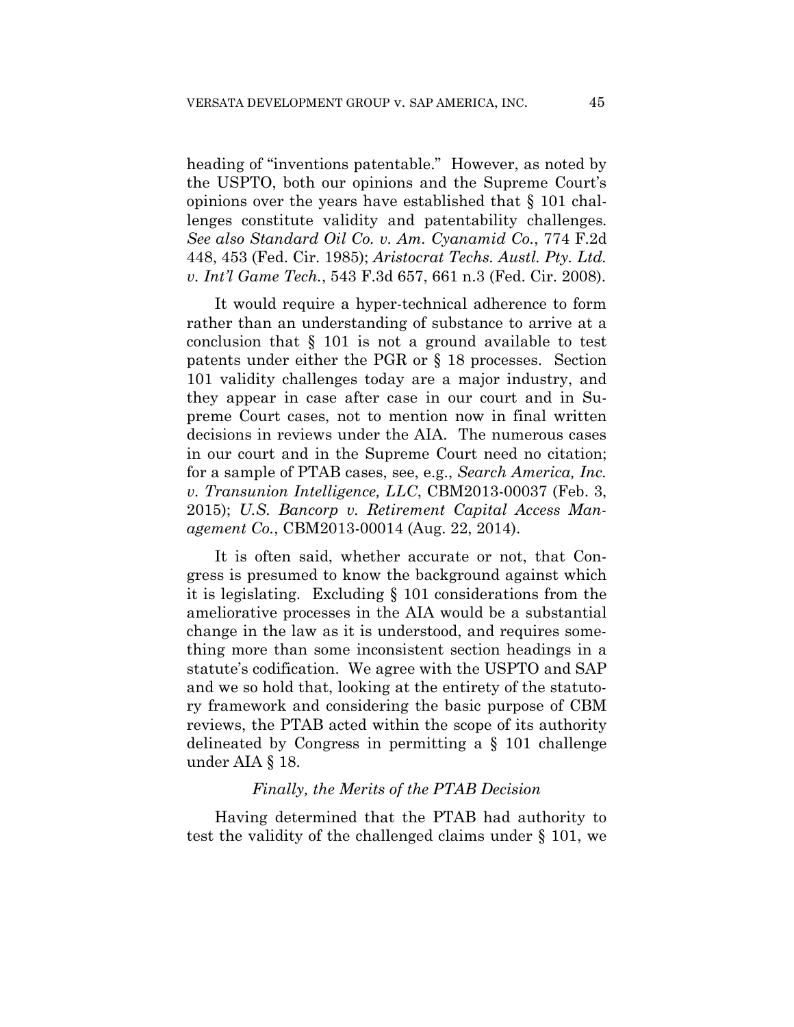heading of "inventions patentable." However, as noted by the USPTO, both our opinions and the Supreme Court's opinions over the years have established that § 101 challenges constitute validity and patentability challenges. *See also Standard Oil Co. v. Am. Cyanamid Co.*, 774 F.2d 448, 453 (Fed. Cir. 1985); *Aristocrat Techs. Austl. Pty. Ltd. v. Int'l Game Tech.*, 543 F.3d 657, 661 n.3 (Fed. Cir. 2008).

It would require a hyper-technical adherence to form rather than an understanding of substance to arrive at a conclusion that § 101 is not a ground available to test patents under either the PGR or § 18 processes. Section 101 validity challenges today are a major industry, and they appear in case after case in our court and in Supreme Court cases, not to mention now in final written decisions in reviews under the AIA. The numerous cases in our court and in the Supreme Court need no citation; for a sample of PTAB cases, see, e.g., *Search America, Inc. v. Transunion Intelligence, LLC*, CBM2013-00037 (Feb. 3, 2015); *U.S. Bancorp v. Retirement Capital Access Management Co.*, CBM2013-00014 (Aug. 22, 2014).

It is often said, whether accurate or not, that Congress is presumed to know the background against which it is legislating. Excluding § 101 considerations from the ameliorative processes in the AIA would be a substantial change in the law as it is understood, and requires something more than some inconsistent section headings in a statute's codification. We agree with the USPTO and SAP and we so hold that, looking at the entirety of the statutory framework and considering the basic purpose of CBM reviews, the PTAB acted within the scope of its authority delineated by Congress in permitting a § 101 challenge under AIA § 18.

### *Finally, the Merits of the PTAB Decision*

Having determined that the PTAB had authority to test the validity of the challenged claims under § 101, we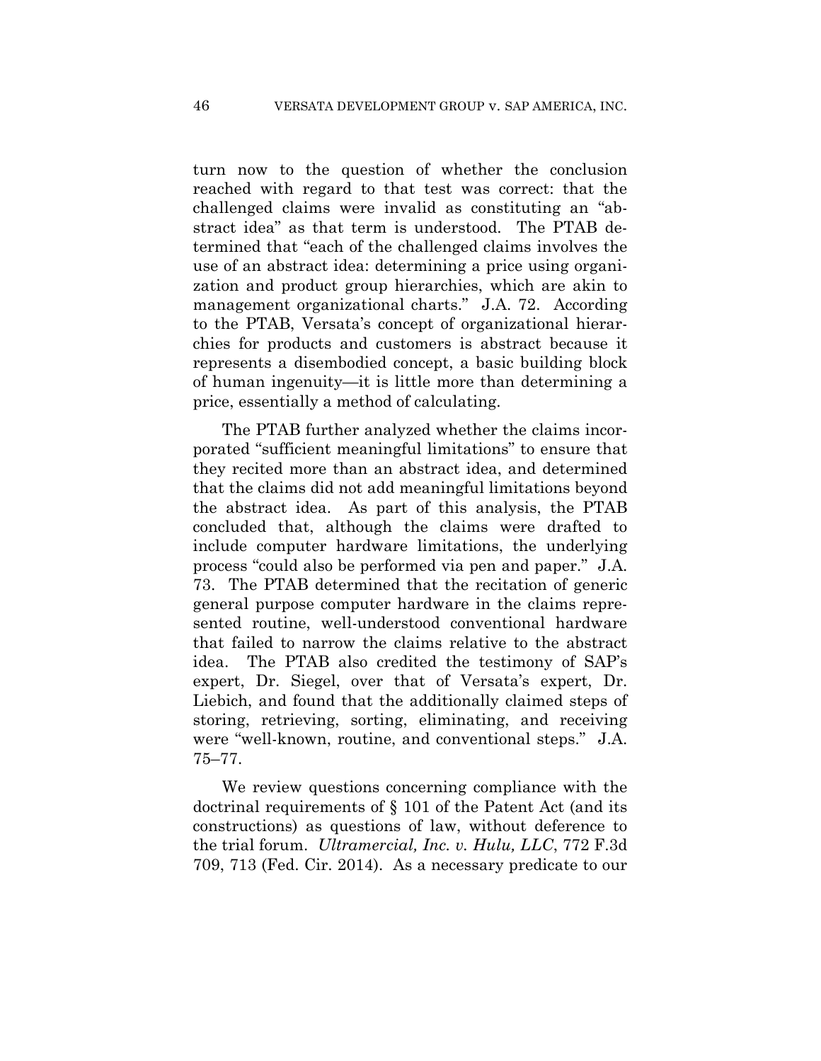turn now to the question of whether the conclusion reached with regard to that test was correct: that the challenged claims were invalid as constituting an "abstract idea" as that term is understood. The PTAB determined that "each of the challenged claims involves the use of an abstract idea: determining a price using organization and product group hierarchies, which are akin to management organizational charts." J.A. 72. According to the PTAB, Versata's concept of organizational hierarchies for products and customers is abstract because it represents a disembodied concept, a basic building block of human ingenuity—it is little more than determining a price, essentially a method of calculating.

The PTAB further analyzed whether the claims incorporated "sufficient meaningful limitations" to ensure that they recited more than an abstract idea, and determined that the claims did not add meaningful limitations beyond the abstract idea. As part of this analysis, the PTAB concluded that, although the claims were drafted to include computer hardware limitations, the underlying process "could also be performed via pen and paper." J.A. 73. The PTAB determined that the recitation of generic general purpose computer hardware in the claims represented routine, well-understood conventional hardware that failed to narrow the claims relative to the abstract idea. The PTAB also credited the testimony of SAP's expert, Dr. Siegel, over that of Versata's expert, Dr. Liebich, and found that the additionally claimed steps of storing, retrieving, sorting, eliminating, and receiving were "well-known, routine, and conventional steps." J.A. 75–77.

We review questions concerning compliance with the doctrinal requirements of § 101 of the Patent Act (and its constructions) as questions of law, without deference to the trial forum. *Ultramercial, Inc. v. Hulu, LLC*, 772 F.3d 709, 713 (Fed. Cir. 2014). As a necessary predicate to our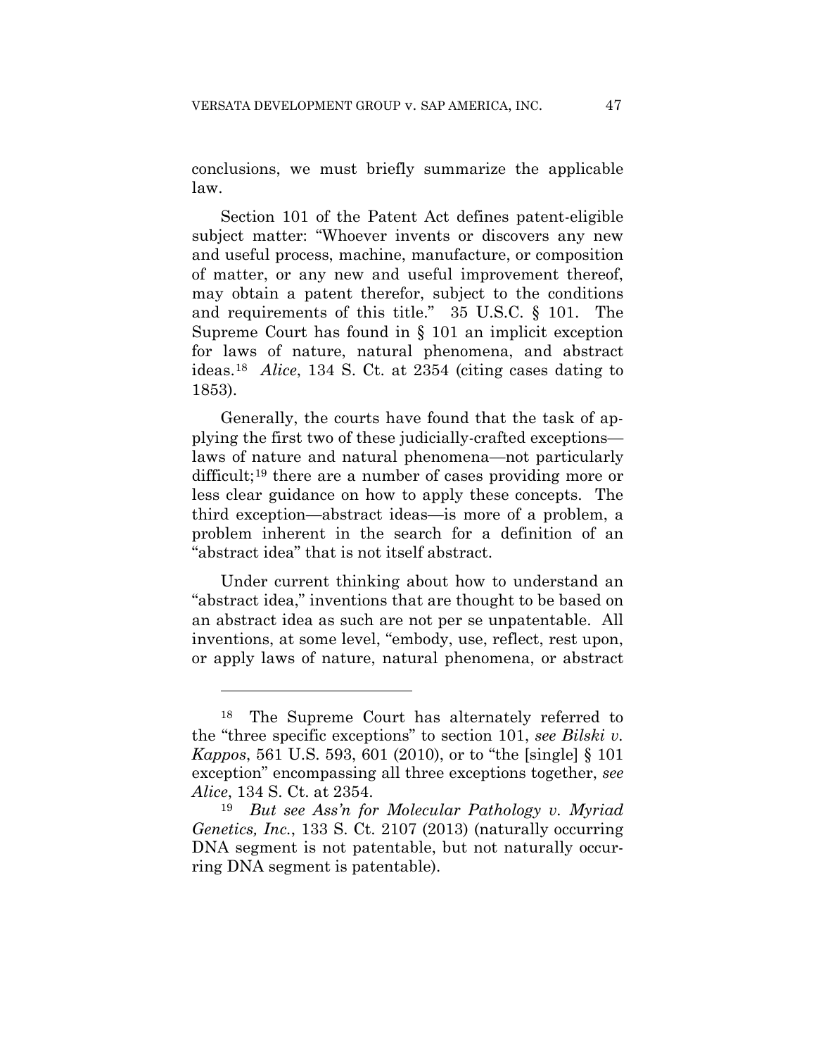conclusions, we must briefly summarize the applicable law.

Section 101 of the Patent Act defines patent-eligible subject matter: "Whoever invents or discovers any new and useful process, machine, manufacture, or composition of matter, or any new and useful improvement thereof, may obtain a patent therefor, subject to the conditions and requirements of this title." 35 U.S.C. § 101. The Supreme Court has found in § 101 an implicit exception for laws of nature, natural phenomena, and abstract ideas.[18] *Alice*, 134 S. Ct. at 2354 (citing cases dating to 1853).

Generally, the courts have found that the task of applying the first two of these judicially-crafted exceptions—laws of nature and natural phenomena—not particularly difficult;[19] there are a number of cases providing more or less clear guidance on how to apply these concepts. The third exception—abstract ideas—is more of a problem, a problem inherent in the search for a definition of an "abstract idea" that is not itself abstract.

Under current thinking about how to understand an "abstract idea," inventions that are thought to be based on an abstract idea as such are not per se unpatentable. All inventions, at some level, "embody, use, reflect, rest upon, or apply laws of nature, natural phenomena, or abstract

---

[18] The Supreme Court has alternately referred to the "three specific exceptions" to section 101, *see Bilski v. Kappos*, 561 U.S. 593, 601 (2010), or to "the [single] § 101 exception" encompassing all three exceptions together, *see Alice*, 134 S. Ct. at 2354.

[19] *But see Ass'n for Molecular Pathology v. Myriad Genetics, Inc.*, 133 S. Ct. 2107 (2013) (naturally occurring DNA segment is not patentable, but not naturally occurring DNA segment is patentable).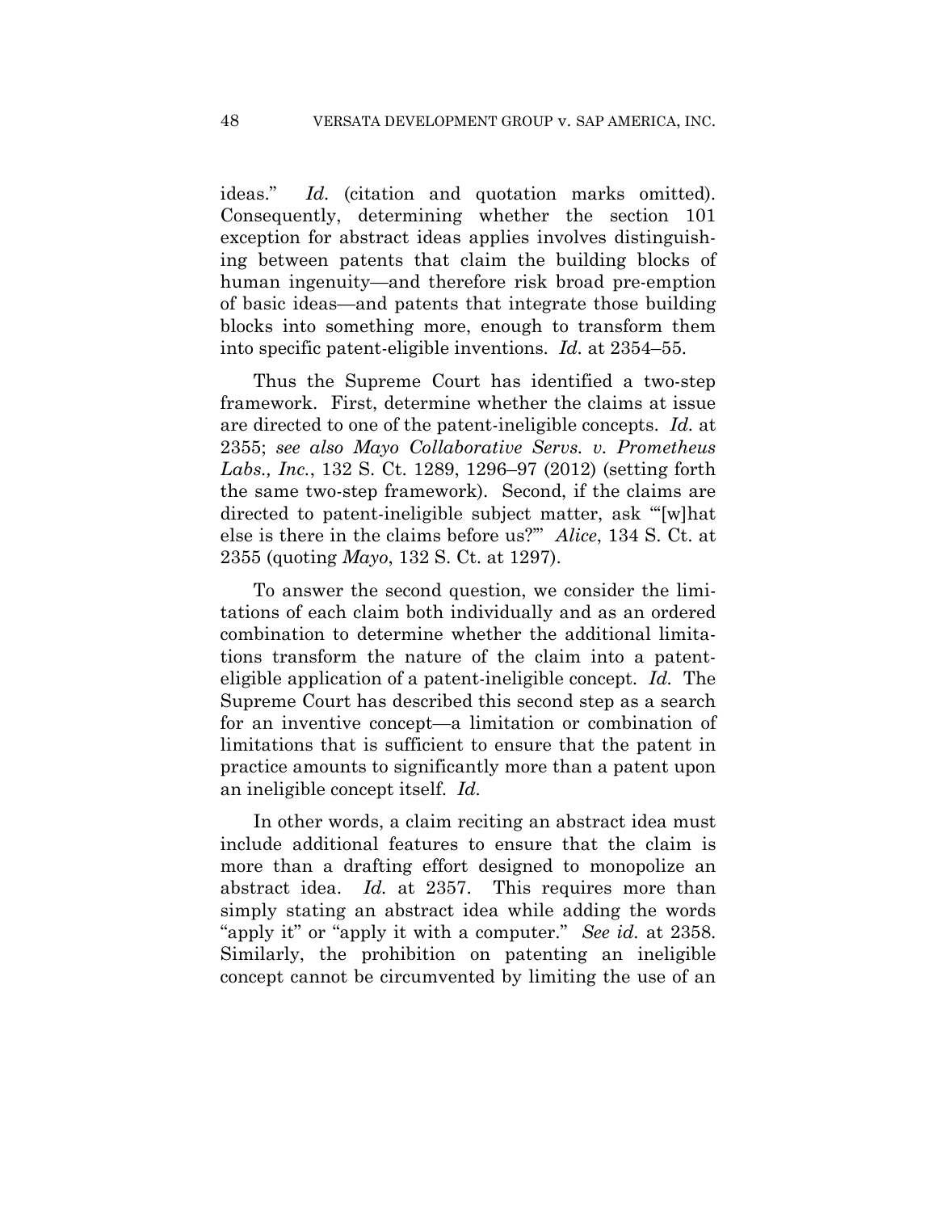ideas." *Id.* (citation and quotation marks omitted). Consequently, determining whether the section 101 exception for abstract ideas applies involves distinguishing between patents that claim the building blocks of human ingenuity—and therefore risk broad pre-emption of basic ideas—and patents that integrate those building blocks into something more, enough to transform them into specific patent-eligible inventions. *Id.* at 2354–55.

Thus the Supreme Court has identified a two-step framework. First, determine whether the claims at issue are directed to one of the patent-ineligible concepts. *Id.* at 2355; *see also Mayo Collaborative Servs. v. Prometheus Labs., Inc.*, 132 S. Ct. 1289, 1296–97 (2012) (setting forth the same two-step framework). Second, if the claims are directed to patent-ineligible subject matter, ask "'[w]hat else is there in the claims before us?'" *Alice*, 134 S. Ct. at 2355 (quoting *Mayo*, 132 S. Ct. at 1297).

To answer the second question, we consider the limitations of each claim both individually and as an ordered combination to determine whether the additional limitations transform the nature of the claim into a patent-eligible application of a patent-ineligible concept. *Id.* The Supreme Court has described this second step as a search for an inventive concept—a limitation or combination of limitations that is sufficient to ensure that the patent in practice amounts to significantly more than a patent upon an ineligible concept itself. *Id.*

In other words, a claim reciting an abstract idea must include additional features to ensure that the claim is more than a drafting effort designed to monopolize an abstract idea. *Id.* at 2357. This requires more than simply stating an abstract idea while adding the words "apply it" or "apply it with a computer." *See id.* at 2358. Similarly, the prohibition on patenting an ineligible concept cannot be circumvented by limiting the use of an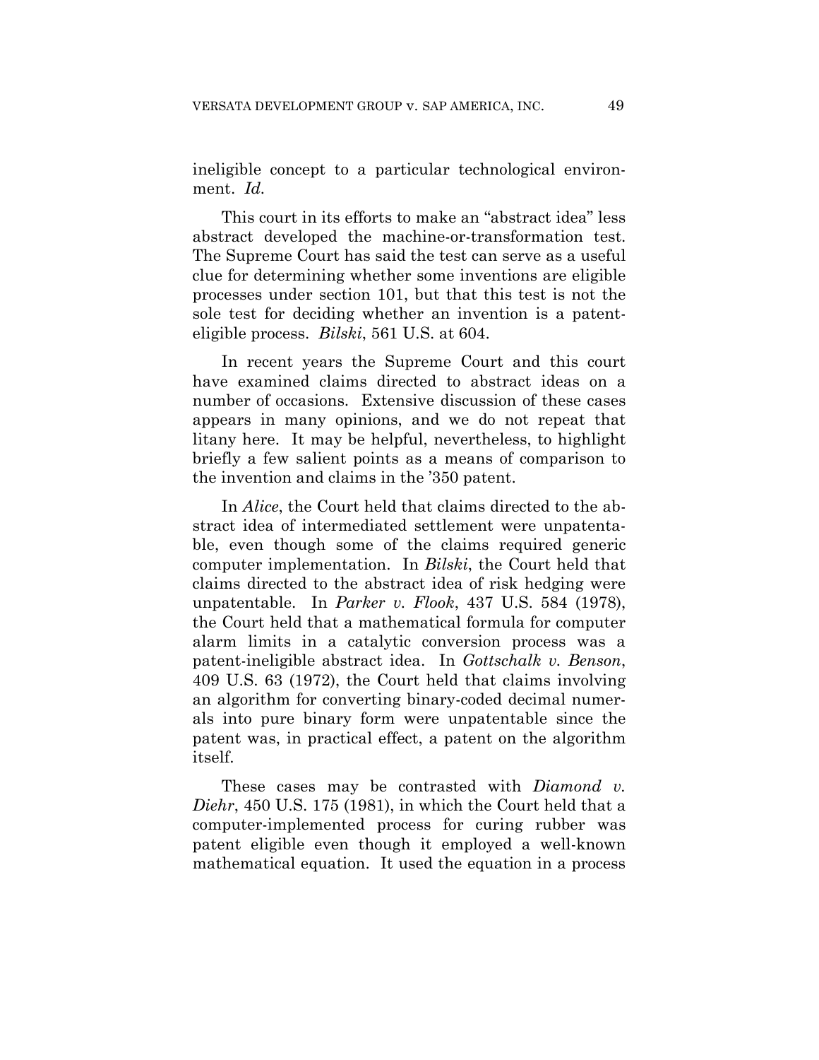ineligible concept to a particular technological environment. *Id.*

This court in its efforts to make an "abstract idea" less abstract developed the machine-or-transformation test. The Supreme Court has said the test can serve as a useful clue for determining whether some inventions are eligible processes under section 101, but that this test is not the sole test for deciding whether an invention is a patent-eligible process. *Bilski*, 561 U.S. at 604.

In recent years the Supreme Court and this court have examined claims directed to abstract ideas on a number of occasions. Extensive discussion of these cases appears in many opinions, and we do not repeat that litany here. It may be helpful, nevertheless, to highlight briefly a few salient points as a means of comparison to the invention and claims in the '350 patent.

In *Alice*, the Court held that claims directed to the abstract idea of intermediated settlement were unpatentable, even though some of the claims required generic computer implementation. In *Bilski*, the Court held that claims directed to the abstract idea of risk hedging were unpatentable. In *Parker v. Flook*, 437 U.S. 584 (1978), the Court held that a mathematical formula for computer alarm limits in a catalytic conversion process was a patent-ineligible abstract idea. In *Gottschalk v. Benson*, 409 U.S. 63 (1972), the Court held that claims involving an algorithm for converting binary-coded decimal numerals into pure binary form were unpatentable since the patent was, in practical effect, a patent on the algorithm itself.

These cases may be contrasted with *Diamond v. Diehr*, 450 U.S. 175 (1981), in which the Court held that a computer-implemented process for curing rubber was patent eligible even though it employed a well-known mathematical equation. It used the equation in a process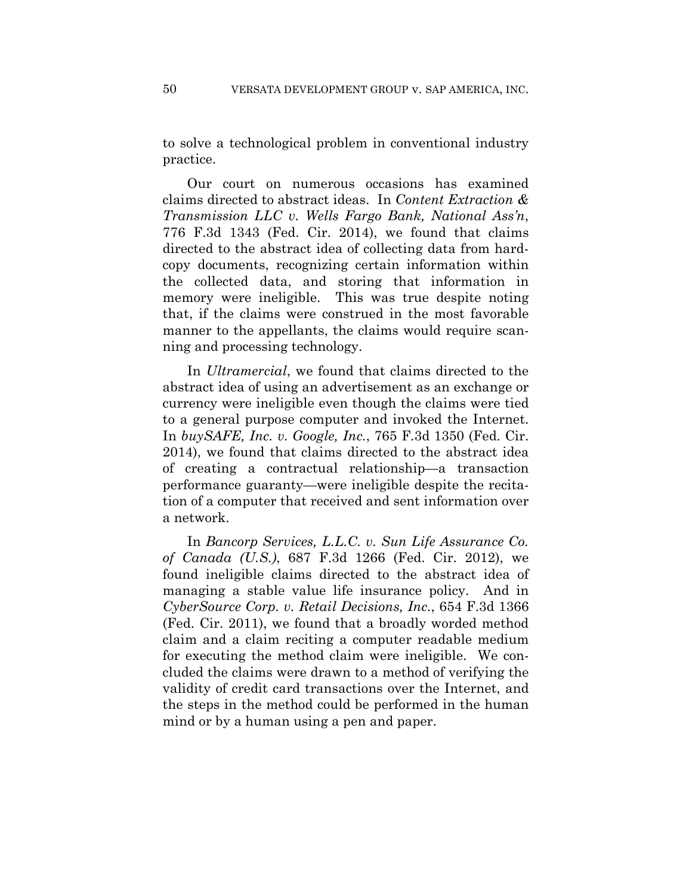to solve a technological problem in conventional industry practice.

Our court on numerous occasions has examined claims directed to abstract ideas. In *Content Extraction & Transmission LLC v. Wells Fargo Bank, National Ass'n*, 776 F.3d 1343 (Fed. Cir. 2014), we found that claims directed to the abstract idea of collecting data from hard-copy documents, recognizing certain information within the collected data, and storing that information in memory were ineligible. This was true despite noting that, if the claims were construed in the most favorable manner to the appellants, the claims would require scanning and processing technology.

In *Ultramercial*, we found that claims directed to the abstract idea of using an advertisement as an exchange or currency were ineligible even though the claims were tied to a general purpose computer and invoked the Internet. In *buySAFE, Inc. v. Google, Inc.*, 765 F.3d 1350 (Fed. Cir. 2014), we found that claims directed to the abstract idea of creating a contractual relationship—a transaction performance guaranty—were ineligible despite the recitation of a computer that received and sent information over a network.

In *Bancorp Services, L.L.C. v. Sun Life Assurance Co. of Canada (U.S.)*, 687 F.3d 1266 (Fed. Cir. 2012), we found ineligible claims directed to the abstract idea of managing a stable value life insurance policy. And in *CyberSource Corp. v. Retail Decisions, Inc.*, 654 F.3d 1366 (Fed. Cir. 2011), we found that a broadly worded method claim and a claim reciting a computer readable medium for executing the method claim were ineligible. We concluded the claims were drawn to a method of verifying the validity of credit card transactions over the Internet, and the steps in the method could be performed in the human mind or by a human using a pen and paper.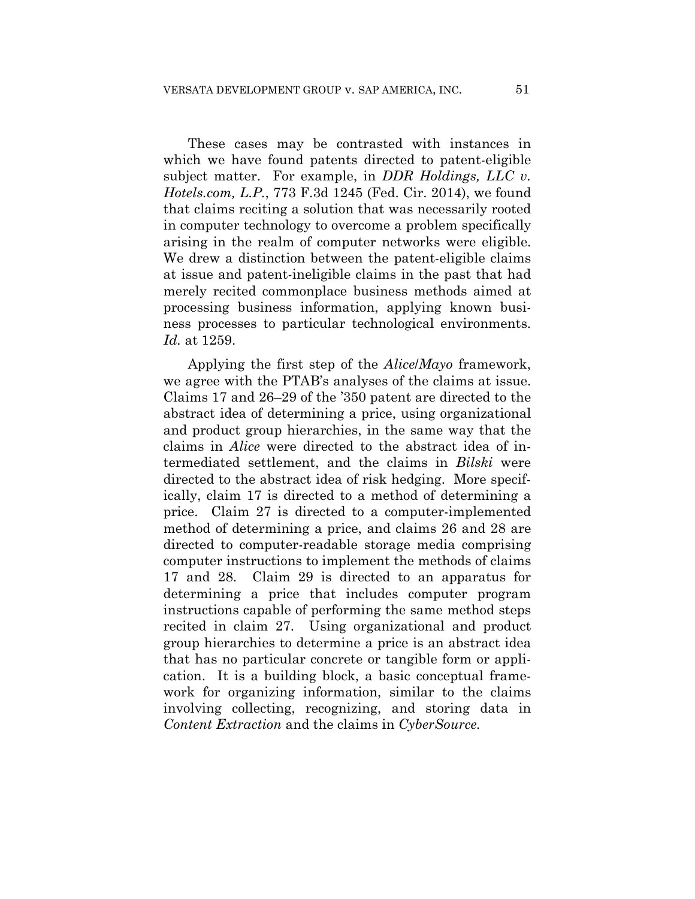These cases may be contrasted with instances in which we have found patents directed to patent-eligible subject matter. For example, in *DDR Holdings, LLC v. Hotels.com, L.P.*, 773 F.3d 1245 (Fed. Cir. 2014), we found that claims reciting a solution that was necessarily rooted in computer technology to overcome a problem specifically arising in the realm of computer networks were eligible. We drew a distinction between the patent-eligible claims at issue and patent-ineligible claims in the past that had merely recited commonplace business methods aimed at processing business information, applying known business processes to particular technological environments. *Id.* at 1259.

Applying the first step of the *Alice*/*Mayo* framework, we agree with the PTAB's analyses of the claims at issue. Claims 17 and 26–29 of the '350 patent are directed to the abstract idea of determining a price, using organizational and product group hierarchies, in the same way that the claims in *Alice* were directed to the abstract idea of intermediated settlement, and the claims in *Bilski* were directed to the abstract idea of risk hedging. More specifically, claim 17 is directed to a method of determining a price. Claim 27 is directed to a computer-implemented method of determining a price, and claims 26 and 28 are directed to computer-readable storage media comprising computer instructions to implement the methods of claims 17 and 28. Claim 29 is directed to an apparatus for determining a price that includes computer program instructions capable of performing the same method steps recited in claim 27. Using organizational and product group hierarchies to determine a price is an abstract idea that has no particular concrete or tangible form or application. It is a building block, a basic conceptual framework for organizing information, similar to the claims involving collecting, recognizing, and storing data in *Content Extraction* and the claims in *CyberSource.*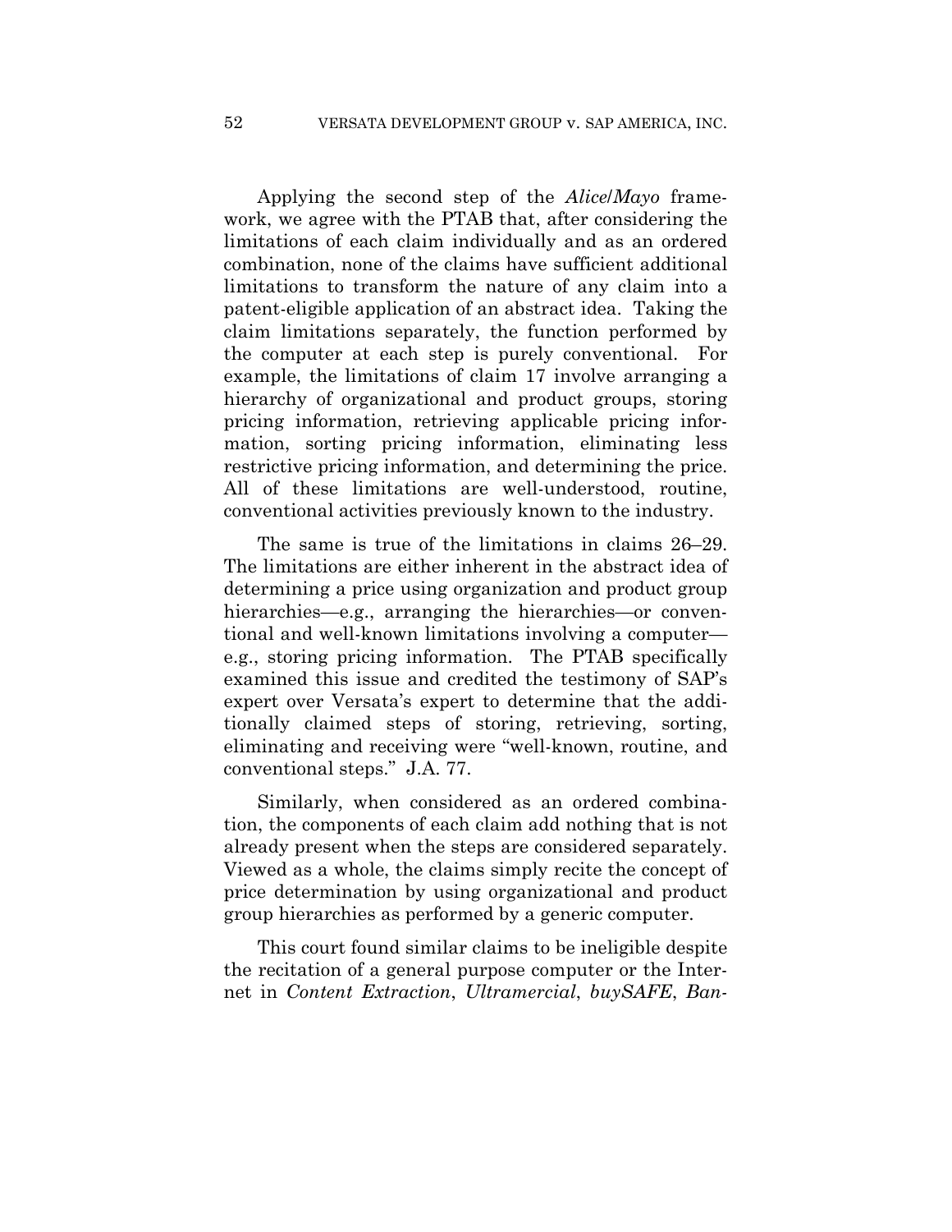Applying the second step of the *Alice*/*Mayo* framework, we agree with the PTAB that, after considering the limitations of each claim individually and as an ordered combination, none of the claims have sufficient additional limitations to transform the nature of any claim into a patent-eligible application of an abstract idea. Taking the claim limitations separately, the function performed by the computer at each step is purely conventional. For example, the limitations of claim 17 involve arranging a hierarchy of organizational and product groups, storing pricing information, retrieving applicable pricing information, sorting pricing information, eliminating less restrictive pricing information, and determining the price. All of these limitations are well-understood, routine, conventional activities previously known to the industry.

The same is true of the limitations in claims 26–29. The limitations are either inherent in the abstract idea of determining a price using organization and product group hierarchies—e.g., arranging the hierarchies—or conventional and well-known limitations involving a computer—e.g., storing pricing information. The PTAB specifically examined this issue and credited the testimony of SAP's expert over Versata's expert to determine that the additionally claimed steps of storing, retrieving, sorting, eliminating and receiving were "well-known, routine, and conventional steps." J.A. 77.

Similarly, when considered as an ordered combination, the components of each claim add nothing that is not already present when the steps are considered separately. Viewed as a whole, the claims simply recite the concept of price determination by using organizational and product group hierarchies as performed by a generic computer.

This court found similar claims to be ineligible despite the recitation of a general purpose computer or the Internet in *Content Extraction*, *Ultramercial*, *buySAFE*, *Ban-*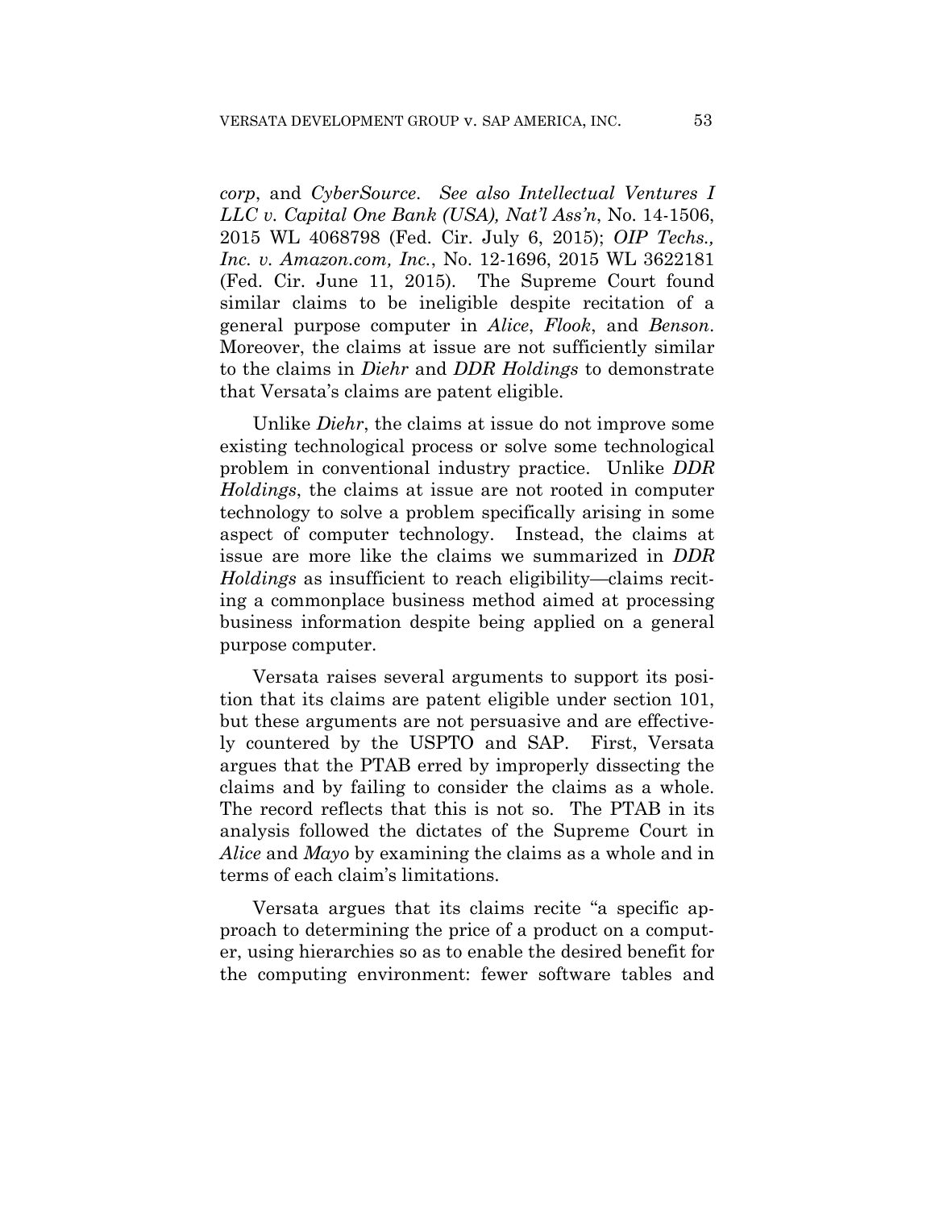*corp*, and *CyberSource*. *See also Intellectual Ventures I LLC v. Capital One Bank (USA), Nat'l Ass'n*, No. 14-1506, 2015 WL 4068798 (Fed. Cir. July 6, 2015); *OIP Techs., Inc. v. Amazon.com, Inc.*, No. 12-1696, 2015 WL 3622181 (Fed. Cir. June 11, 2015). The Supreme Court found similar claims to be ineligible despite recitation of a general purpose computer in *Alice*, *Flook*, and *Benson*. Moreover, the claims at issue are not sufficiently similar to the claims in *Diehr* and *DDR Holdings* to demonstrate that Versata's claims are patent eligible.

Unlike *Diehr*, the claims at issue do not improve some existing technological process or solve some technological problem in conventional industry practice. Unlike *DDR Holdings*, the claims at issue are not rooted in computer technology to solve a problem specifically arising in some aspect of computer technology. Instead, the claims at issue are more like the claims we summarized in *DDR Holdings* as insufficient to reach eligibility—claims reciting a commonplace business method aimed at processing business information despite being applied on a general purpose computer.

Versata raises several arguments to support its position that its claims are patent eligible under section 101, but these arguments are not persuasive and are effectively countered by the USPTO and SAP. First, Versata argues that the PTAB erred by improperly dissecting the claims and by failing to consider the claims as a whole. The record reflects that this is not so. The PTAB in its analysis followed the dictates of the Supreme Court in *Alice* and *Mayo* by examining the claims as a whole and in terms of each claim's limitations.

Versata argues that its claims recite "a specific approach to determining the price of a product on a computer, using hierarchies so as to enable the desired benefit for the computing environment: fewer software tables and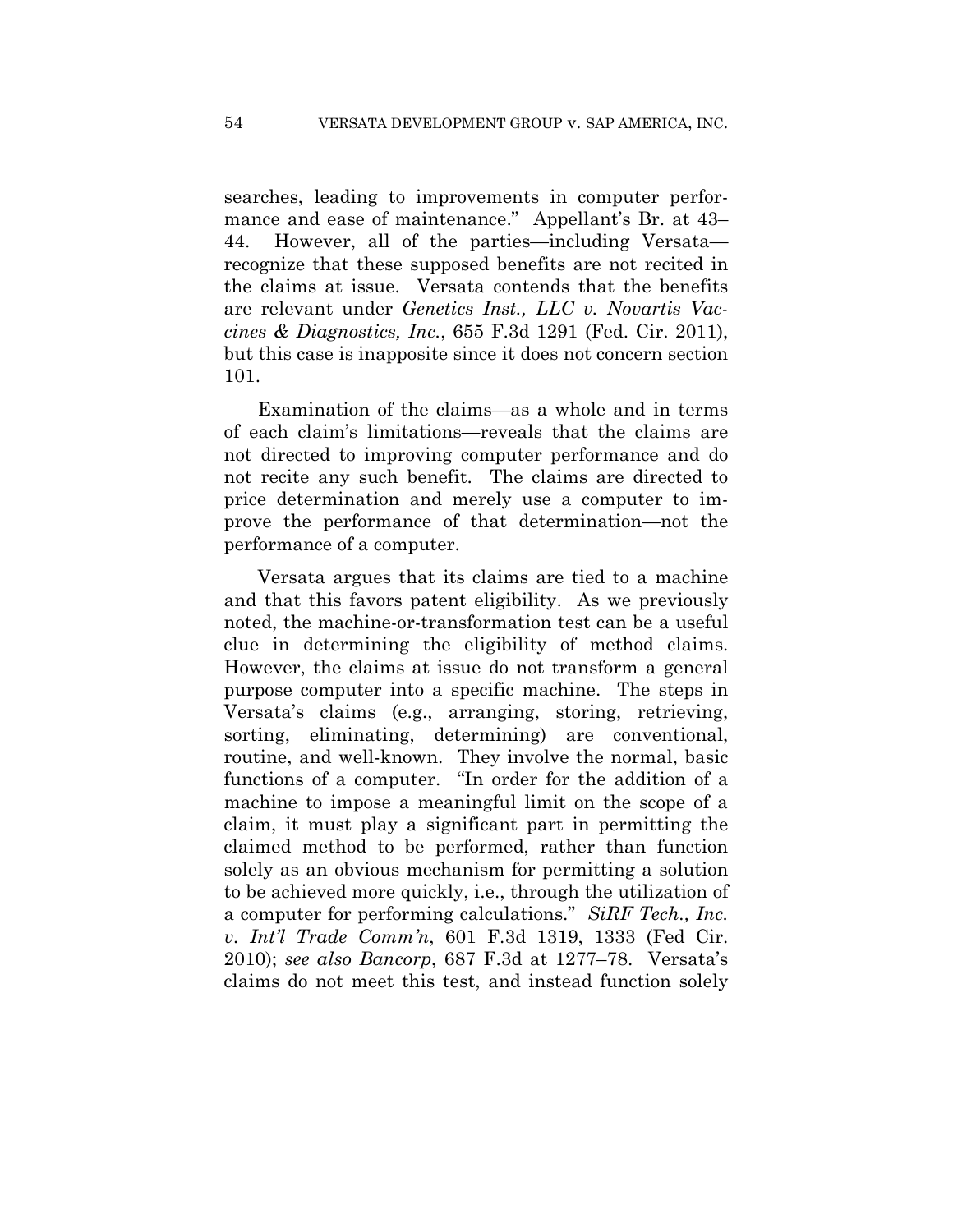searches, leading to improvements in computer performance and ease of maintenance." Appellant's Br. at 43–44. However, all of the parties—including Versata—recognize that these supposed benefits are not recited in the claims at issue. Versata contends that the benefits are relevant under *Genetics Inst., LLC v. Novartis Vaccines & Diagnostics, Inc.*, 655 F.3d 1291 (Fed. Cir. 2011), but this case is inapposite since it does not concern section 101.

Examination of the claims—as a whole and in terms of each claim's limitations—reveals that the claims are not directed to improving computer performance and do not recite any such benefit. The claims are directed to price determination and merely use a computer to improve the performance of that determination—not the performance of a computer.

Versata argues that its claims are tied to a machine and that this favors patent eligibility. As we previously noted, the machine-or-transformation test can be a useful clue in determining the eligibility of method claims. However, the claims at issue do not transform a general purpose computer into a specific machine. The steps in Versata's claims (e.g., arranging, storing, retrieving, sorting, eliminating, determining) are conventional, routine, and well-known. They involve the normal, basic functions of a computer. "In order for the addition of a machine to impose a meaningful limit on the scope of a claim, it must play a significant part in permitting the claimed method to be performed, rather than function solely as an obvious mechanism for permitting a solution to be achieved more quickly, i.e., through the utilization of a computer for performing calculations." *SiRF Tech., Inc. v. Int'l Trade Comm'n*, 601 F.3d 1319, 1333 (Fed Cir. 2010); *see also Bancorp*, 687 F.3d at 1277–78. Versata's claims do not meet this test, and instead function solely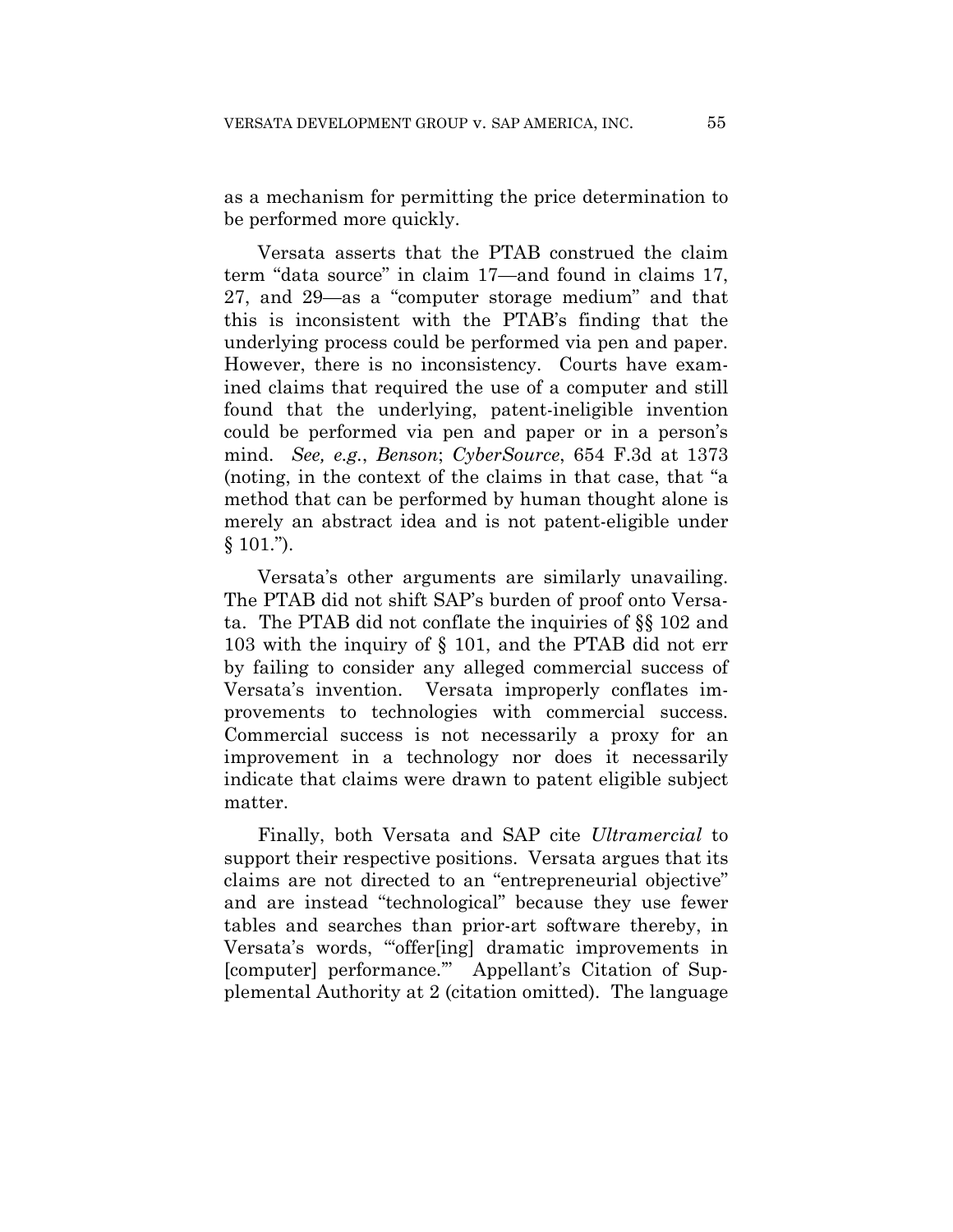as a mechanism for permitting the price determination to be performed more quickly.

Versata asserts that the PTAB construed the claim term "data source" in claim 17—and found in claims 17, 27, and 29—as a "computer storage medium" and that this is inconsistent with the PTAB's finding that the underlying process could be performed via pen and paper. However, there is no inconsistency. Courts have examined claims that required the use of a computer and still found that the underlying, patent-ineligible invention could be performed via pen and paper or in a person's mind. *See, e.g.*, *Benson*; *CyberSource*, 654 F.3d at 1373 (noting, in the context of the claims in that case, that "a method that can be performed by human thought alone is merely an abstract idea and is not patent-eligible under § 101.").

Versata's other arguments are similarly unavailing. The PTAB did not shift SAP's burden of proof onto Versata. The PTAB did not conflate the inquiries of §§ 102 and 103 with the inquiry of § 101, and the PTAB did not err by failing to consider any alleged commercial success of Versata's invention. Versata improperly conflates improvements to technologies with commercial success. Commercial success is not necessarily a proxy for an improvement in a technology nor does it necessarily indicate that claims were drawn to patent eligible subject matter.

Finally, both Versata and SAP cite *Ultramercial* to support their respective positions. Versata argues that its claims are not directed to an "entrepreneurial objective" and are instead "technological" because they use fewer tables and searches than prior-art software thereby, in Versata's words, "'offer[ing] dramatic improvements in [computer] performance.'" Appellant's Citation of Supplemental Authority at 2 (citation omitted). The language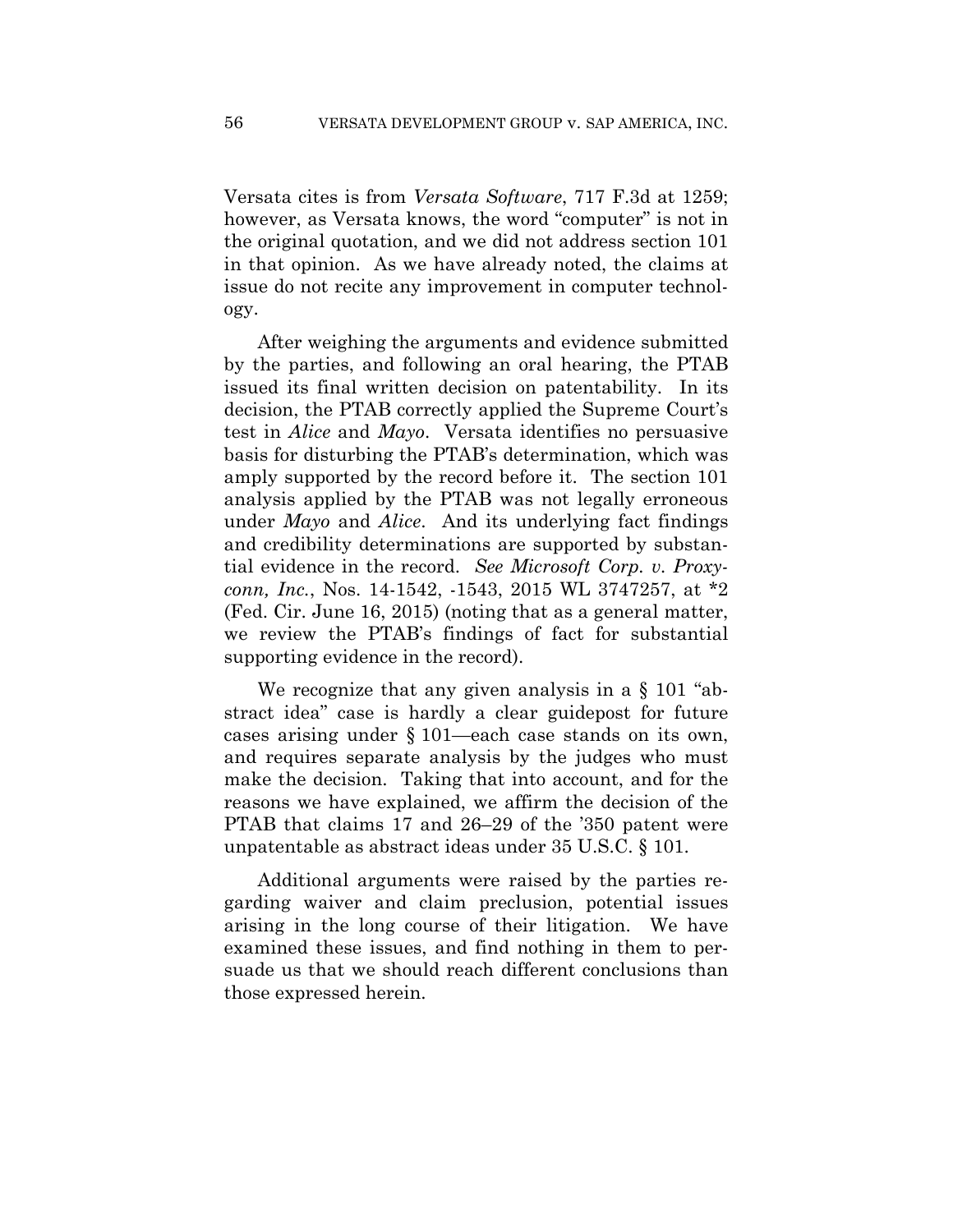Versata cites is from *Versata Software*, 717 F.3d at 1259; however, as Versata knows, the word "computer" is not in the original quotation, and we did not address section 101 in that opinion. As we have already noted, the claims at issue do not recite any improvement in computer technology.

After weighing the arguments and evidence submitted by the parties, and following an oral hearing, the PTAB issued its final written decision on patentability. In its decision, the PTAB correctly applied the Supreme Court's test in *Alice* and *Mayo*. Versata identifies no persuasive basis for disturbing the PTAB's determination, which was amply supported by the record before it. The section 101 analysis applied by the PTAB was not legally erroneous under *Mayo* and *Alice*. And its underlying fact findings and credibility determinations are supported by substantial evidence in the record. *See Microsoft Corp. v. Proxyconn, Inc.*, Nos. 14-1542, -1543, 2015 WL 3747257, at *2 (Fed. Cir. June 16, 2015) (noting that as a general matter, we review the PTAB's findings of fact for substantial supporting evidence in the record).

We recognize that any given analysis in a § 101 "abstract idea" case is hardly a clear guidepost for future cases arising under § 101—each case stands on its own, and requires separate analysis by the judges who must make the decision. Taking that into account, and for the reasons we have explained, we affirm the decision of the PTAB that claims 17 and 26–29 of the '350 patent were unpatentable as abstract ideas under 35 U.S.C. § 101.

Additional arguments were raised by the parties regarding waiver and claim preclusion, potential issues arising in the long course of their litigation. We have examined these issues, and find nothing in them to persuade us that we should reach different conclusions than those expressed herein.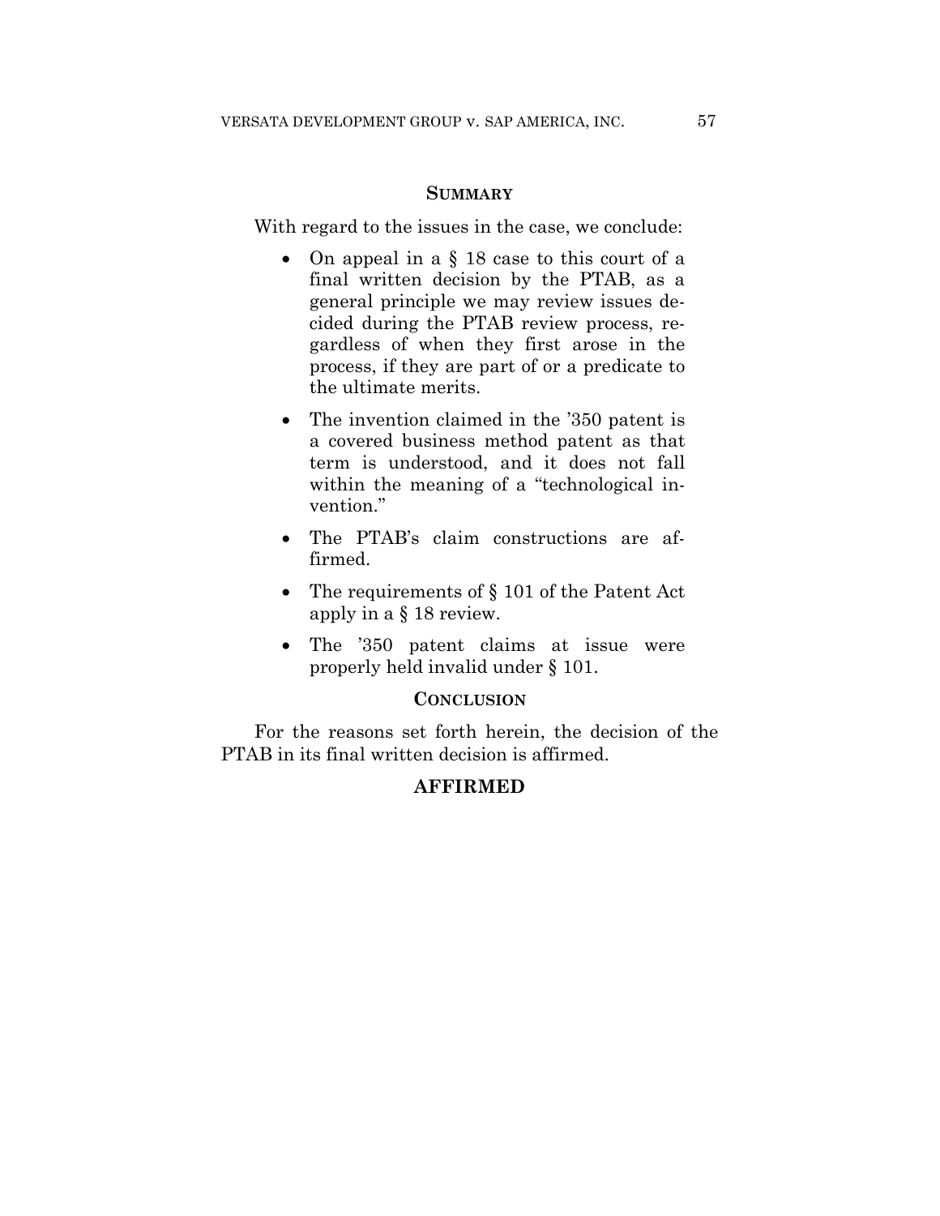## Summary

With regard to the issues in the case, we conclude:

- On appeal in a § 18 case to this court of a final written decision by the PTAB, as a general principle we may review issues decided during the PTAB review process, regardless of when they first arose in the process, if they are part of or a predicate to the ultimate merits.
- The invention claimed in the '350 patent is a covered business method patent as that term is understood, and it does not fall within the meaning of a "technological invention."
- The PTAB's claim constructions are affirmed.
- The requirements of § 101 of the Patent Act apply in a § 18 review.
- The '350 patent claims at issue were properly held invalid under § 101.

## Conclusion

For the reasons set forth herein, the decision of the PTAB in its final written decision is affirmed.

**AFFIRMED**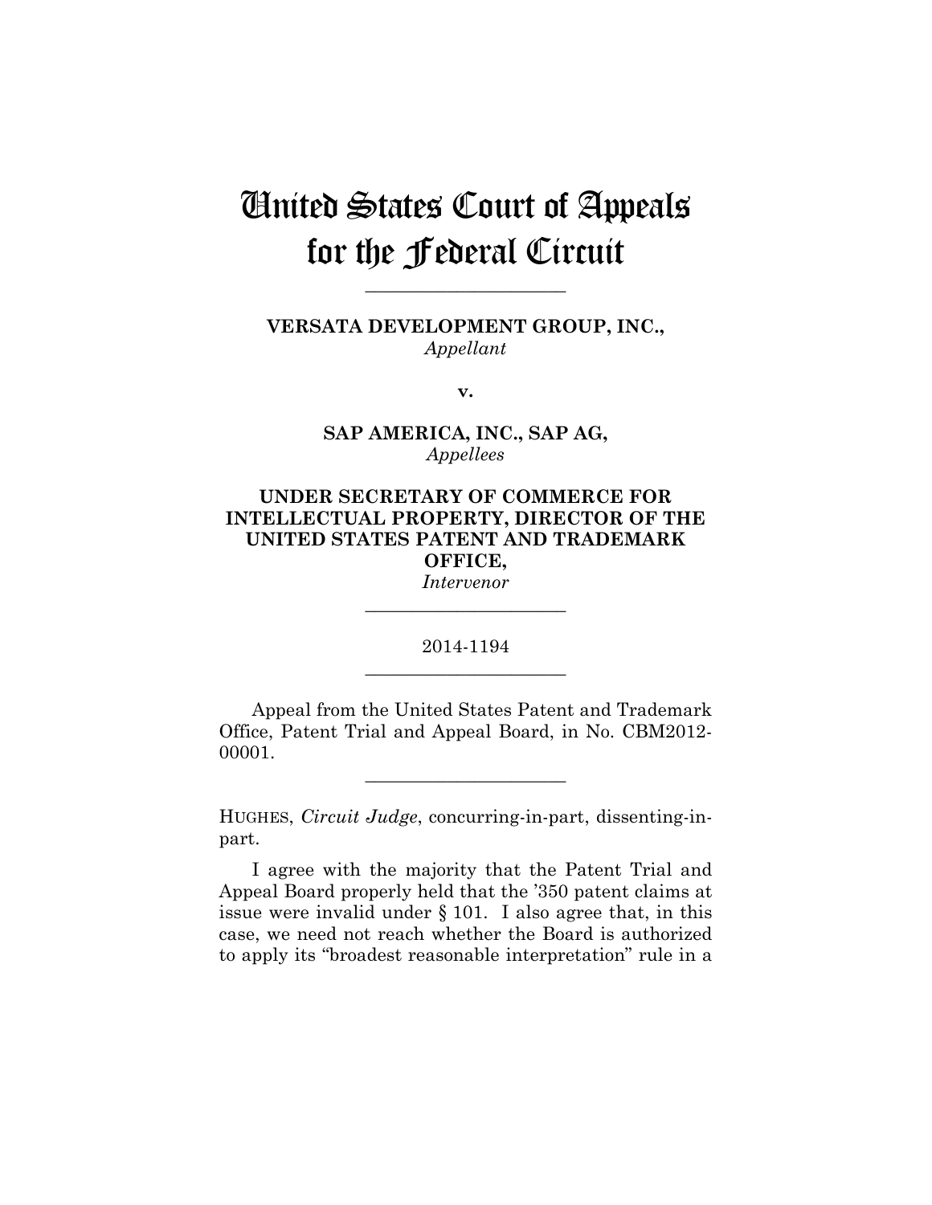# United States Court of Appeals for the Federal Circuit

______________________

**VERSATA DEVELOPMENT GROUP, INC.,**
*Appellant*

**v.**

**SAP AMERICA, INC., SAP AG,**
*Appellees*

**UNDER SECRETARY OF COMMERCE FOR INTELLECTUAL PROPERTY, DIRECTOR OF THE UNITED STATES PATENT AND TRADEMARK OFFICE,**
*Intervenor*

______________________

2014-1194

______________________

Appeal from the United States Patent and Trademark Office, Patent Trial and Appeal Board, in No. CBM2012-00001.

______________________

HUGHES, *Circuit Judge*, concurring-in-part, dissenting-in-part.

I agree with the majority that the Patent Trial and Appeal Board properly held that the ’350 patent claims at issue were invalid under § 101. I also agree that, in this case, we need not reach whether the Board is authorized to apply its “broadest reasonable interpretation” rule in a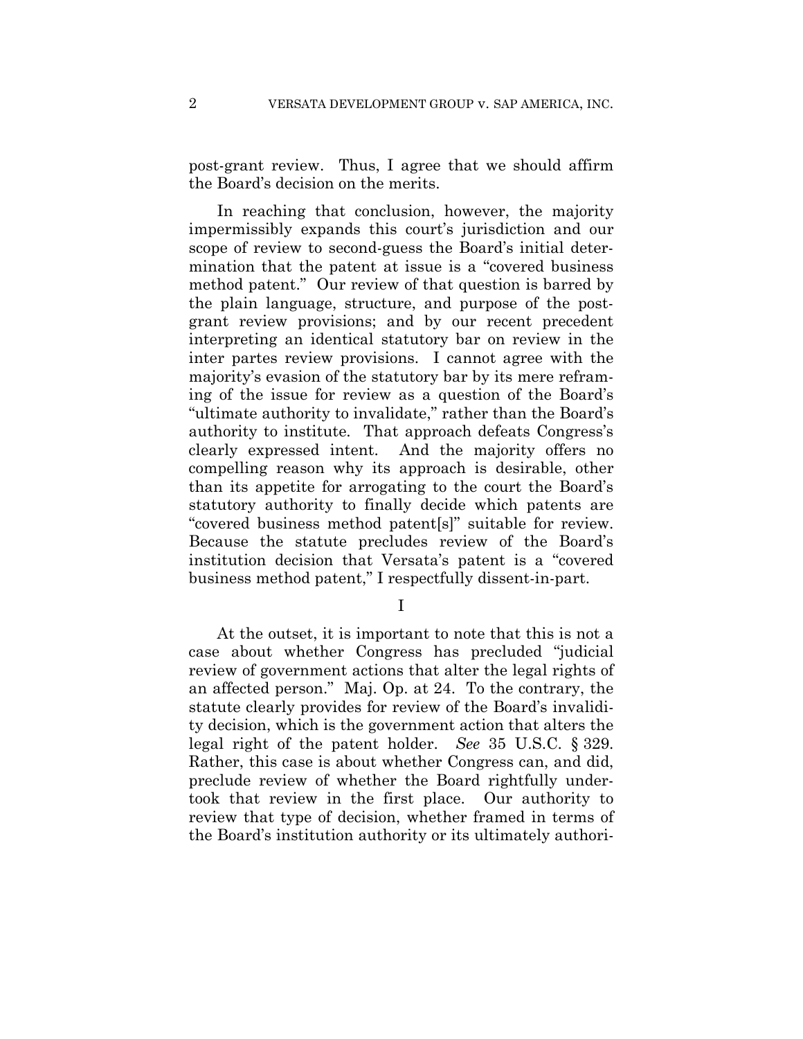post-grant review. Thus, I agree that we should affirm the Board's decision on the merits.

In reaching that conclusion, however, the majority impermissibly expands this court's jurisdiction and our scope of review to second-guess the Board's initial determination that the patent at issue is a "covered business method patent." Our review of that question is barred by the plain language, structure, and purpose of the post-grant review provisions; and by our recent precedent interpreting an identical statutory bar on review in the inter partes review provisions. I cannot agree with the majority's evasion of the statutory bar by its mere reframing of the issue for review as a question of the Board's "ultimate authority to invalidate," rather than the Board's authority to institute. That approach defeats Congress's clearly expressed intent. And the majority offers no compelling reason why its approach is desirable, other than its appetite for arrogating to the court the Board's statutory authority to finally decide which patents are "covered business method patent[s]" suitable for review. Because the statute precludes review of the Board's institution decision that Versata's patent is a "covered business method patent," I respectfully dissent-in-part.

I

At the outset, it is important to note that this is not a case about whether Congress has precluded "judicial review of government actions that alter the legal rights of an affected person." Maj. Op. at 24. To the contrary, the statute clearly provides for review of the Board's invalidity decision, which is the government action that alters the legal right of the patent holder. *See* 35 U.S.C. § 329. Rather, this case is about whether Congress can, and did, preclude review of whether the Board rightfully undertook that review in the first place. Our authority to review that type of decision, whether framed in terms of the Board's institution authority or its ultimately authori-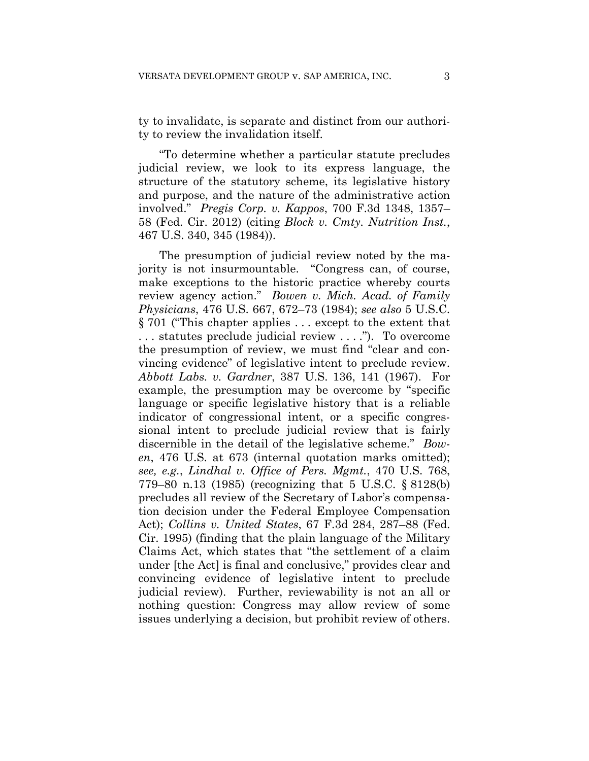ty to invalidate, is separate and distinct from our authority to review the invalidation itself.

"To determine whether a particular statute precludes judicial review, we look to its express language, the structure of the statutory scheme, its legislative history and purpose, and the nature of the administrative action involved." *Pregis Corp. v. Kappos*, 700 F.3d 1348, 1357–58 (Fed. Cir. 2012) (citing *Block v. Cmty. Nutrition Inst.*, 467 U.S. 340, 345 (1984)).

The presumption of judicial review noted by the majority is not insurmountable. "Congress can, of course, make exceptions to the historic practice whereby courts review agency action." *Bowen v. Mich. Acad. of Family Physicians*, 476 U.S. 667, 672–73 (1984); *see also* 5 U.S.C. § 701 ("This chapter applies . . . except to the extent that . . . statutes preclude judicial review . . . ."). To overcome the presumption of review, we must find "clear and convincing evidence" of legislative intent to preclude review. *Abbott Labs. v. Gardner*, 387 U.S. 136, 141 (1967). For example, the presumption may be overcome by "specific language or specific legislative history that is a reliable indicator of congressional intent, or a specific congressional intent to preclude judicial review that is fairly discernible in the detail of the legislative scheme." *Bowen*, 476 U.S. at 673 (internal quotation marks omitted); *see, e.g.*, *Lindhal v. Office of Pers. Mgmt.*, 470 U.S. 768, 779–80 n.13 (1985) (recognizing that 5 U.S.C. § 8128(b) precludes all review of the Secretary of Labor's compensation decision under the Federal Employee Compensation Act); *Collins v. United States*, 67 F.3d 284, 287–88 (Fed. Cir. 1995) (finding that the plain language of the Military Claims Act, which states that "the settlement of a claim under [the Act] is final and conclusive," provides clear and convincing evidence of legislative intent to preclude judicial review). Further, reviewability is not an all or nothing question: Congress may allow review of some issues underlying a decision, but prohibit review of others.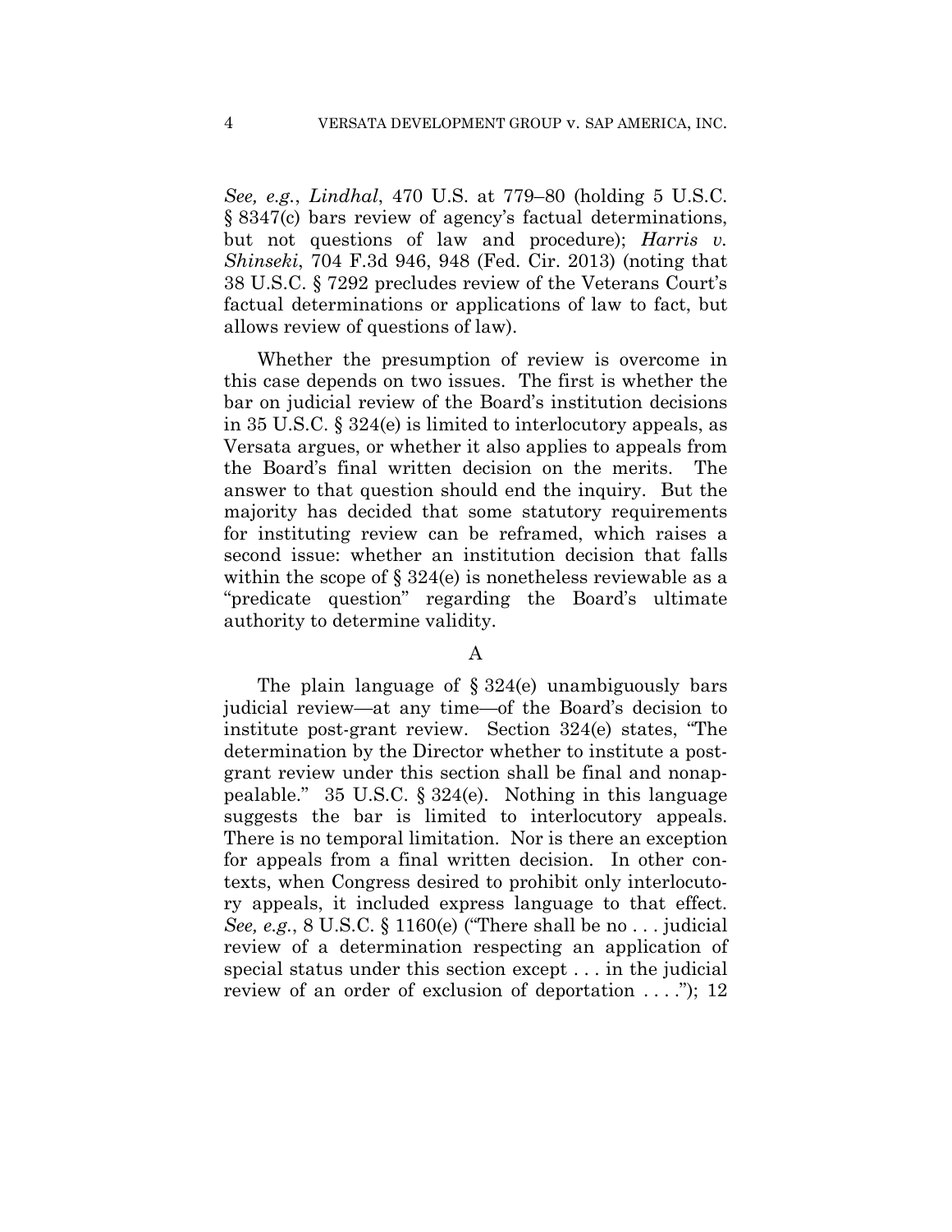*See, e.g.*, *Lindhal*, 470 U.S. at 779–80 (holding 5 U.S.C. § 8347(c) bars review of agency's factual determinations, but not questions of law and procedure); *Harris v. Shinseki*, 704 F.3d 946, 948 (Fed. Cir. 2013) (noting that 38 U.S.C. § 7292 precludes review of the Veterans Court's factual determinations or applications of law to fact, but allows review of questions of law).

Whether the presumption of review is overcome in this case depends on two issues. The first is whether the bar on judicial review of the Board's institution decisions in 35 U.S.C. § 324(e) is limited to interlocutory appeals, as Versata argues, or whether it also applies to appeals from the Board's final written decision on the merits. The answer to that question should end the inquiry. But the majority has decided that some statutory requirements for instituting review can be reframed, which raises a second issue: whether an institution decision that falls within the scope of § 324(e) is nonetheless reviewable as a "predicate question" regarding the Board's ultimate authority to determine validity.

A

The plain language of § 324(e) unambiguously bars judicial review—at any time—of the Board's decision to institute post-grant review. Section 324(e) states, "The determination by the Director whether to institute a post-grant review under this section shall be final and nonappealable." 35 U.S.C. § 324(e). Nothing in this language suggests the bar is limited to interlocutory appeals. There is no temporal limitation. Nor is there an exception for appeals from a final written decision. In other contexts, when Congress desired to prohibit only interlocutory appeals, it included express language to that effect. *See, e.g.*, 8 U.S.C. § 1160(e) ("There shall be no . . . judicial review of a determination respecting an application of special status under this section except . . . in the judicial review of an order of exclusion of deportation . . . ."); 12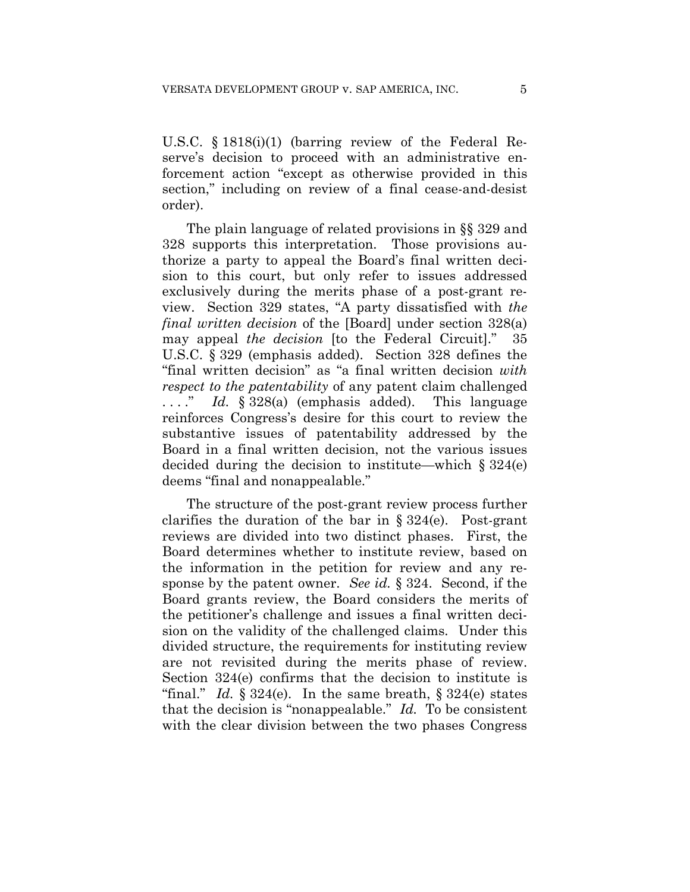U.S.C. § 1818(i)(1) (barring review of the Federal Reserve's decision to proceed with an administrative enforcement action "except as otherwise provided in this section," including on review of a final cease-and-desist order).

The plain language of related provisions in §§ 329 and 328 supports this interpretation. Those provisions authorize a party to appeal the Board's final written decision to this court, but only refer to issues addressed exclusively during the merits phase of a post-grant review. Section 329 states, "A party dissatisfied with *the final written decision* of the [Board] under section 328(a) may appeal *the decision* [to the Federal Circuit]." 35 U.S.C. § 329 (emphasis added). Section 328 defines the "final written decision" as "a final written decision *with respect to the patentability* of any patent claim challenged . . . ." *Id.* § 328(a) (emphasis added). This language reinforces Congress's desire for this court to review the substantive issues of patentability addressed by the Board in a final written decision, not the various issues decided during the decision to institute—which § 324(e) deems "final and nonappealable."

The structure of the post-grant review process further clarifies the duration of the bar in § 324(e). Post-grant reviews are divided into two distinct phases. First, the Board determines whether to institute review, based on the information in the petition for review and any response by the patent owner. *See id.* § 324. Second, if the Board grants review, the Board considers the merits of the petitioner's challenge and issues a final written decision on the validity of the challenged claims. Under this divided structure, the requirements for instituting review are not revisited during the merits phase of review. Section 324(e) confirms that the decision to institute is "final." *Id.* § 324(e). In the same breath, § 324(e) states that the decision is "nonappealable." *Id.* To be consistent with the clear division between the two phases Congress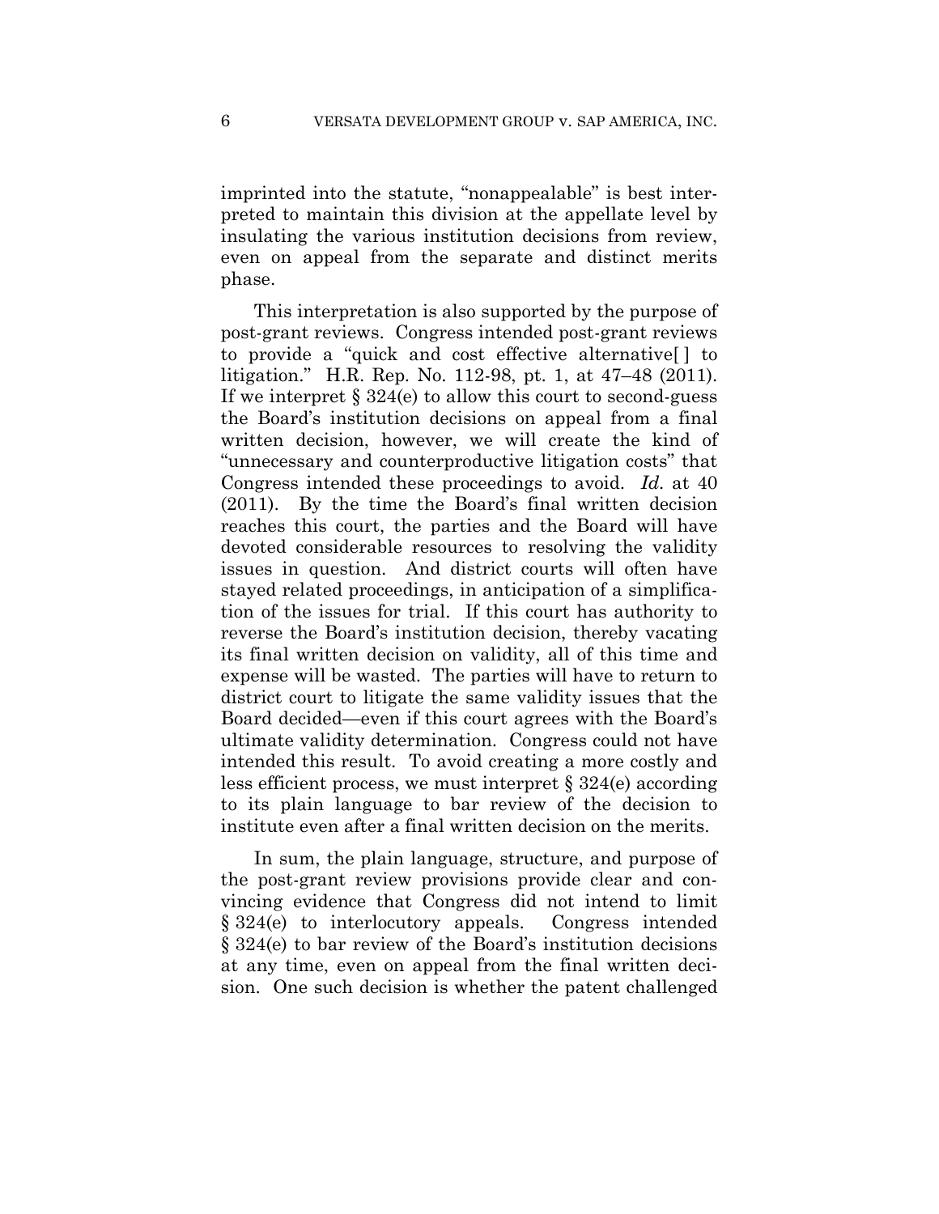imprinted into the statute, "nonappealable" is best interpreted to maintain this division at the appellate level by insulating the various institution decisions from review, even on appeal from the separate and distinct merits phase.

This interpretation is also supported by the purpose of post-grant reviews. Congress intended post-grant reviews to provide a "quick and cost effective alternative[ ] to litigation." H.R. Rep. No. 112-98, pt. 1, at 47–48 (2011). If we interpret § 324(e) to allow this court to second-guess the Board's institution decisions on appeal from a final written decision, however, we will create the kind of "unnecessary and counterproductive litigation costs" that Congress intended these proceedings to avoid. *Id.* at 40 (2011). By the time the Board's final written decision reaches this court, the parties and the Board will have devoted considerable resources to resolving the validity issues in question. And district courts will often have stayed related proceedings, in anticipation of a simplification of the issues for trial. If this court has authority to reverse the Board's institution decision, thereby vacating its final written decision on validity, all of this time and expense will be wasted. The parties will have to return to district court to litigate the same validity issues that the Board decided—even if this court agrees with the Board's ultimate validity determination. Congress could not have intended this result. To avoid creating a more costly and less efficient process, we must interpret § 324(e) according to its plain language to bar review of the decision to institute even after a final written decision on the merits.

In sum, the plain language, structure, and purpose of the post-grant review provisions provide clear and convincing evidence that Congress did not intend to limit § 324(e) to interlocutory appeals. Congress intended § 324(e) to bar review of the Board's institution decisions at any time, even on appeal from the final written decision. One such decision is whether the patent challenged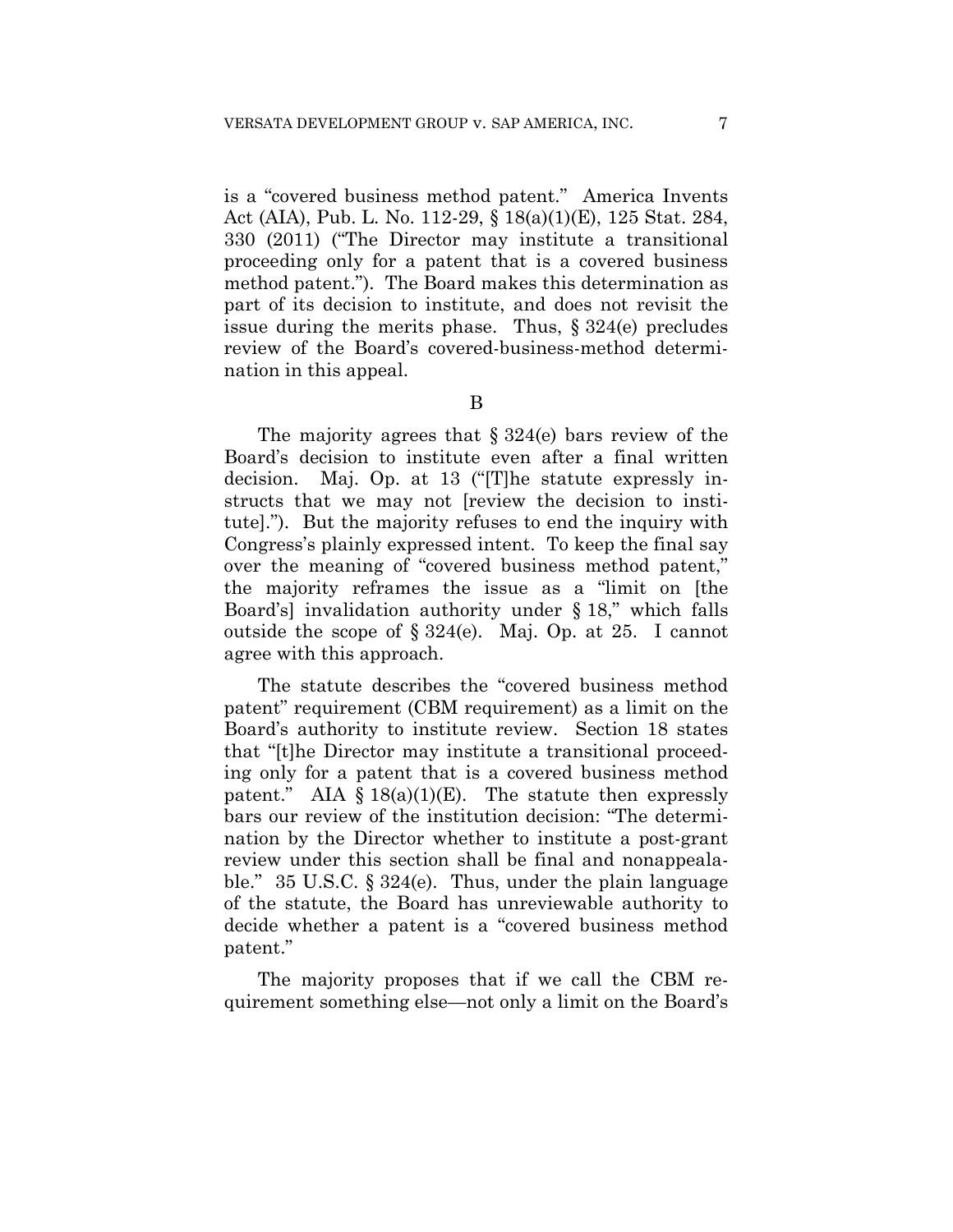is a "covered business method patent." America Invents Act (AIA), Pub. L. No. 112-29, § 18(a)(1)(E), 125 Stat. 284, 330 (2011) ("The Director may institute a transitional proceeding only for a patent that is a covered business method patent."). The Board makes this determination as part of its decision to institute, and does not revisit the issue during the merits phase. Thus, § 324(e) precludes review of the Board's covered-business-method determination in this appeal.

B

The majority agrees that § 324(e) bars review of the Board's decision to institute even after a final written decision. Maj. Op. at 13 ("[T]he statute expressly instructs that we may not [review the decision to institute]."). But the majority refuses to end the inquiry with Congress's plainly expressed intent. To keep the final say over the meaning of "covered business method patent," the majority reframes the issue as a "limit on [the Board's] invalidation authority under § 18," which falls outside the scope of § 324(e). Maj. Op. at 25. I cannot agree with this approach.

The statute describes the "covered business method patent" requirement (CBM requirement) as a limit on the Board's authority to institute review. Section 18 states that "[t]he Director may institute a transitional proceeding only for a patent that is a covered business method patent." AIA § 18(a)(1)(E). The statute then expressly bars our review of the institution decision: "The determination by the Director whether to institute a post-grant review under this section shall be final and nonappealable." 35 U.S.C. § 324(e). Thus, under the plain language of the statute, the Board has unreviewable authority to decide whether a patent is a "covered business method patent."

The majority proposes that if we call the CBM requirement something else—not only a limit on the Board's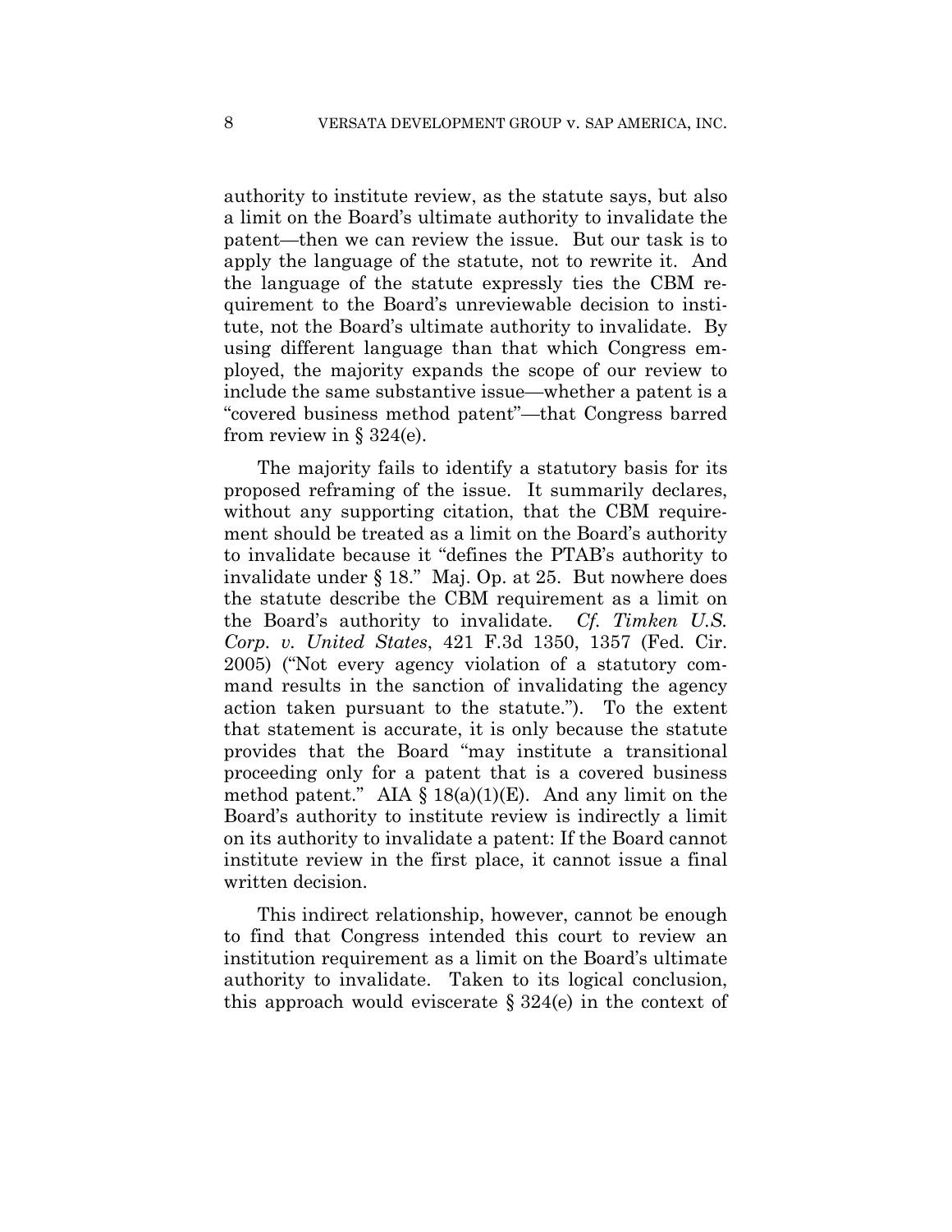authority to institute review, as the statute says, but also a limit on the Board's ultimate authority to invalidate the patent—then we can review the issue. But our task is to apply the language of the statute, not to rewrite it. And the language of the statute expressly ties the CBM requirement to the Board's unreviewable decision to institute, not the Board's ultimate authority to invalidate. By using different language than that which Congress employed, the majority expands the scope of our review to include the same substantive issue—whether a patent is a "covered business method patent"—that Congress barred from review in § 324(e).

The majority fails to identify a statutory basis for its proposed reframing of the issue. It summarily declares, without any supporting citation, that the CBM requirement should be treated as a limit on the Board's authority to invalidate because it "defines the PTAB's authority to invalidate under § 18." Maj. Op. at 25. But nowhere does the statute describe the CBM requirement as a limit on the Board's authority to invalidate. *Cf. Timken U.S. Corp. v. United States*, 421 F.3d 1350, 1357 (Fed. Cir. 2005) ("Not every agency violation of a statutory command results in the sanction of invalidating the agency action taken pursuant to the statute."). To the extent that statement is accurate, it is only because the statute provides that the Board "may institute a transitional proceeding only for a patent that is a covered business method patent." AIA § 18(a)(1)(E). And any limit on the Board's authority to institute review is indirectly a limit on its authority to invalidate a patent: If the Board cannot institute review in the first place, it cannot issue a final written decision.

This indirect relationship, however, cannot be enough to find that Congress intended this court to review an institution requirement as a limit on the Board's ultimate authority to invalidate. Taken to its logical conclusion, this approach would eviscerate § 324(e) in the context of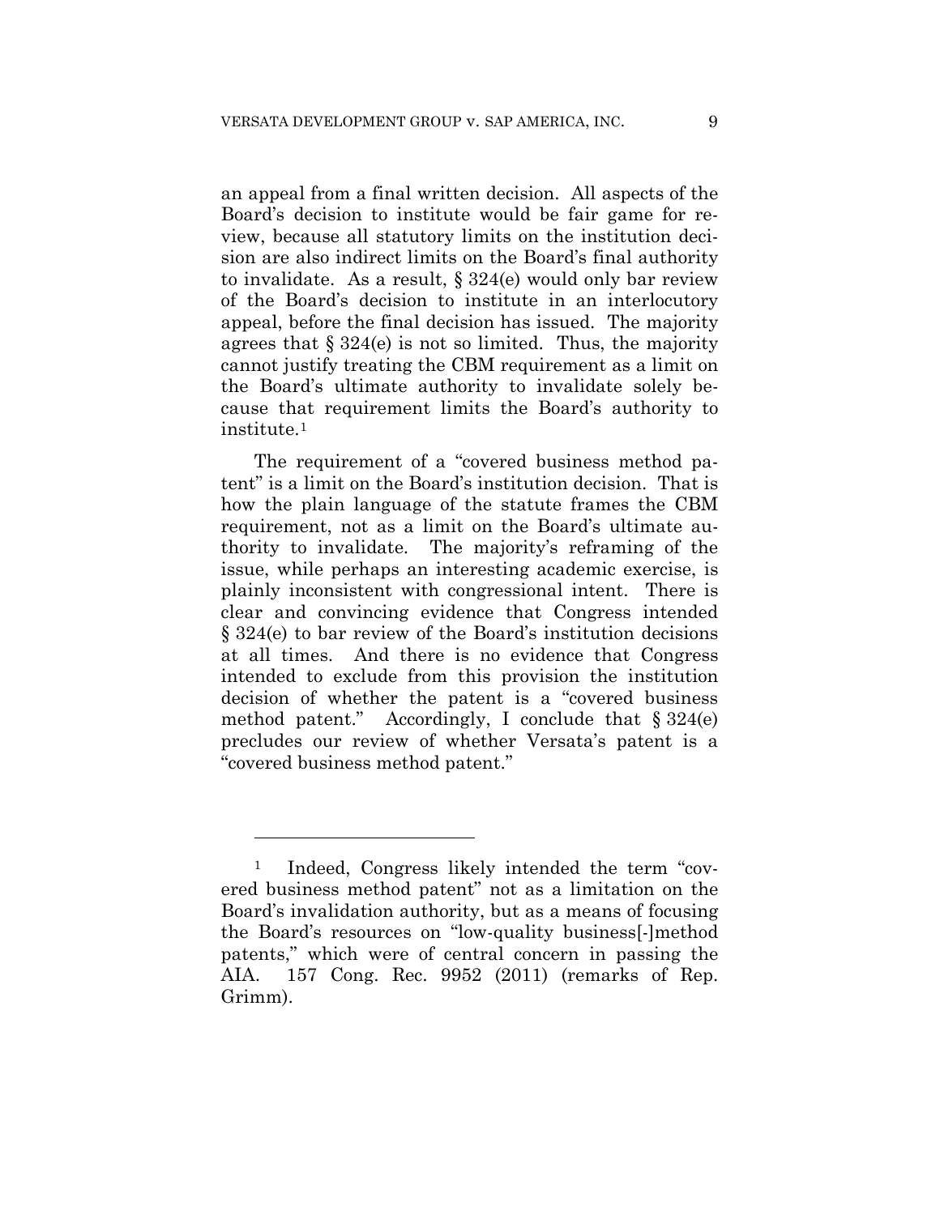an appeal from a final written decision. All aspects of the Board's decision to institute would be fair game for review, because all statutory limits on the institution decision are also indirect limits on the Board's final authority to invalidate. As a result, § 324(e) would only bar review of the Board's decision to institute in an interlocutory appeal, before the final decision has issued. The majority agrees that § 324(e) is not so limited. Thus, the majority cannot justify treating the CBM requirement as a limit on the Board's ultimate authority to invalidate solely because that requirement limits the Board's authority to institute.[1]

The requirement of a "covered business method patent" is a limit on the Board's institution decision. That is how the plain language of the statute frames the CBM requirement, not as a limit on the Board's ultimate authority to invalidate. The majority's reframing of the issue, while perhaps an interesting academic exercise, is plainly inconsistent with congressional intent. There is clear and convincing evidence that Congress intended § 324(e) to bar review of the Board's institution decisions at all times. And there is no evidence that Congress intended to exclude from this provision the institution decision of whether the patent is a "covered business method patent." Accordingly, I conclude that § 324(e) precludes our review of whether Versata's patent is a "covered business method patent."

---

[1] Indeed, Congress likely intended the term "covered business method patent" not as a limitation on the Board's invalidation authority, but as a means of focusing the Board's resources on "low-quality business[-]method patents," which were of central concern in passing the AIA. 157 Cong. Rec. 9952 (2011) (remarks of Rep. Grimm).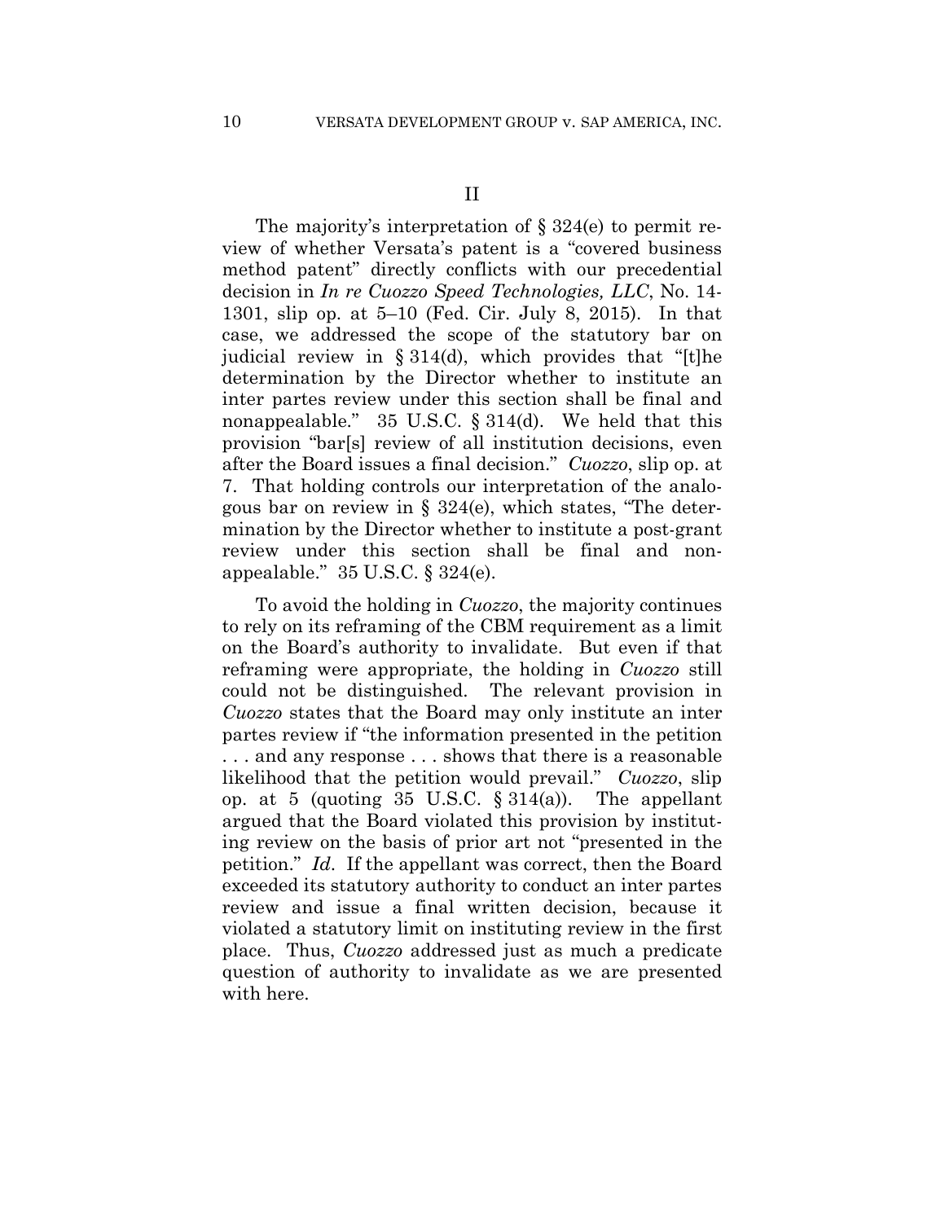## II

The majority's interpretation of § 324(e) to permit review of whether Versata's patent is a "covered business method patent" directly conflicts with our precedential decision in *In re Cuozzo Speed Technologies, LLC*, No. 14-1301, slip op. at 5–10 (Fed. Cir. July 8, 2015). In that case, we addressed the scope of the statutory bar on judicial review in § 314(d), which provides that "[t]he determination by the Director whether to institute an inter partes review under this section shall be final and nonappealable." 35 U.S.C. § 314(d). We held that this provision "bar[s] review of all institution decisions, even after the Board issues a final decision." *Cuozzo*, slip op. at 7. That holding controls our interpretation of the analogous bar on review in § 324(e), which states, "The determination by the Director whether to institute a post-grant review under this section shall be final and nonappealable." 35 U.S.C. § 324(e).

To avoid the holding in *Cuozzo*, the majority continues to rely on its reframing of the CBM requirement as a limit on the Board's authority to invalidate. But even if that reframing were appropriate, the holding in *Cuozzo* still could not be distinguished. The relevant provision in *Cuozzo* states that the Board may only institute an inter partes review if "the information presented in the petition . . . and any response . . . shows that there is a reasonable likelihood that the petition would prevail." *Cuozzo*, slip op. at 5 (quoting 35 U.S.C. § 314(a)). The appellant argued that the Board violated this provision by instituting review on the basis of prior art not "presented in the petition." *Id.* If the appellant was correct, then the Board exceeded its statutory authority to conduct an inter partes review and issue a final written decision, because it violated a statutory limit on instituting review in the first place. Thus, *Cuozzo* addressed just as much a predicate question of authority to invalidate as we are presented with here.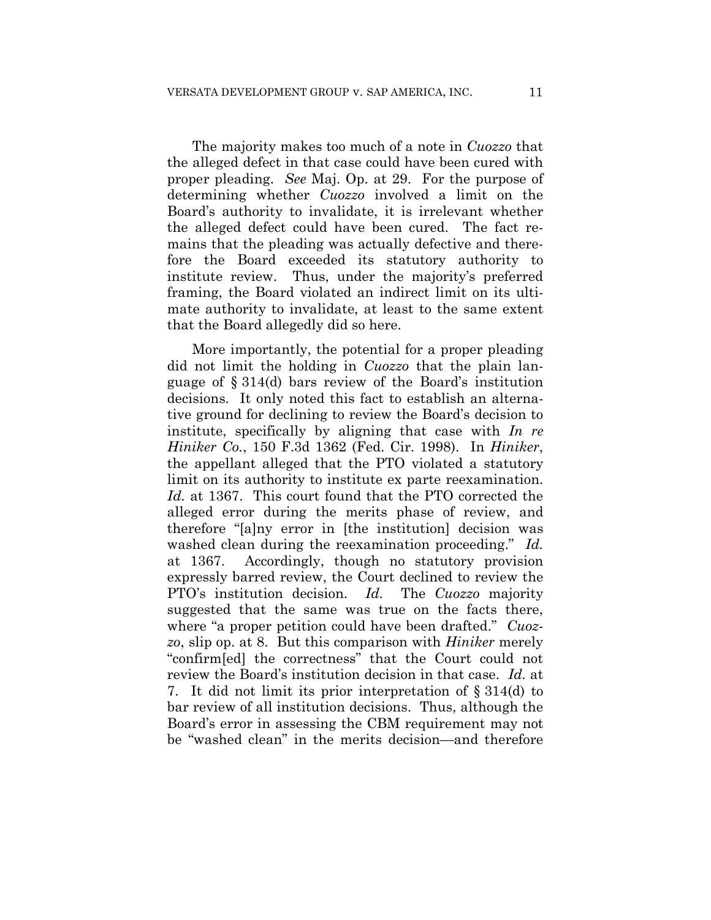The majority makes too much of a note in *Cuozzo* that the alleged defect in that case could have been cured with proper pleading. *See* Maj. Op. at 29. For the purpose of determining whether *Cuozzo* involved a limit on the Board's authority to invalidate, it is irrelevant whether the alleged defect could have been cured. The fact remains that the pleading was actually defective and therefore the Board exceeded its statutory authority to institute review. Thus, under the majority's preferred framing, the Board violated an indirect limit on its ultimate authority to invalidate, at least to the same extent that the Board allegedly did so here.

More importantly, the potential for a proper pleading did not limit the holding in *Cuozzo* that the plain language of § 314(d) bars review of the Board's institution decisions. It only noted this fact to establish an alternative ground for declining to review the Board's decision to institute, specifically by aligning that case with *In re Hiniker Co.*, 150 F.3d 1362 (Fed. Cir. 1998). In *Hiniker*, the appellant alleged that the PTO violated a statutory limit on its authority to institute ex parte reexamination. *Id.* at 1367. This court found that the PTO corrected the alleged error during the merits phase of review, and therefore "[a]ny error in [the institution] decision was washed clean during the reexamination proceeding." *Id.* at 1367. Accordingly, though no statutory provision expressly barred review, the Court declined to review the PTO's institution decision. *Id.* The *Cuozzo* majority suggested that the same was true on the facts there, where "a proper petition could have been drafted." *Cuozzo*, slip op. at 8. But this comparison with *Hiniker* merely "confirm[ed] the correctness" that the Court could not review the Board's institution decision in that case. *Id.* at 7. It did not limit its prior interpretation of § 314(d) to bar review of all institution decisions. Thus, although the Board's error in assessing the CBM requirement may not be "washed clean" in the merits decision—and therefore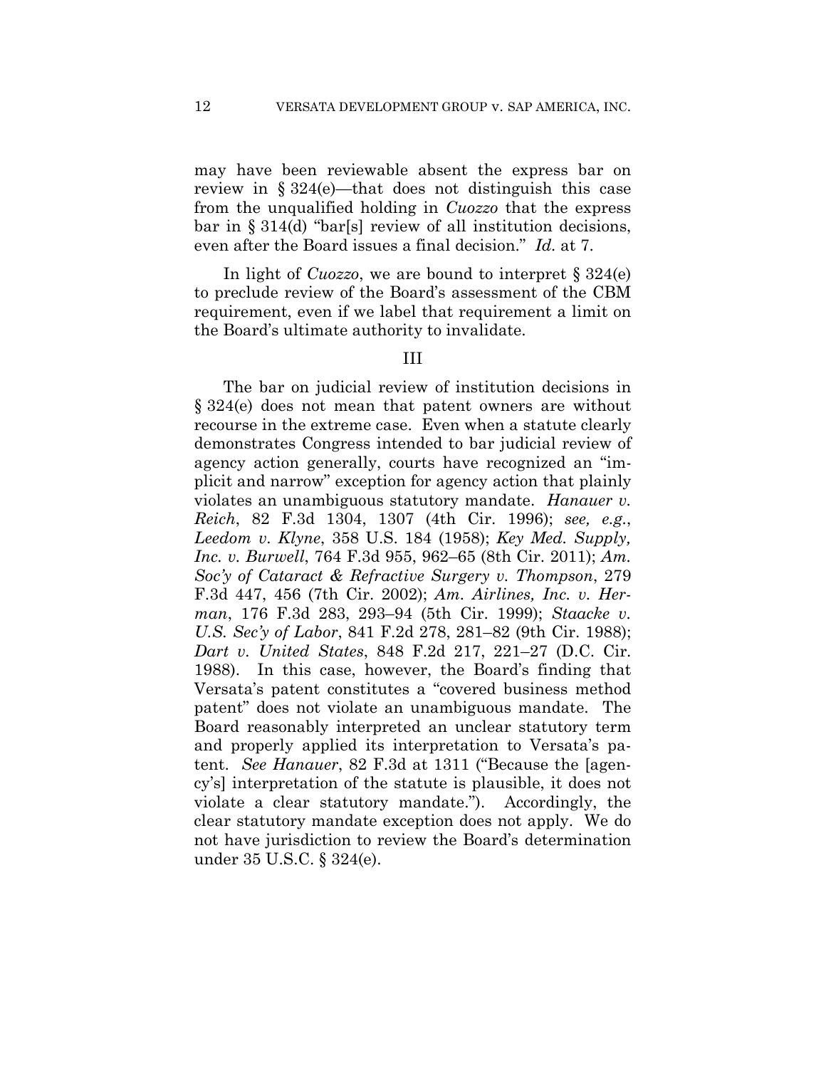may have been reviewable absent the express bar on review in § 324(e)—that does not distinguish this case from the unqualified holding in *Cuozzo* that the express bar in § 314(d) "bar[s] review of all institution decisions, even after the Board issues a final decision." *Id.* at 7.

In light of *Cuozzo*, we are bound to interpret § 324(e) to preclude review of the Board's assessment of the CBM requirement, even if we label that requirement a limit on the Board's ultimate authority to invalidate.

## III

The bar on judicial review of institution decisions in § 324(e) does not mean that patent owners are without recourse in the extreme case. Even when a statute clearly demonstrates Congress intended to bar judicial review of agency action generally, courts have recognized an "implicit and narrow" exception for agency action that plainly violates an unambiguous statutory mandate. *Hanauer v. Reich*, 82 F.3d 1304, 1307 (4th Cir. 1996); *see, e.g.*, *Leedom v. Klyne*, 358 U.S. 184 (1958); *Key Med. Supply, Inc. v. Burwell*, 764 F.3d 955, 962–65 (8th Cir. 2011); *Am. Soc'y of Cataract & Refractive Surgery v. Thompson*, 279 F.3d 447, 456 (7th Cir. 2002); *Am. Airlines, Inc. v. Herman*, 176 F.3d 283, 293–94 (5th Cir. 1999); *Staacke v. U.S. Sec'y of Labor*, 841 F.2d 278, 281–82 (9th Cir. 1988); *Dart v. United States*, 848 F.2d 217, 221–27 (D.C. Cir. 1988). In this case, however, the Board's finding that Versata's patent constitutes a "covered business method patent" does not violate an unambiguous mandate. The Board reasonably interpreted an unclear statutory term and properly applied its interpretation to Versata's patent. *See Hanauer*, 82 F.3d at 1311 ("Because the [agency's] interpretation of the statute is plausible, it does not violate a clear statutory mandate."). Accordingly, the clear statutory mandate exception does not apply. We do not have jurisdiction to review the Board's determination under 35 U.S.C. § 324(e).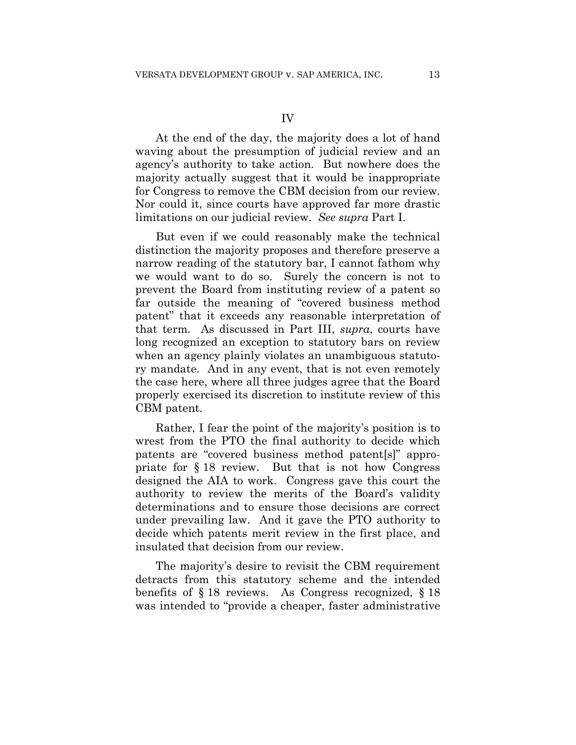## IV

At the end of the day, the majority does a lot of hand waving about the presumption of judicial review and an agency's authority to take action. But nowhere does the majority actually suggest that it would be inappropriate for Congress to remove the CBM decision from our review. Nor could it, since courts have approved far more drastic limitations on our judicial review. *See supra* Part I.

But even if we could reasonably make the technical distinction the majority proposes and therefore preserve a narrow reading of the statutory bar, I cannot fathom why we would want to do so. Surely the concern is not to prevent the Board from instituting review of a patent so far outside the meaning of "covered business method patent" that it exceeds any reasonable interpretation of that term. As discussed in Part III, *supra*, courts have long recognized an exception to statutory bars on review when an agency plainly violates an unambiguous statutory mandate. And in any event, that is not even remotely the case here, where all three judges agree that the Board properly exercised its discretion to institute review of this CBM patent.

Rather, I fear the point of the majority's position is to wrest from the PTO the final authority to decide which patents are "covered business method patent[s]" appropriate for § 18 review. But that is not how Congress designed the AIA to work. Congress gave this court the authority to review the merits of the Board's validity determinations and to ensure those decisions are correct under prevailing law. And it gave the PTO authority to decide which patents merit review in the first place, and insulated that decision from our review.

The majority's desire to revisit the CBM requirement detracts from this statutory scheme and the intended benefits of § 18 reviews. As Congress recognized, § 18 was intended to "provide a cheaper, faster administrative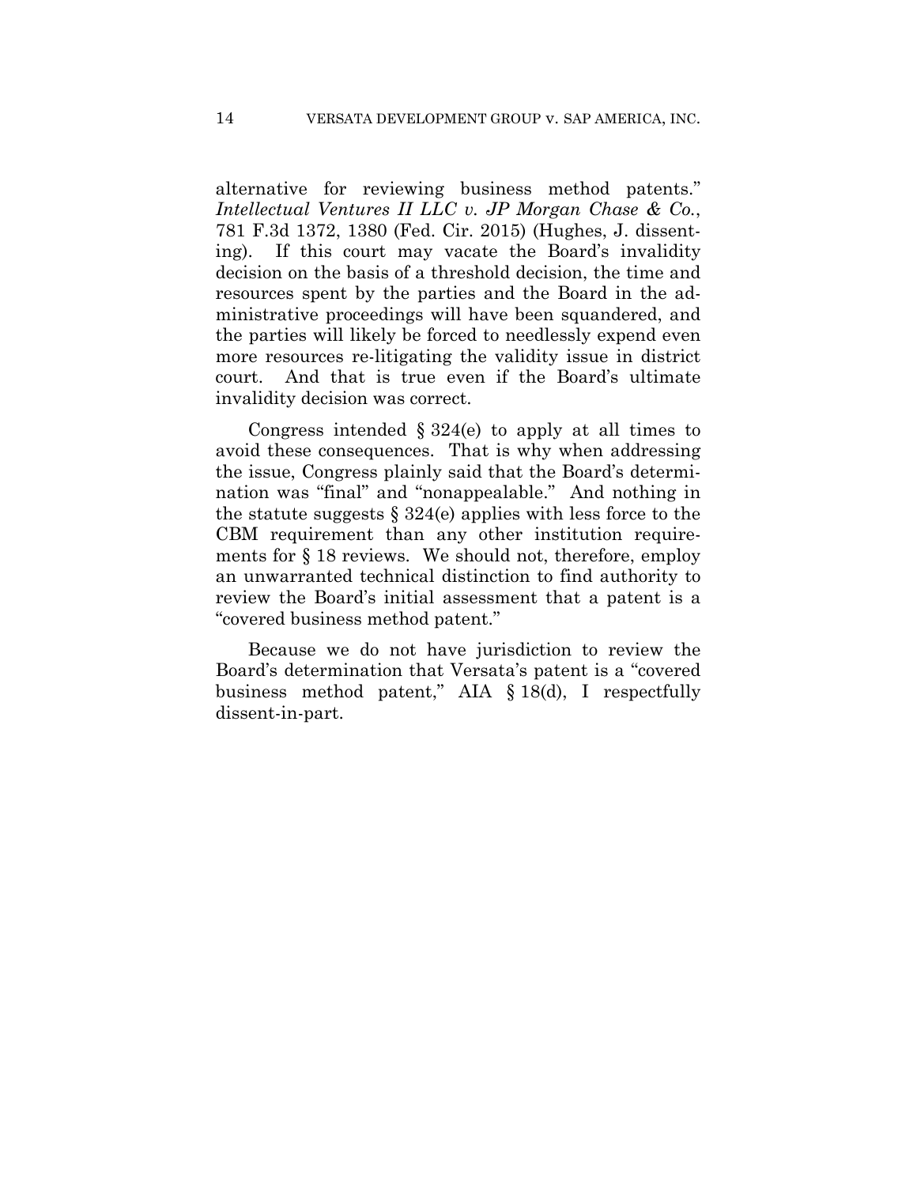alternative for reviewing business method patents." *Intellectual Ventures II LLC v. JP Morgan Chase & Co.*, 781 F.3d 1372, 1380 (Fed. Cir. 2015) (Hughes, J. dissenting). If this court may vacate the Board's invalidity decision on the basis of a threshold decision, the time and resources spent by the parties and the Board in the administrative proceedings will have been squandered, and the parties will likely be forced to needlessly expend even more resources re-litigating the validity issue in district court. And that is true even if the Board's ultimate invalidity decision was correct.

Congress intended § 324(e) to apply at all times to avoid these consequences. That is why when addressing the issue, Congress plainly said that the Board's determination was "final" and "nonappealable." And nothing in the statute suggests § 324(e) applies with less force to the CBM requirement than any other institution requirements for § 18 reviews. We should not, therefore, employ an unwarranted technical distinction to find authority to review the Board's initial assessment that a patent is a "covered business method patent."

Because we do not have jurisdiction to review the Board's determination that Versata's patent is a "covered business method patent," AIA § 18(d), I respectfully dissent-in-part.